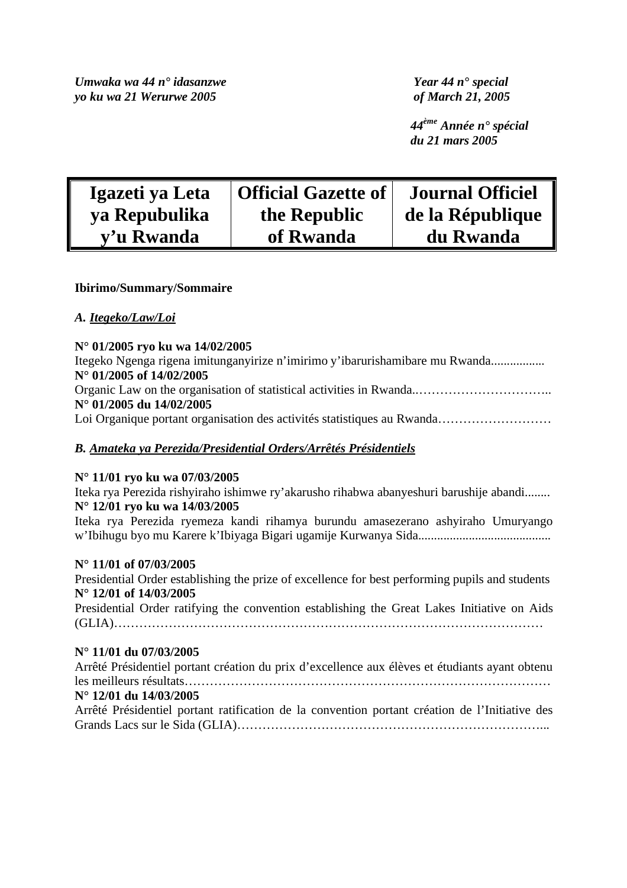*Umwaka wa 44 n° idasanzwe*
*yo ku wa 21 Werurwe 2005*

*Year 44 n° special*
*of March 21, 2005*

*44ème Année n° spécial*
*du 21 mars 2005*

| Igazeti ya Leta ya Repubulika y'u Rwanda | Official Gazette of the Republic of Rwanda | Journal Officiel de la République du Rwanda |
|---|---|---|

**Ibirimo/Summary/Sommaire**

***A. Itegeko/Law/Loi***

**N° 01/2005 ryo ku wa 14/02/2005**
Itegeko Ngenga rigena imitunganyirize n'imirimo y'ibarurishamibare mu Rwanda................
**N° 01/2005 of 14/02/2005**
Organic Law on the organisation of statistical activities in Rwanda.…………………………..
**N° 01/2005 du 14/02/2005**
Loi Organique portant organisation des activités statistiques au Rwanda………………………

***B. Amateka ya Perezida/Presidential Orders/Arrêtés Présidentiels***

**N° 11/01 ryo ku wa 07/03/2005**
Iteka rya Perezida rishyiraho ishimwe ry'akarusho rihabwa abanyeshuri barushije abandi........
**N° 12/01 ryo ku wa 14/03/2005**
Iteka rya Perezida ryemeza kandi rihamya burundu amasezerano ashyiraho Umuryango w'Ibihugu byo mu Karere k'Ibiyaga Bigari ugamije Kurwanya Sida.........................................

**N° 11/01 of 07/03/2005**
Presidential Order establishing the prize of excellence for best performing pupils and students
**N° 12/01 of 14/03/2005**
Presidential Order ratifying the convention establishing the Great Lakes Initiative on Aids (GLIA)…………………………………………………………………………………………

**N° 11/01 du 07/03/2005**
Arrêté Présidentiel portant création du prix d'excellence aux élèves et étudiants ayant obtenu les meilleurs résultats…………………………………………………………………………
**N° 12/01 du 14/03/2005**
Arrêté Présidentiel portant ratification de la convention portant création de l'Initiative des Grands Lacs sur le Sida (GLIA)………………………………………………………………...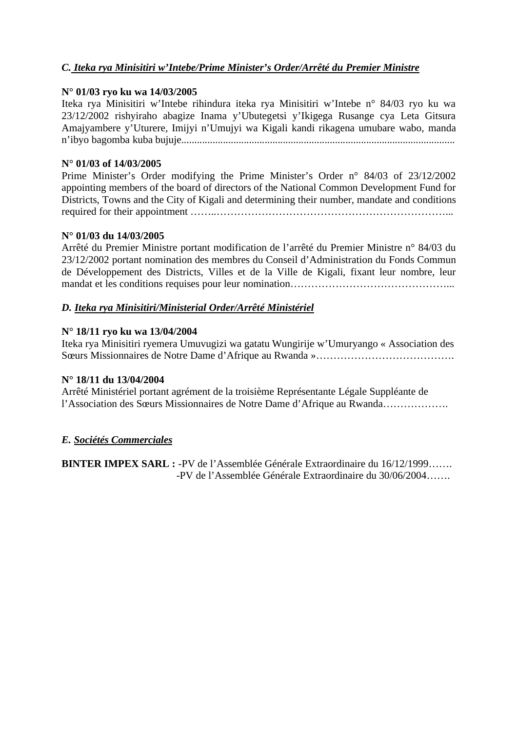### *C. Iteka rya Minisitiri w'Intebe/Prime Minister's Order/Arrêté du Premier Ministre*

**N° 01/03 ryo ku wa 14/03/2005**
Iteka rya Minisitiri w'Intebe rihindura iteka rya Minisitiri w'Intebe n° 84/03 ryo ku wa 23/12/2002 rishyiraho abagize Inama y'Ubutegetsi y'Ikigega Rusange cya Leta Gitsura Amajyambere y'Uturere, Imijyi n'Umujyi wa Kigali kandi rikagena umubare wabo, manda n'ibyo bagomba kuba bujuje.......................................................................................................

**N° 01/03 of 14/03/2005**
Prime Minister's Order modifying the Prime Minister's Order n° 84/03 of 23/12/2002 appointing members of the board of directors of the National Common Development Fund for Districts, Towns and the City of Kigali and determining their number, mandate and conditions required for their appointment ……..…………………………………………………………...

**N° 01/03 du 14/03/2005**
Arrêté du Premier Ministre portant modification de l'arrêté du Premier Ministre n° 84/03 du 23/12/2002 portant nomination des membres du Conseil d'Administration du Fonds Commun de Développement des Districts, Villes et de la Ville de Kigali, fixant leur nombre, leur mandat et les conditions requises pour leur nomination………………………………………...

### *D. Iteka rya Minisitiri/Ministerial Order/Arrêté Ministériel*

**N° 18/11 ryo ku wa 13/04/2004**
Iteka rya Minisitiri ryemera Umuvugizi wa gatatu Wungirije w'Umuryango « Association des Sœurs Missionnaires de Notre Dame d'Afrique au Rwanda »………………………………….

**N° 18/11 du 13/04/2004**
Arrêté Ministériel portant agrément de la troisième Représentante Légale Suppléante de l'Association des Sœurs Missionnaires de Notre Dame d'Afrique au Rwanda……………….

### *E. Sociétés Commerciales*

**BINTER IMPEX SARL :** -PV de l'Assemblée Générale Extraordinaire du 16/12/1999…….
-PV de l'Assemblée Générale Extraordinaire du 30/06/2004…….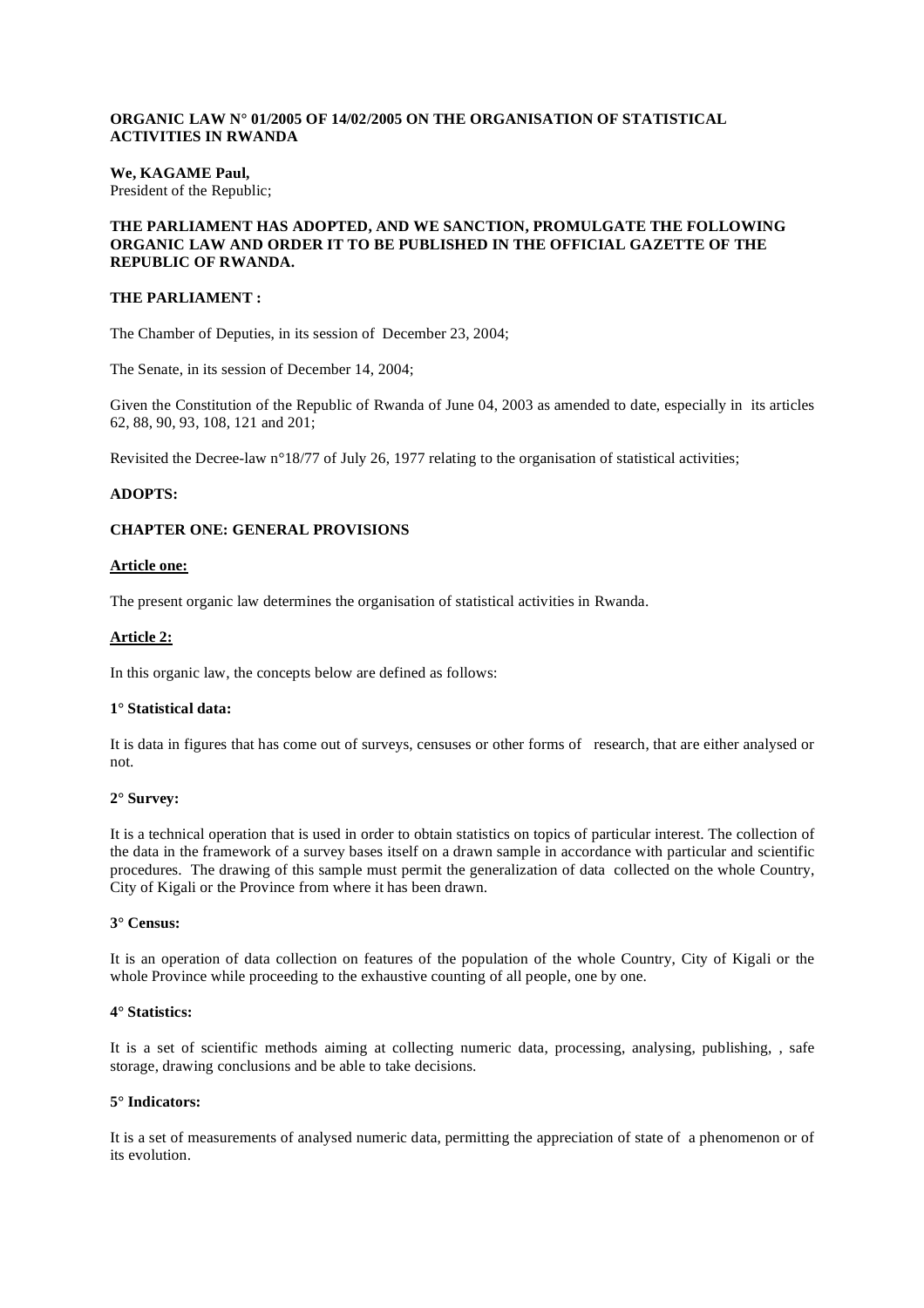**ORGANIC LAW N° 01/2005 OF 14/02/2005 ON THE ORGANISATION OF STATISTICAL ACTIVITIES IN RWANDA**

**We, KAGAME Paul,**
President of the Republic;

**THE PARLIAMENT HAS ADOPTED, AND WE SANCTION, PROMULGATE THE FOLLOWING ORGANIC LAW AND ORDER IT TO BE PUBLISHED IN THE OFFICIAL GAZETTE OF THE REPUBLIC OF RWANDA.**

**THE PARLIAMENT :**

The Chamber of Deputies, in its session of December 23, 2004;

The Senate, in its session of December 14, 2004;

Given the Constitution of the Republic of Rwanda of June 04, 2003 as amended to date, especially in its articles 62, 88, 90, 93, 108, 121 and 201;

Revisited the Decree-law n°18/77 of July 26, 1977 relating to the organisation of statistical activities;

**ADOPTS:**

**CHAPTER ONE: GENERAL PROVISIONS**

**Article one:**

The present organic law determines the organisation of statistical activities in Rwanda.

**Article 2:**

In this organic law, the concepts below are defined as follows:

**1° Statistical data:**

It is data in figures that has come out of surveys, censuses or other forms of research, that are either analysed or not.

**2° Survey:**

It is a technical operation that is used in order to obtain statistics on topics of particular interest. The collection of the data in the framework of a survey bases itself on a drawn sample in accordance with particular and scientific procedures. The drawing of this sample must permit the generalization of data collected on the whole Country, City of Kigali or the Province from where it has been drawn.

**3° Census:**

It is an operation of data collection on features of the population of the whole Country, City of Kigali or the whole Province while proceeding to the exhaustive counting of all people, one by one.

**4° Statistics:**

It is a set of scientific methods aiming at collecting numeric data, processing, analysing, publishing, , safe storage, drawing conclusions and be able to take decisions.

**5° Indicators:**

It is a set of measurements of analysed numeric data, permitting the appreciation of state of a phenomenon or of its evolution.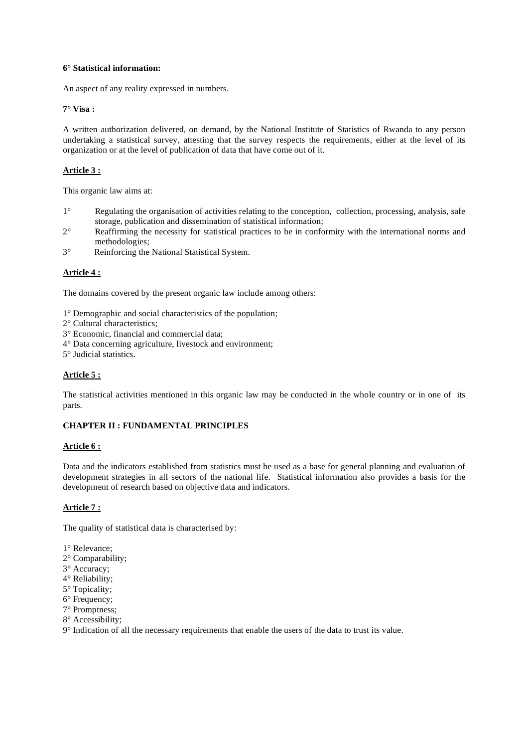**6° Statistical information:**

An aspect of any reality expressed in numbers.

**7° Visa :**

A written authorization delivered, on demand, by the National Institute of Statistics of Rwanda to any person undertaking a statistical survey, attesting that the survey respects the requirements, either at the level of its organization or at the level of publication of data that have come out of it.

**Article 3 :**

This organic law aims at:

1° Regulating the organisation of activities relating to the conception, collection, processing, analysis, safe storage, publication and dissemination of statistical information;
2° Reaffirming the necessity for statistical practices to be in conformity with the international norms and methodologies;
3° Reinforcing the National Statistical System.

**Article 4 :**

The domains covered by the present organic law include among others:

1° Demographic and social characteristics of the population;
2° Cultural characteristics;
3° Economic, financial and commercial data;
4° Data concerning agriculture, livestock and environment;
5° Judicial statistics.

**Article 5 :**

The statistical activities mentioned in this organic law may be conducted in the whole country or in one of its parts.

## CHAPTER II : FUNDAMENTAL PRINCIPLES

**Article 6 :**

Data and the indicators established from statistics must be used as a base for general planning and evaluation of development strategies in all sectors of the national life. Statistical information also provides a basis for the development of research based on objective data and indicators.

**Article 7 :**

The quality of statistical data is characterised by:

1° Relevance;
2° Comparability;
3° Accuracy;
4° Reliability;
5° Topicality;
6° Frequency;
7° Promptness;
8° Accessibility;
9° Indication of all the necessary requirements that enable the users of the data to trust its value.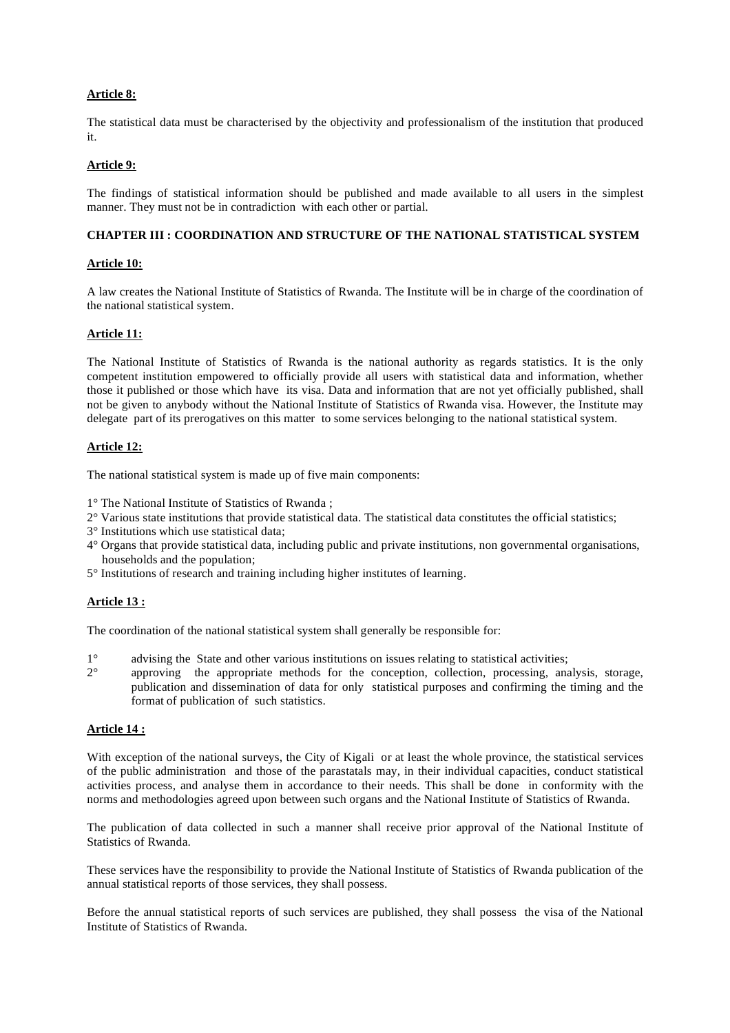**Article 8:**

The statistical data must be characterised by the objectivity and professionalism of the institution that produced it.

**Article 9:**

The findings of statistical information should be published and made available to all users in the simplest manner. They must not be in contradiction with each other or partial.

**CHAPTER III : COORDINATION AND STRUCTURE OF THE NATIONAL STATISTICAL SYSTEM**

**Article 10:**

A law creates the National Institute of Statistics of Rwanda. The Institute will be in charge of the coordination of the national statistical system.

**Article 11:**

The National Institute of Statistics of Rwanda is the national authority as regards statistics. It is the only competent institution empowered to officially provide all users with statistical data and information, whether those it published or those which have its visa. Data and information that are not yet officially published, shall not be given to anybody without the National Institute of Statistics of Rwanda visa. However, the Institute may delegate part of its prerogatives on this matter to some services belonging to the national statistical system.

**Article 12:**

The national statistical system is made up of five main components:

1° The National Institute of Statistics of Rwanda ;
2° Various state institutions that provide statistical data. The statistical data constitutes the official statistics;
3° Institutions which use statistical data;
4° Organs that provide statistical data, including public and private institutions, non governmental organisations, households and the population;
5° Institutions of research and training including higher institutes of learning.

**Article 13 :**

The coordination of the national statistical system shall generally be responsible for:

1° advising the State and other various institutions on issues relating to statistical activities;
2° approving the appropriate methods for the conception, collection, processing, analysis, storage, publication and dissemination of data for only statistical purposes and confirming the timing and the format of publication of such statistics.

**Article 14 :**

With exception of the national surveys, the City of Kigali or at least the whole province, the statistical services of the public administration and those of the parastatals may, in their individual capacities, conduct statistical activities process, and analyse them in accordance to their needs. This shall be done in conformity with the norms and methodologies agreed upon between such organs and the National Institute of Statistics of Rwanda.

The publication of data collected in such a manner shall receive prior approval of the National Institute of Statistics of Rwanda.

These services have the responsibility to provide the National Institute of Statistics of Rwanda publication of the annual statistical reports of those services, they shall possess.

Before the annual statistical reports of such services are published, they shall possess the visa of the National Institute of Statistics of Rwanda.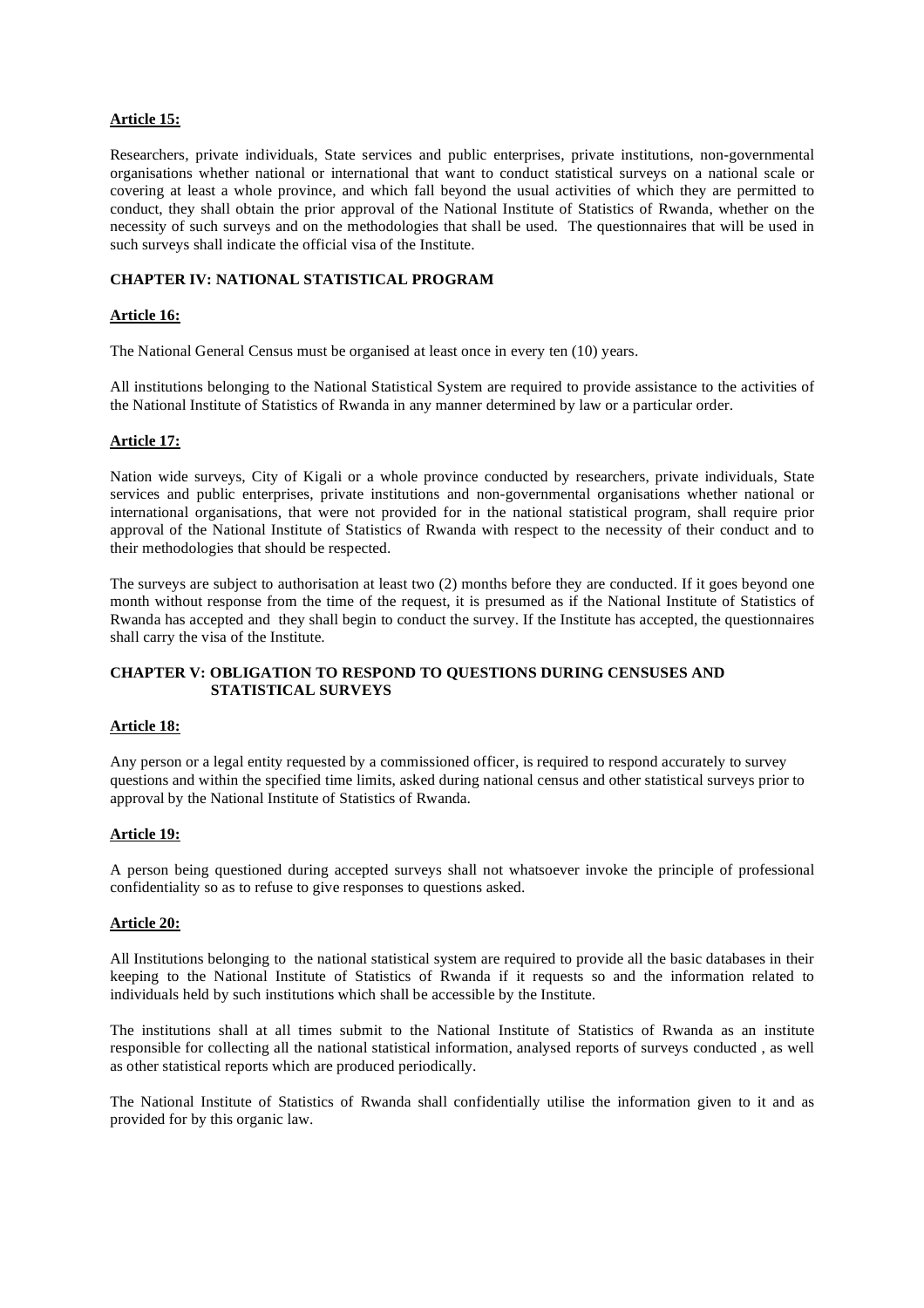**Article 15:**

Researchers, private individuals, State services and public enterprises, private institutions, non-governmental organisations whether national or international that want to conduct statistical surveys on a national scale or covering at least a whole province, and which fall beyond the usual activities of which they are permitted to conduct, they shall obtain the prior approval of the National Institute of Statistics of Rwanda, whether on the necessity of such surveys and on the methodologies that shall be used. The questionnaires that will be used in such surveys shall indicate the official visa of the Institute.

**CHAPTER IV: NATIONAL STATISTICAL PROGRAM**

**Article 16:**

The National General Census must be organised at least once in every ten (10) years.

All institutions belonging to the National Statistical System are required to provide assistance to the activities of the National Institute of Statistics of Rwanda in any manner determined by law or a particular order.

**Article 17:**

Nation wide surveys, City of Kigali or a whole province conducted by researchers, private individuals, State services and public enterprises, private institutions and non-governmental organisations whether national or international organisations, that were not provided for in the national statistical program, shall require prior approval of the National Institute of Statistics of Rwanda with respect to the necessity of their conduct and to their methodologies that should be respected.

The surveys are subject to authorisation at least two (2) months before they are conducted. If it goes beyond one month without response from the time of the request, it is presumed as if the National Institute of Statistics of Rwanda has accepted and they shall begin to conduct the survey. If the Institute has accepted, the questionnaires shall carry the visa of the Institute.

**CHAPTER V: OBLIGATION TO RESPOND TO QUESTIONS DURING CENSUSES AND STATISTICAL SURVEYS**

**Article 18:**

Any person or a legal entity requested by a commissioned officer, is required to respond accurately to survey questions and within the specified time limits, asked during national census and other statistical surveys prior to approval by the National Institute of Statistics of Rwanda.

**Article 19:**

A person being questioned during accepted surveys shall not whatsoever invoke the principle of professional confidentiality so as to refuse to give responses to questions asked.

**Article 20:**

All Institutions belonging to the national statistical system are required to provide all the basic databases in their keeping to the National Institute of Statistics of Rwanda if it requests so and the information related to individuals held by such institutions which shall be accessible by the Institute.

The institutions shall at all times submit to the National Institute of Statistics of Rwanda as an institute responsible for collecting all the national statistical information, analysed reports of surveys conducted , as well as other statistical reports which are produced periodically.

The National Institute of Statistics of Rwanda shall confidentially utilise the information given to it and as provided for by this organic law.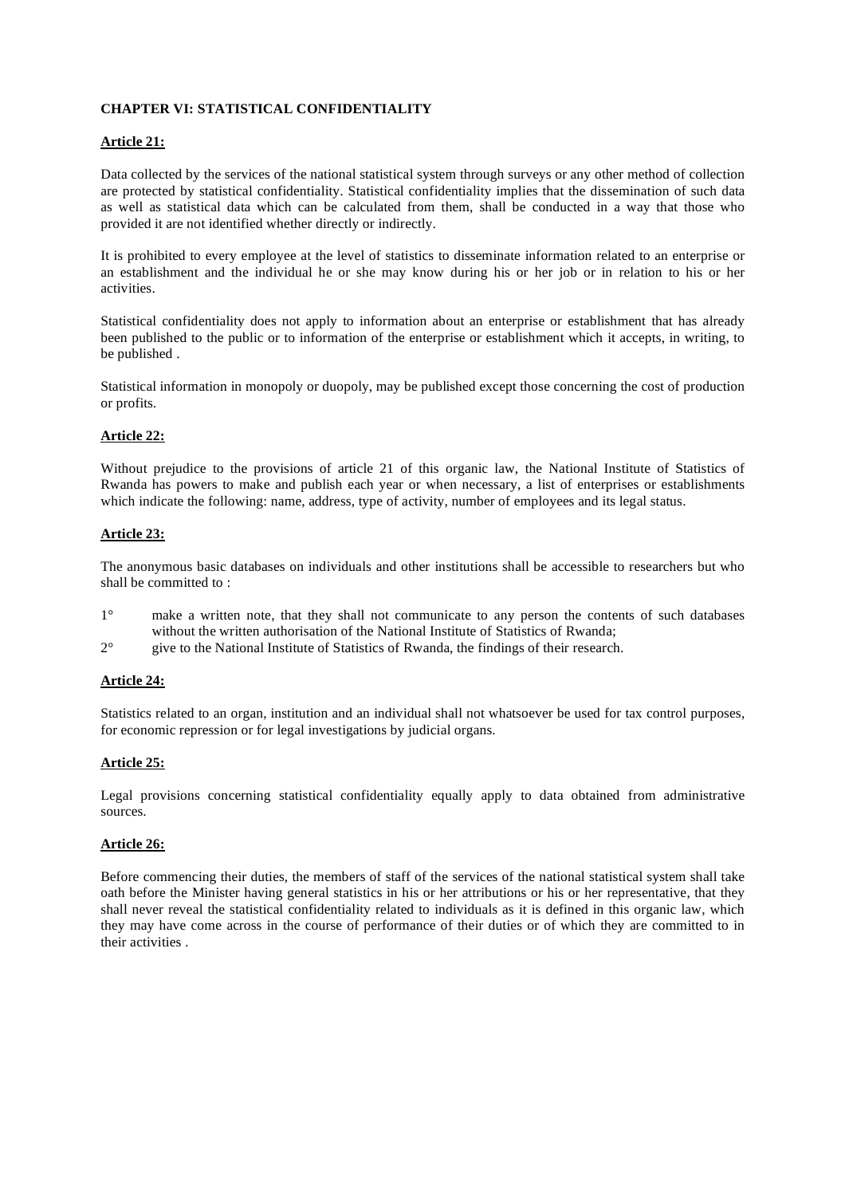**CHAPTER VI: STATISTICAL CONFIDENTIALITY**

**Article 21:**

Data collected by the services of the national statistical system through surveys or any other method of collection are protected by statistical confidentiality. Statistical confidentiality implies that the dissemination of such data as well as statistical data which can be calculated from them, shall be conducted in a way that those who provided it are not identified whether directly or indirectly.

It is prohibited to every employee at the level of statistics to disseminate information related to an enterprise or an establishment and the individual he or she may know during his or her job or in relation to his or her activities.

Statistical confidentiality does not apply to information about an enterprise or establishment that has already been published to the public or to information of the enterprise or establishment which it accepts, in writing, to be published .

Statistical information in monopoly or duopoly, may be published except those concerning the cost of production or profits.

**Article 22:**

Without prejudice to the provisions of article 21 of this organic law, the National Institute of Statistics of Rwanda has powers to make and publish each year or when necessary, a list of enterprises or establishments which indicate the following: name, address, type of activity, number of employees and its legal status.

**Article 23:**

The anonymous basic databases on individuals and other institutions shall be accessible to researchers but who shall be committed to :

1° make a written note, that they shall not communicate to any person the contents of such databases without the written authorisation of the National Institute of Statistics of Rwanda;

2° give to the National Institute of Statistics of Rwanda, the findings of their research.

**Article 24:**

Statistics related to an organ, institution and an individual shall not whatsoever be used for tax control purposes, for economic repression or for legal investigations by judicial organs.

**Article 25:**

Legal provisions concerning statistical confidentiality equally apply to data obtained from administrative sources.

**Article 26:**

Before commencing their duties, the members of staff of the services of the national statistical system shall take oath before the Minister having general statistics in his or her attributions or his or her representative, that they shall never reveal the statistical confidentiality related to individuals as it is defined in this organic law, which they may have come across in the course of performance of their duties or of which they are committed to in their activities .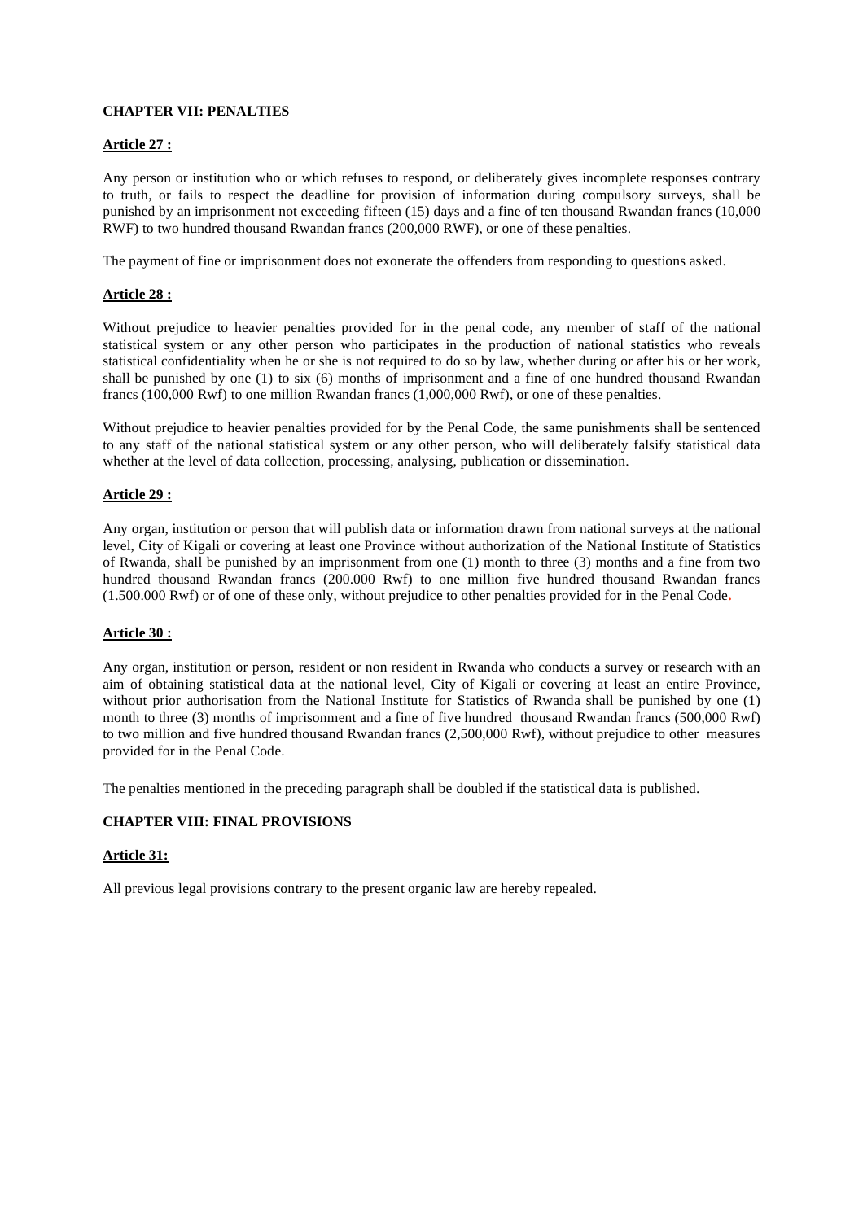**CHAPTER VII: PENALTIES**

**Article 27 :**

Any person or institution who or which refuses to respond, or deliberately gives incomplete responses contrary to truth, or fails to respect the deadline for provision of information during compulsory surveys, shall be punished by an imprisonment not exceeding fifteen (15) days and a fine of ten thousand Rwandan francs (10,000 RWF) to two hundred thousand Rwandan francs (200,000 RWF), or one of these penalties.

The payment of fine or imprisonment does not exonerate the offenders from responding to questions asked.

**Article 28 :**

Without prejudice to heavier penalties provided for in the penal code, any member of staff of the national statistical system or any other person who participates in the production of national statistics who reveals statistical confidentiality when he or she is not required to do so by law, whether during or after his or her work, shall be punished by one (1) to six (6) months of imprisonment and a fine of one hundred thousand Rwandan francs (100,000 Rwf) to one million Rwandan francs (1,000,000 Rwf), or one of these penalties.

Without prejudice to heavier penalties provided for by the Penal Code, the same punishments shall be sentenced to any staff of the national statistical system or any other person, who will deliberately falsify statistical data whether at the level of data collection, processing, analysing, publication or dissemination.

**Article 29 :**

Any organ, institution or person that will publish data or information drawn from national surveys at the national level, City of Kigali or covering at least one Province without authorization of the National Institute of Statistics of Rwanda, shall be punished by an imprisonment from one (1) month to three (3) months and a fine from two hundred thousand Rwandan francs (200.000 Rwf) to one million five hundred thousand Rwandan francs (1.500.000 Rwf) or of one of these only, without prejudice to other penalties provided for in the Penal Code.

**Article 30 :**

Any organ, institution or person, resident or non resident in Rwanda who conducts a survey or research with an aim of obtaining statistical data at the national level, City of Kigali or covering at least an entire Province, without prior authorisation from the National Institute for Statistics of Rwanda shall be punished by one (1) month to three (3) months of imprisonment and a fine of five hundred thousand Rwandan francs (500,000 Rwf) to two million and five hundred thousand Rwandan francs (2,500,000 Rwf), without prejudice to other measures provided for in the Penal Code.

The penalties mentioned in the preceding paragraph shall be doubled if the statistical data is published.

**CHAPTER VIII: FINAL PROVISIONS**

**Article 31:**

All previous legal provisions contrary to the present organic law are hereby repealed.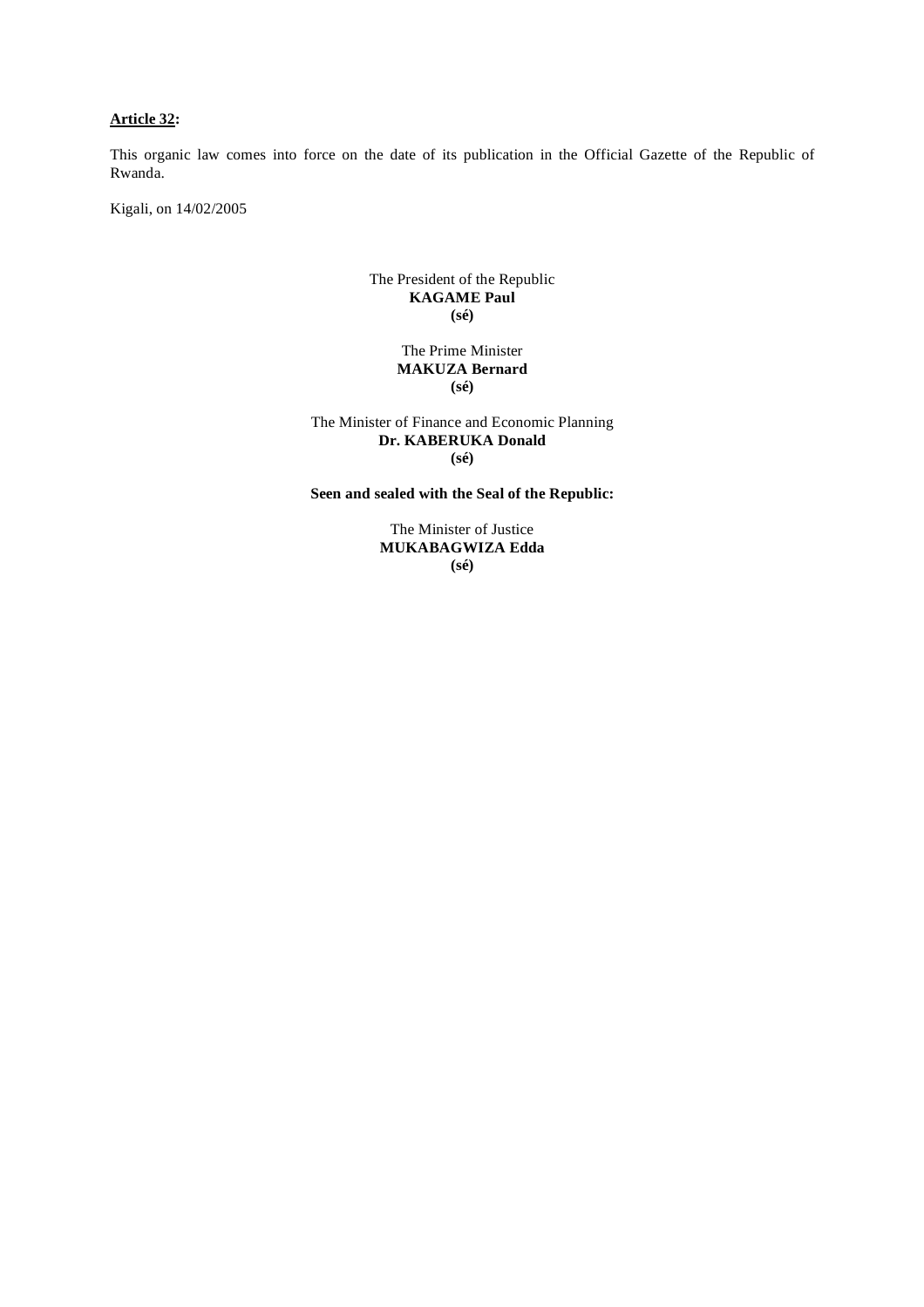**<u>Article 32</u>:**

This organic law comes into force on the date of its publication in the Official Gazette of the Republic of Rwanda.

Kigali, on 14/02/2005

The President of the Republic
**KAGAME Paul**
**(sé)**

The Prime Minister
**MAKUZA Bernard**
**(sé)**

The Minister of Finance and Economic Planning
**Dr. KABERUKA Donald**
**(sé)**

**Seen and sealed with the Seal of the Republic:**

The Minister of Justice
**MUKABAGWIZA Edda**
**(sé)**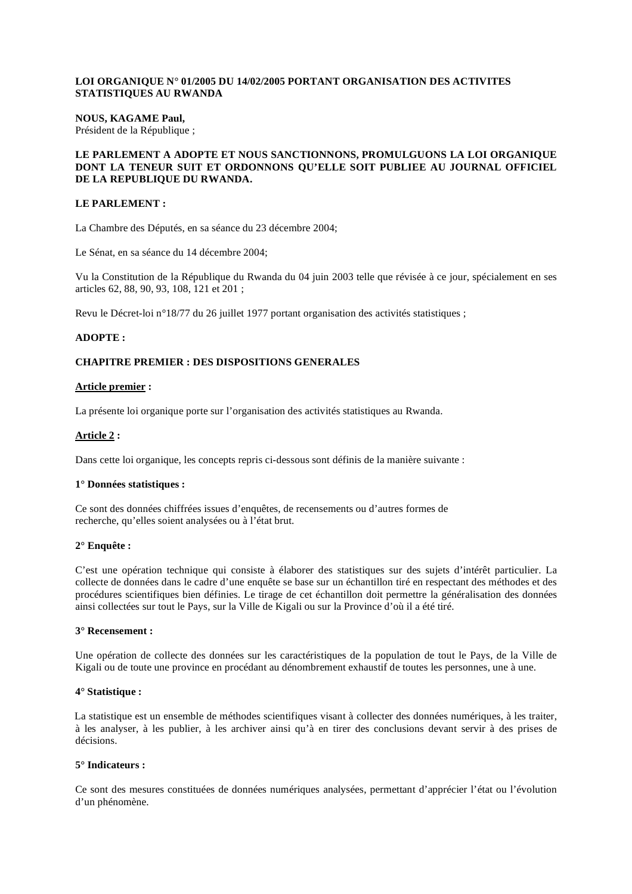**LOI ORGANIQUE N° 01/2005 DU 14/02/2005 PORTANT ORGANISATION DES ACTIVITES STATISTIQUES AU RWANDA**

**NOUS, KAGAME Paul,**
Président de la République ;

**LE PARLEMENT A ADOPTE ET NOUS SANCTIONNONS, PROMULGUONS LA LOI ORGANIQUE DONT LA TENEUR SUIT ET ORDONNONS QU'ELLE SOIT PUBLIEE AU JOURNAL OFFICIEL DE LA REPUBLIQUE DU RWANDA.**

**LE PARLEMENT :**

La Chambre des Députés, en sa séance du 23 décembre 2004;

Le Sénat, en sa séance du 14 décembre 2004;

Vu la Constitution de la République du Rwanda du 04 juin 2003 telle que révisée à ce jour, spécialement en ses articles 62, 88, 90, 93, 108, 121 et 201 ;

Revu le Décret-loi n°18/77 du 26 juillet 1977 portant organisation des activités statistiques ;

**ADOPTE :**

**CHAPITRE PREMIER : DES DISPOSITIONS GENERALES**

**Article premier :**

La présente loi organique porte sur l'organisation des activités statistiques au Rwanda.

**Article 2 :**

Dans cette loi organique, les concepts repris ci-dessous sont définis de la manière suivante :

**1° Données statistiques :**

Ce sont des données chiffrées issues d'enquêtes, de recensements ou d'autres formes de recherche, qu'elles soient analysées ou à l'état brut.

**2° Enquête :**

C'est une opération technique qui consiste à élaborer des statistiques sur des sujets d'intérêt particulier. La collecte de données dans le cadre d'une enquête se base sur un échantillon tiré en respectant des méthodes et des procédures scientifiques bien définies. Le tirage de cet échantillon doit permettre la généralisation des données ainsi collectées sur tout le Pays, sur la Ville de Kigali ou sur la Province d'où il a été tiré.

**3° Recensement :**

Une opération de collecte des données sur les caractéristiques de la population de tout le Pays, de la Ville de Kigali ou de toute une province en procédant au dénombrement exhaustif de toutes les personnes, une à une.

**4° Statistique :**

La statistique est un ensemble de méthodes scientifiques visant à collecter des données numériques, à les traiter, à les analyser, à les publier, à les archiver ainsi qu'à en tirer des conclusions devant servir à des prises de décisions.

**5° Indicateurs :**

Ce sont des mesures constituées de données numériques analysées, permettant d'apprécier l'état ou l'évolution d'un phénomène.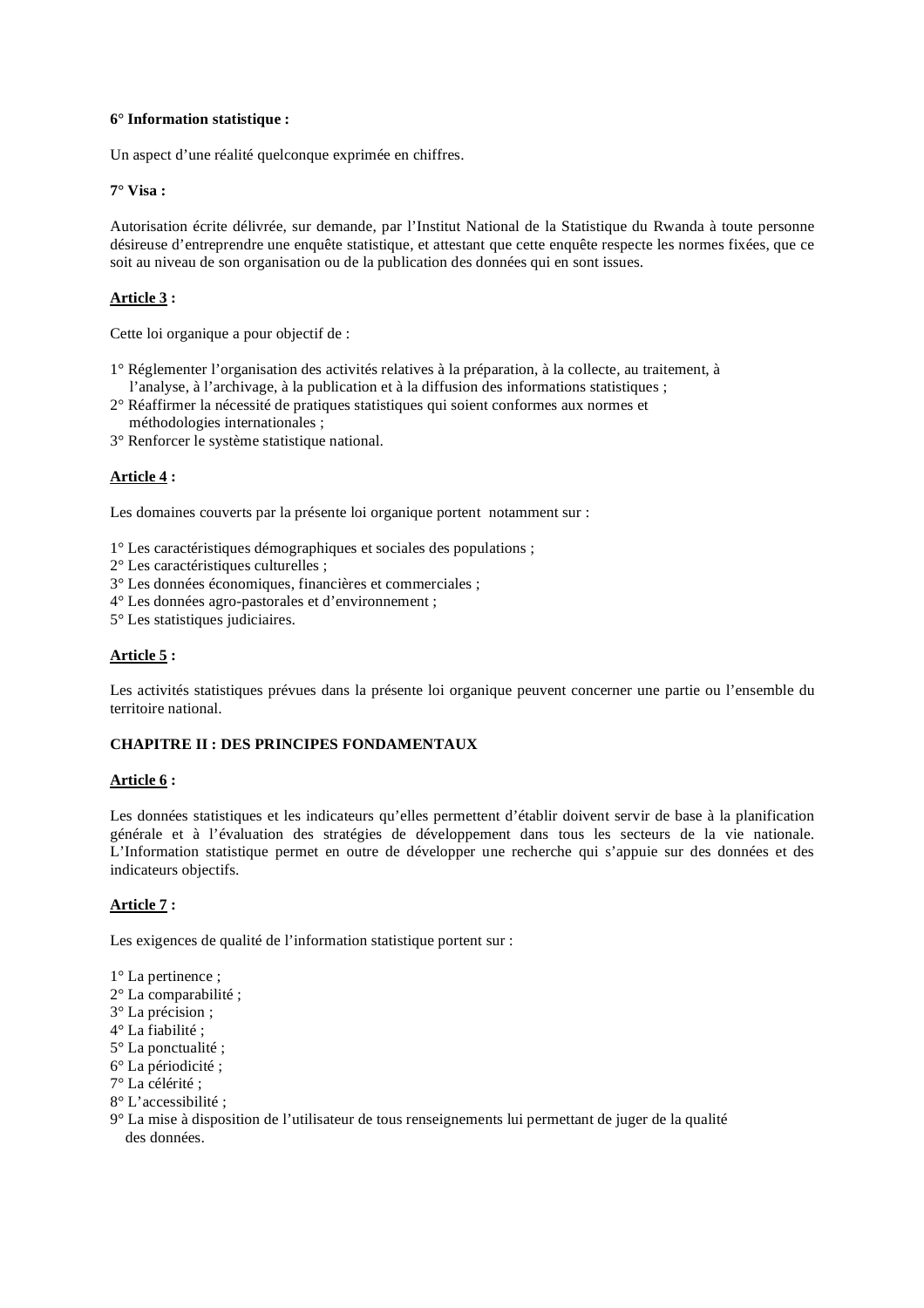**6° Information statistique :**

Un aspect d'une réalité quelconque exprimée en chiffres.

**7° Visa :**

Autorisation écrite délivrée, sur demande, par l'Institut National de la Statistique du Rwanda à toute personne désireuse d'entreprendre une enquête statistique, et attestant que cette enquête respecte les normes fixées, que ce soit au niveau de son organisation ou de la publication des données qui en sont issues.

**Article 3 :**

Cette loi organique a pour objectif de :

1° Réglementer l'organisation des activités relatives à la préparation, à la collecte, au traitement, à l'analyse, à l'archivage, à la publication et à la diffusion des informations statistiques ;
2° Réaffirmer la nécessité de pratiques statistiques qui soient conformes aux normes et méthodologies internationales ;
3° Renforcer le système statistique national.

**Article 4 :**

Les domaines couverts par la présente loi organique portent notamment sur :

1° Les caractéristiques démographiques et sociales des populations ;
2° Les caractéristiques culturelles ;
3° Les données économiques, financières et commerciales ;
4° Les données agro-pastorales et d'environnement ;
5° Les statistiques judiciaires.

**Article 5 :**

Les activités statistiques prévues dans la présente loi organique peuvent concerner une partie ou l'ensemble du territoire national.

## CHAPITRE II : DES PRINCIPES FONDAMENTAUX

**Article 6 :**

Les données statistiques et les indicateurs qu'elles permettent d'établir doivent servir de base à la planification générale et à l'évaluation des stratégies de développement dans tous les secteurs de la vie nationale. L'Information statistique permet en outre de développer une recherche qui s'appuie sur des données et des indicateurs objectifs.

**Article 7 :**

Les exigences de qualité de l'information statistique portent sur :

1° La pertinence ;
2° La comparabilité ;
3° La précision ;
4° La fiabilité ;
5° La ponctualité ;
6° La périodicité ;
7° La célérité ;
8° L'accessibilité ;
9° La mise à disposition de l'utilisateur de tous renseignements lui permettant de juger de la qualité des données.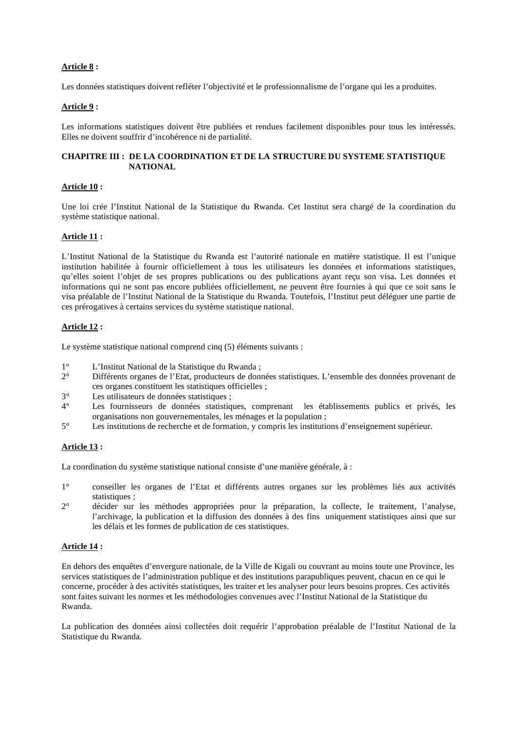**Article 8 :**

Les données statistiques doivent refléter l'objectivité et le professionnalisme de l'organe qui les a produites.

**Article 9 :**

Les informations statistiques doivent être publiées et rendues facilement disponibles pour tous les intéressés. Elles ne doivent souffrir d'incohérence ni de partialité.

## CHAPITRE III : DE LA COORDINATION ET DE LA STRUCTURE DU SYSTEME STATISTIQUE NATIONAL

**Article 10 :**

Une loi crée l'Institut National de la Statistique du Rwanda. Cet Institut sera chargé de la coordination du système statistique national.

**Article 11 :**

L'Institut National de la Statistique du Rwanda est l'autorité nationale en matière statistique. Il est l'unique institution habilitée à fournir officiellement à tous les utilisateurs les données et informations statistiques, qu'elles soient l'objet de ses propres publications ou des publications ayant reçu son visa**.** Les données et informations qui ne sont pas encore publiées officiellement, ne peuvent être fournies à qui que ce soit sans le visa préalable de l'Institut National de la Statistique du Rwanda. Toutefois, l'Institut peut déléguer une partie de ces prérogatives à certains services du système statistique national.

**Article 12 :**

Le système statistique national comprend cinq (5) éléments suivants :

1° L'Institut National de la Statistique du Rwanda ;
2° Différents organes de l'Etat, producteurs de données statistiques. L'ensemble des données provenant de ces organes constituent les statistiques officielles ;
3° Les utilisateurs de données statistiques ;
4° Les fournisseurs de données statistiques, comprenant les établissements publics et privés, les organisations non gouvernementales, les ménages et la population ;
5° Les institutions de recherche et de formation, y compris les institutions d'enseignement supérieur.

**Article 13 :**

La coordination du système statistique national consiste d'une manière générale, à :

1° conseiller les organes de l'Etat et différents autres organes sur les problèmes liés aux activités statistiques ;
2° décider sur les méthodes appropriées pour la préparation, la collecte, le traitement, l'analyse, l'archivage, la publication et la diffusion des données à des fins uniquement statistiques ainsi que sur les délais et les formes de publication de ces statistiques.

**Article 14 :**

En dehors des enquêtes d'envergure nationale, de la Ville de Kigali ou couvrant au moins toute une Province, les services statistiques de l'administration publique et des institutions parapubliques peuvent, chacun en ce qui le concerne, procéder à des activités statistiques, les traiter et les analyser pour leurs besoins propres. Ces activités sont faites suivant les normes et les méthodologies convenues avec l'Institut National de la Statistique du Rwanda.

La publication des données ainsi collectées doit requérir l'approbation préalable de l'Institut National de la Statistique du Rwanda.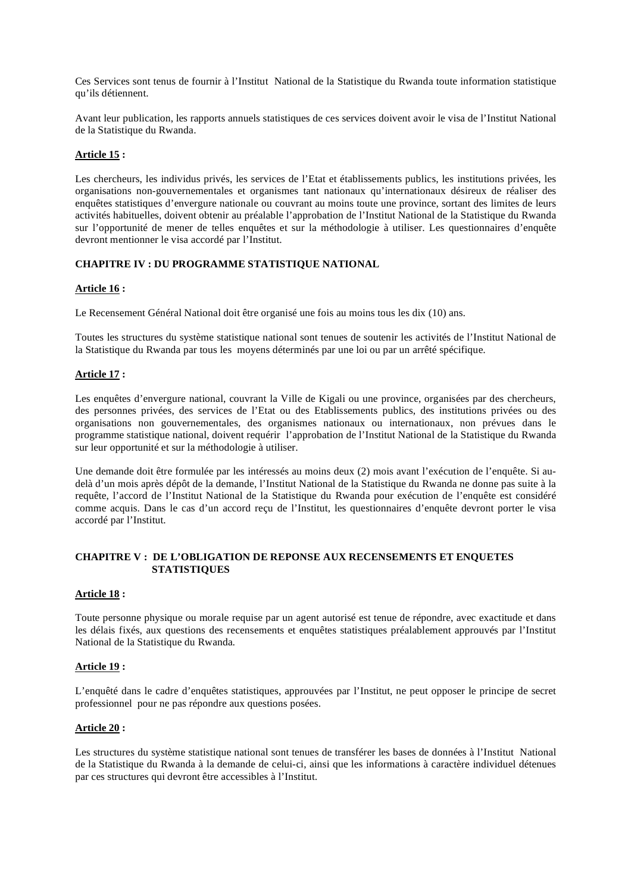Ces Services sont tenus de fournir à l'Institut National de la Statistique du Rwanda toute information statistique qu'ils détiennent.

Avant leur publication, les rapports annuels statistiques de ces services doivent avoir le visa de l'Institut National de la Statistique du Rwanda.

**Article 15 :**

Les chercheurs, les individus privés, les services de l'Etat et établissements publics, les institutions privées, les organisations non-gouvernementales et organismes tant nationaux qu'internationaux désireux de réaliser des enquêtes statistiques d'envergure nationale ou couvrant au moins toute une province, sortant des limites de leurs activités habituelles, doivent obtenir au préalable l'approbation de l'Institut National de la Statistique du Rwanda sur l'opportunité de mener de telles enquêtes et sur la méthodologie à utiliser. Les questionnaires d'enquête devront mentionner le visa accordé par l'Institut.

**CHAPITRE IV : DU PROGRAMME STATISTIQUE NATIONAL**

**Article 16 :**

Le Recensement Général National doit être organisé une fois au moins tous les dix (10) ans.

Toutes les structures du système statistique national sont tenues de soutenir les activités de l'Institut National de la Statistique du Rwanda par tous les moyens déterminés par une loi ou par un arrêté spécifique.

**Article 17 :**

Les enquêtes d'envergure national, couvrant la Ville de Kigali ou une province, organisées par des chercheurs, des personnes privées, des services de l'Etat ou des Etablissements publics, des institutions privées ou des organisations non gouvernementales, des organismes nationaux ou internationaux, non prévues dans le programme statistique national, doivent requérir l'approbation de l'Institut National de la Statistique du Rwanda sur leur opportunité et sur la méthodologie à utiliser.

Une demande doit être formulée par les intéressés au moins deux (2) mois avant l'exécution de l'enquête. Si au-delà d'un mois après dépôt de la demande, l'Institut National de la Statistique du Rwanda ne donne pas suite à la requête, l'accord de l'Institut National de la Statistique du Rwanda pour exécution de l'enquête est considéré comme acquis. Dans le cas d'un accord reçu de l'Institut, les questionnaires d'enquête devront porter le visa accordé par l'Institut.

**CHAPITRE V : DE L'OBLIGATION DE REPONSE AUX RECENSEMENTS ET ENQUETES STATISTIQUES**

**Article 18 :**

Toute personne physique ou morale requise par un agent autorisé est tenue de répondre, avec exactitude et dans les délais fixés, aux questions des recensements et enquêtes statistiques préalablement approuvés par l'Institut National de la Statistique du Rwanda.

**Article 19 :**

L'enquêté dans le cadre d'enquêtes statistiques, approuvées par l'Institut, ne peut opposer le principe de secret professionnel pour ne pas répondre aux questions posées.

**Article 20 :**

Les structures du système statistique national sont tenues de transférer les bases de données à l'Institut National de la Statistique du Rwanda à la demande de celui-ci, ainsi que les informations à caractère individuel détenues par ces structures qui devront être accessibles à l'Institut.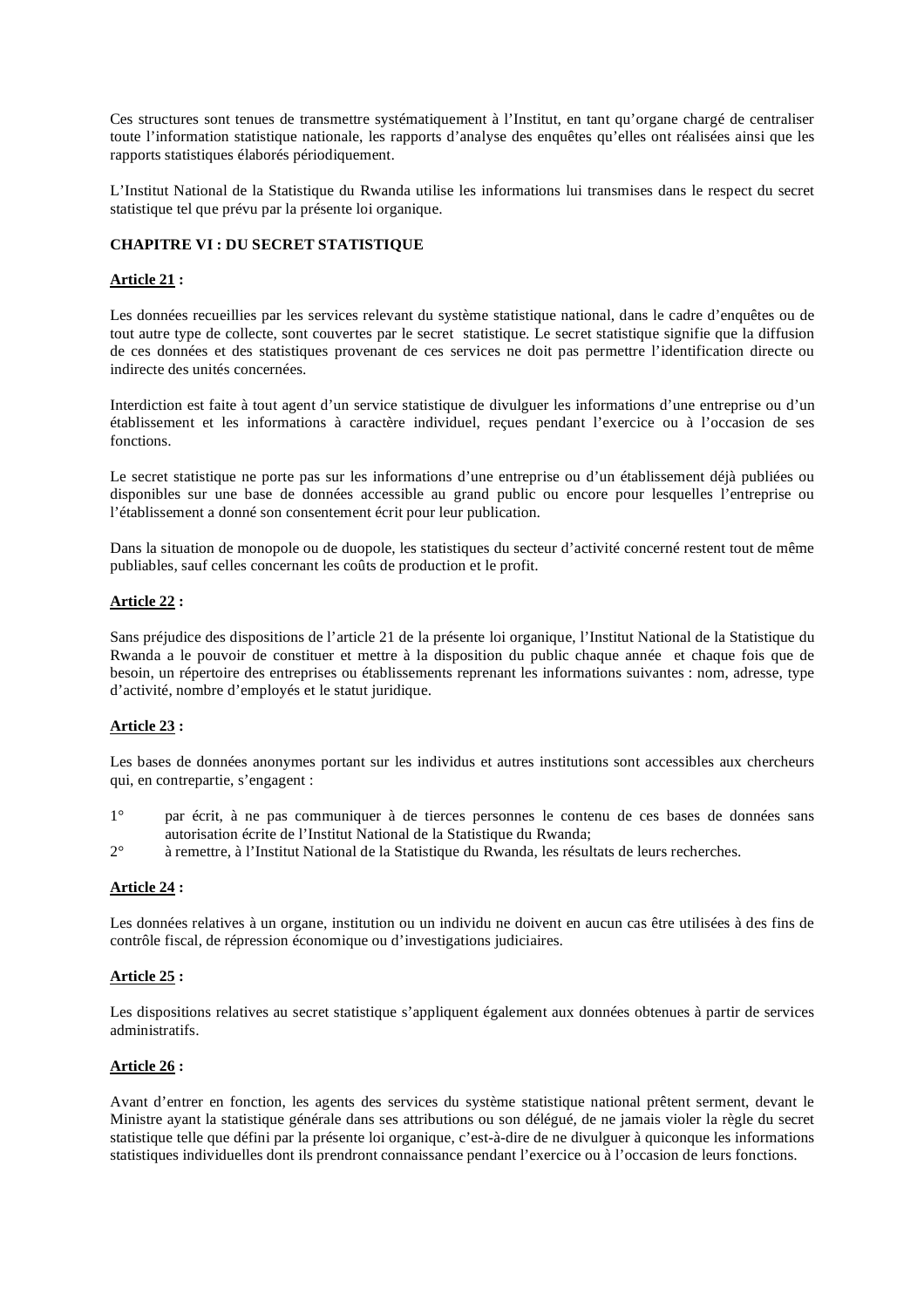Ces structures sont tenues de transmettre systématiquement à l'Institut, en tant qu'organe chargé de centraliser toute l'information statistique nationale, les rapports d'analyse des enquêtes qu'elles ont réalisées ainsi que les rapports statistiques élaborés périodiquement.

L'Institut National de la Statistique du Rwanda utilise les informations lui transmises dans le respect du secret statistique tel que prévu par la présente loi organique.

**CHAPITRE VI : DU SECRET STATISTIQUE**

**Article 21 :**

Les données recueillies par les services relevant du système statistique national, dans le cadre d'enquêtes ou de tout autre type de collecte, sont couvertes par le secret statistique. Le secret statistique signifie que la diffusion de ces données et des statistiques provenant de ces services ne doit pas permettre l'identification directe ou indirecte des unités concernées.

Interdiction est faite à tout agent d'un service statistique de divulguer les informations d'une entreprise ou d'un établissement et les informations à caractère individuel, reçues pendant l'exercice ou à l'occasion de ses fonctions.

Le secret statistique ne porte pas sur les informations d'une entreprise ou d'un établissement déjà publiées ou disponibles sur une base de données accessible au grand public ou encore pour lesquelles l'entreprise ou l'établissement a donné son consentement écrit pour leur publication.

Dans la situation de monopole ou de duopole, les statistiques du secteur d'activité concerné restent tout de même publiables, sauf celles concernant les coûts de production et le profit.

**Article 22 :**

Sans préjudice des dispositions de l'article 21 de la présente loi organique, l'Institut National de la Statistique du Rwanda a le pouvoir de constituer et mettre à la disposition du public chaque année et chaque fois que de besoin, un répertoire des entreprises ou établissements reprenant les informations suivantes : nom, adresse, type d'activité, nombre d'employés et le statut juridique.

**Article 23 :**

Les bases de données anonymes portant sur les individus et autres institutions sont accessibles aux chercheurs qui, en contrepartie, s'engagent :

1° par écrit, à ne pas communiquer à de tierces personnes le contenu de ces bases de données sans autorisation écrite de l'Institut National de la Statistique du Rwanda;

2° à remettre, à l'Institut National de la Statistique du Rwanda, les résultats de leurs recherches.

**Article 24 :**

Les données relatives à un organe, institution ou un individu ne doivent en aucun cas être utilisées à des fins de contrôle fiscal, de répression économique ou d'investigations judiciaires.

**Article 25 :**

Les dispositions relatives au secret statistique s'appliquent également aux données obtenues à partir de services administratifs.

**Article 26 :**

Avant d'entrer en fonction, les agents des services du système statistique national prêtent serment, devant le Ministre ayant la statistique générale dans ses attributions ou son délégué, de ne jamais violer la règle du secret statistique telle que défini par la présente loi organique, c'est-à-dire de ne divulguer à quiconque les informations statistiques individuelles dont ils prendront connaissance pendant l'exercice ou à l'occasion de leurs fonctions.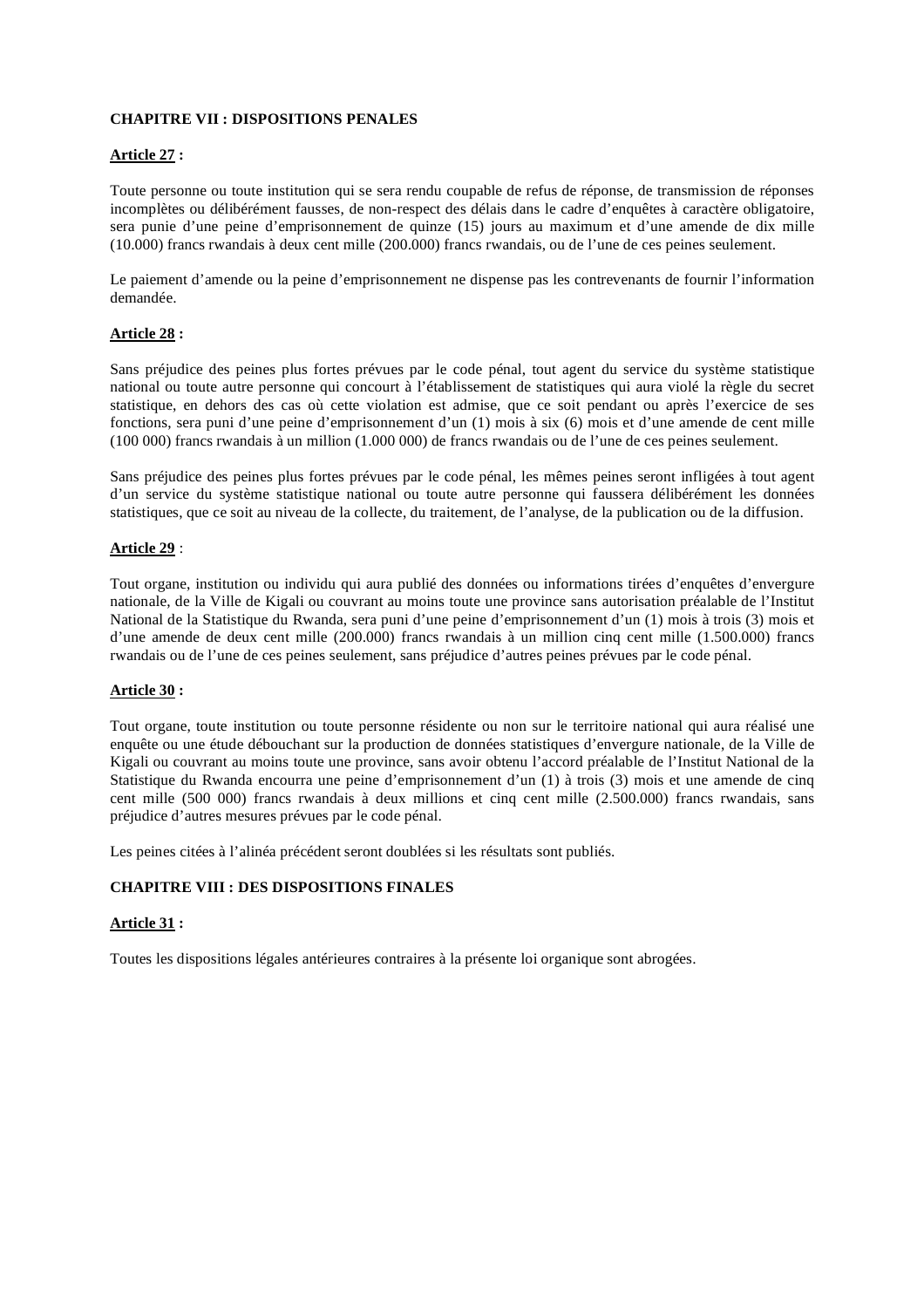**CHAPITRE VII : DISPOSITIONS PENALES**

**Article 27 :**

Toute personne ou toute institution qui se sera rendu coupable de refus de réponse, de transmission de réponses incomplètes ou délibérément fausses, de non-respect des délais dans le cadre d'enquêtes à caractère obligatoire, sera punie d'une peine d'emprisonnement de quinze (15) jours au maximum et d'une amende de dix mille (10.000) francs rwandais à deux cent mille (200.000) francs rwandais, ou de l'une de ces peines seulement.

Le paiement d'amende ou la peine d'emprisonnement ne dispense pas les contrevenants de fournir l'information demandée.

**Article 28 :**

Sans préjudice des peines plus fortes prévues par le code pénal, tout agent du service du système statistique national ou toute autre personne qui concourt à l'établissement de statistiques qui aura violé la règle du secret statistique, en dehors des cas où cette violation est admise, que ce soit pendant ou après l'exercice de ses fonctions, sera puni d'une peine d'emprisonnement d'un (1) mois à six (6) mois et d'une amende de cent mille (100 000) francs rwandais à un million (1.000 000) de francs rwandais ou de l'une de ces peines seulement.

Sans préjudice des peines plus fortes prévues par le code pénal, les mêmes peines seront infligées à tout agent d'un service du système statistique national ou toute autre personne qui faussera délibérément les données statistiques, que ce soit au niveau de la collecte, du traitement, de l'analyse, de la publication ou de la diffusion.

**Article 29** :

Tout organe, institution ou individu qui aura publié des données ou informations tirées d'enquêtes d'envergure nationale, de la Ville de Kigali ou couvrant au moins toute une province sans autorisation préalable de l'Institut National de la Statistique du Rwanda, sera puni d'une peine d'emprisonnement d'un (1) mois à trois (3) mois et d'une amende de deux cent mille (200.000) francs rwandais à un million cinq cent mille (1.500.000) francs rwandais ou de l'une de ces peines seulement, sans préjudice d'autres peines prévues par le code pénal.

**Article 30 :**

Tout organe, toute institution ou toute personne résidente ou non sur le territoire national qui aura réalisé une enquête ou une étude débouchant sur la production de données statistiques d'envergure nationale, de la Ville de Kigali ou couvrant au moins toute une province, sans avoir obtenu l'accord préalable de l'Institut National de la Statistique du Rwanda encourra une peine d'emprisonnement d'un (1) à trois (3) mois et une amende de cinq cent mille (500 000) francs rwandais à deux millions et cinq cent mille (2.500.000) francs rwandais, sans préjudice d'autres mesures prévues par le code pénal.

Les peines citées à l'alinéa précédent seront doublées si les résultats sont publiés.

**CHAPITRE VIII : DES DISPOSITIONS FINALES**

**Article 31 :**

Toutes les dispositions légales antérieures contraires à la présente loi organique sont abrogées.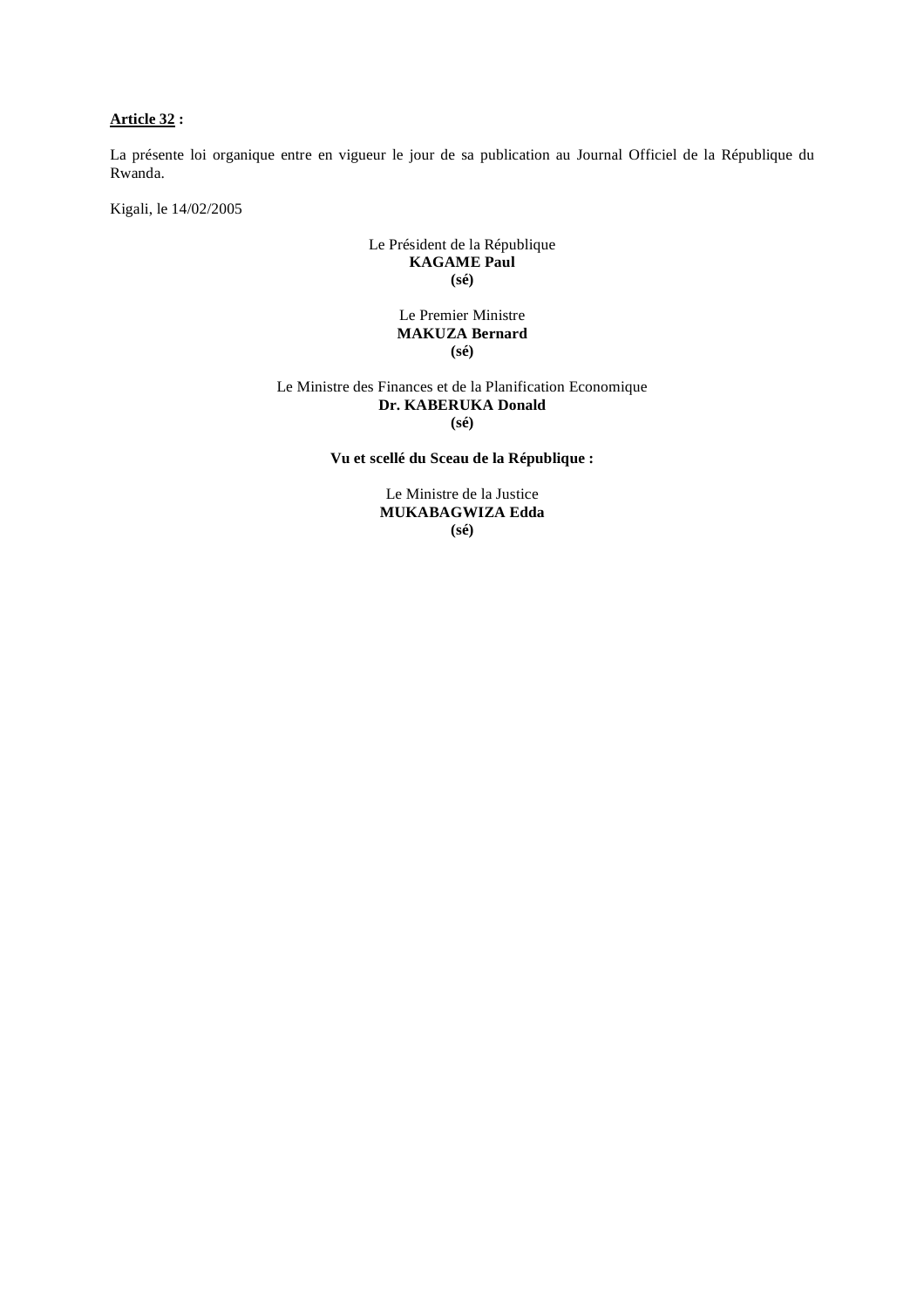**Article 32 :**

La présente loi organique entre en vigueur le jour de sa publication au Journal Officiel de la République du Rwanda.

Kigali, le 14/02/2005

Le Président de la République
**KAGAME Paul**
**(sé)**

Le Premier Ministre
**MAKUZA Bernard**
**(sé)**

Le Ministre des Finances et de la Planification Economique
**Dr. KABERUKA Donald**
**(sé)**

**Vu et scellé du Sceau de la République :**

Le Ministre de la Justice
**MUKABAGWIZA Edda**
**(sé)**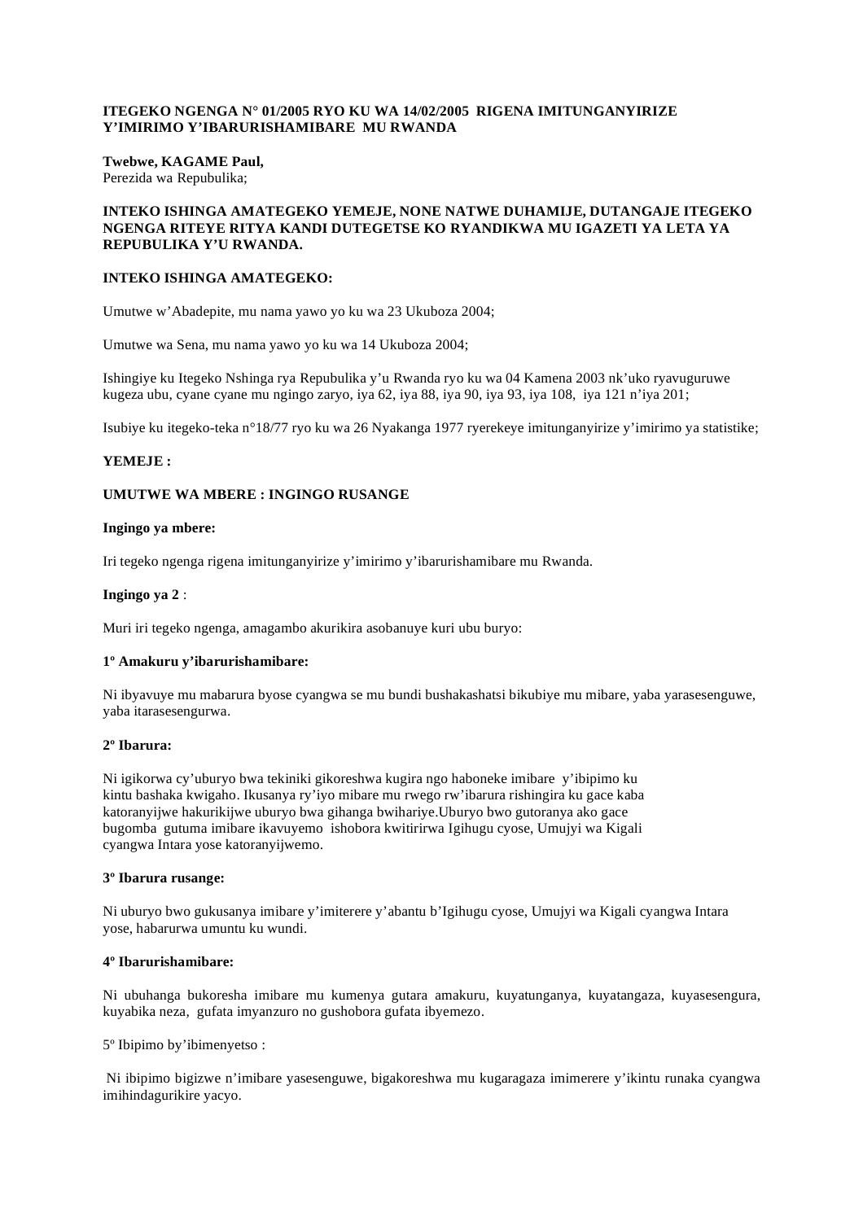**ITEGEKO NGENGA N° 01/2005 RYO KU WA 14/02/2005 RIGENA IMITUNGANYIRIZE Y'IMIRIMO Y'IBARURISHAMIBARE MU RWANDA**

**Twebwe, KAGAME Paul,**
Perezida wa Repubulika;

**INTEKO ISHINGA AMATEGEKO YEMEJE, NONE NATWE DUHAMIJE, DUTANGAJE ITEGEKO NGENGA RITEYE RITYA KANDI DUTEGETSE KO RYANDIKWA MU IGAZETI YA LETA YA REPUBULIKA Y'U RWANDA.**

**INTEKO ISHINGA AMATEGEKO:**

Umutwe w'Abadepite, mu nama yawo yo ku wa 23 Ukuboza 2004;

Umutwe wa Sena, mu nama yawo yo ku wa 14 Ukuboza 2004;

Ishingiye ku Itegeko Nshinga rya Repubulika y'u Rwanda ryo ku wa 04 Kamena 2003 nk'uko ryavuguruwe kugeza ubu, cyane cyane mu ngingo zaryo, iya 62, iya 88, iya 90, iya 93, iya 108, iya 121 n'iya 201;

Isubiye ku itegeko-teka n°18/77 ryo ku wa 26 Nyakanga 1977 ryerekeye imitunganyirize y'imirimo ya statistike;

**YEMEJE :**

**UMUTWE WA MBERE : INGINGO RUSANGE**

**Ingingo ya mbere:**

Iri tegeko ngenga rigena imitunganyirize y'imirimo y'ibarurishamibare mu Rwanda.

**Ingingo ya 2** :

Muri iri tegeko ngenga, amagambo akurikira asobanuye kuri ubu buryo:

**1º Amakuru y'ibarurishamibare:**

Ni ibyavuye mu mabarura byose cyangwa se mu bundi bushakashatsi bikubiye mu mibare, yaba yarasesenguwe, yaba itarasesengurwa.

**2º Ibarura:**

Ni igikorwa cy'uburyo bwa tekiniki gikoreshwa kugira ngo haboneke imibare y'ibipimo ku kintu bashaka kwigaho. Ikusanya ry'iyo mibare mu rwego rw'ibarura rishingira ku gace kaba katoranyijwe hakurikijwe uburyo bwa gihanga bwihariye.Uburyo bwo gutoranya ako gace bugomba gutuma imibare ikavuyemo ishobora kwitirirwa Igihugu cyose, Umujyi wa Kigali cyangwa Intara yose katoranyijwemo.

**3º Ibarura rusange:**

Ni uburyo bwo gukusanya imibare y'imiterere y'abantu b'Igihugu cyose, Umujyi wa Kigali cyangwa Intara yose, habarurwa umuntu ku wundi.

**4º Ibarurishamibare:**

Ni ubuhanga bukoresha imibare mu kumenya gutara amakuru, kuyatunganya, kuyatangaza, kuyasesengura, kuyabika neza, gufata imyanzuro no gushobora gufata ibyemezo.

5º Ibipimo by'ibimenyetso :

Ni ibipimo bigizwe n'imibare yasesenguwe, bigakoreshwa mu kugaragaza imimerere y'ikintu runaka cyangwa imihindagurikire yacyo.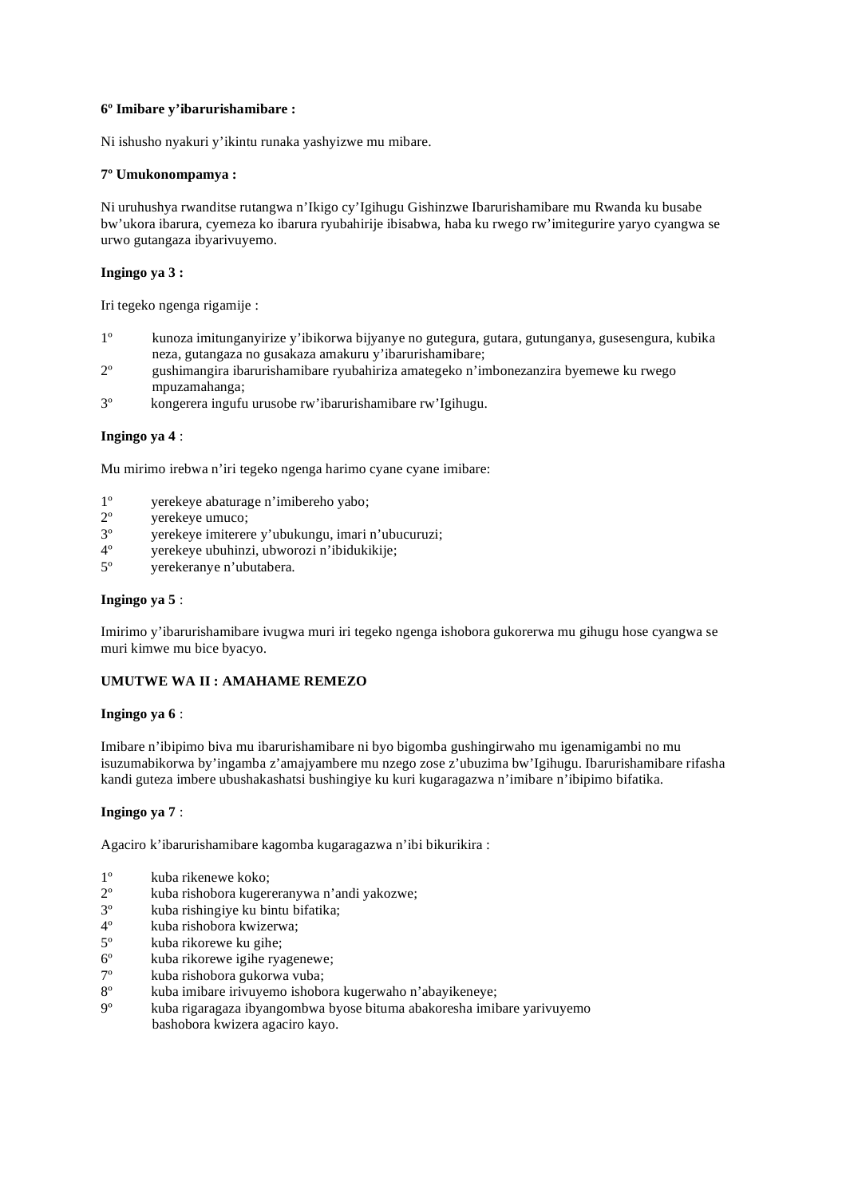**6º Imibare y'ibarurishamibare :**

Ni ishusho nyakuri y'ikintu runaka yashyizwe mu mibare.

**7º Umukonompamya :**

Ni uruhushya rwanditse rutangwa n'Ikigo cy'Igihugu Gishinzwe Ibarurishamibare mu Rwanda ku busabe bw'ukora ibarura, cyemeza ko ibarura ryubahirije ibisabwa, haba ku rwego rw'imitegurire yaryo cyangwa se urwo gutangaza ibyarivuyemo.

**Ingingo ya 3 :**

Iri tegeko ngenga rigamije :

1º kunoza imitunganyirize y'ibikorwa bijyanye no gutegura, gutara, gutunganya, gusesengura, kubika neza, gutangaza no gusakaza amakuru y'ibarurishamibare;
2º gushimangira ibarurishamibare ryubahiriza amategeko n'imbonezanzira byemewe ku rwego mpuzamahanga;
3º kongerera ingufu urusobe rw'ibarurishamibare rw'Igihugu.

**Ingingo ya 4** :

Mu mirimo irebwa n'iri tegeko ngenga harimo cyane cyane imibare:

1º yerekeye abaturage n'imibereho yabo;
2º yerekeye umuco;
3º yerekeye imiterere y'ubukungu, imari n'ubucuruzi;
4º yerekeye ubuhinzi, ubworozi n'ibidukikije;
5º yerekeranye n'ubutabera.

**Ingingo ya 5** :

Imirimo y'ibarurishamibare ivugwa muri iri tegeko ngenga ishobora gukorerwa mu gihugu hose cyangwa se muri kimwe mu bice byacyo.

**UMUTWE WA II : AMAHAME REMEZO**

**Ingingo ya 6** :

Imibare n'ibipimo biva mu ibarurishamibare ni byo bigomba gushingirwaho mu igenamigambi no mu isuzumabikorwa by'ingamba z'amajyambere mu nzego zose z'ubuzima bw'Igihugu. Ibarurishamibare rifasha kandi guteza imbere ubushakashatsi bushingiye ku kuri kugaragazwa n'imibare n'ibipimo bifatika.

**Ingingo ya 7** :

Agaciro k'ibarurishamibare kagomba kugaragazwa n'ibi bikurikira :

1º kuba rikenewe koko;
2º kuba rishobora kugereranywa n'andi yakozwe;
3º kuba rishingiye ku bintu bifatika;
4º kuba rishobora kwizerwa;
5º kuba rikorewe ku gihe;
6º kuba rikorewe igihe ryagenewe;
7º kuba rishobora gukorwa vuba;
8º kuba imibare irivuyemo ishobora kugerwaho n'abayikeneye;
9º kuba rigaragaza ibyangombwa byose bituma abakoresha imibare yarivuyemo bashobora kwizera agaciro kayo.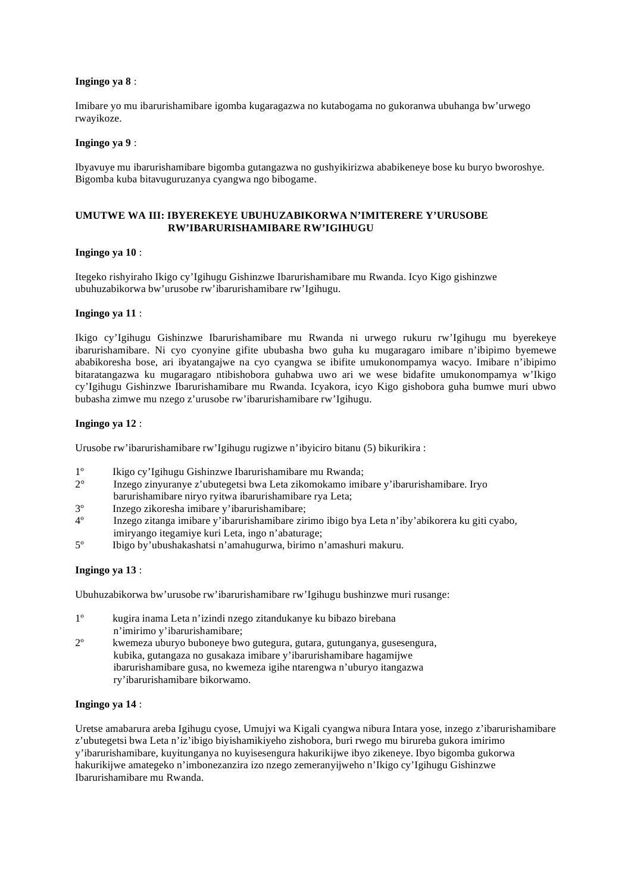**Ingingo ya 8** :

Imibare yo mu ibarurishamibare igomba kugaragazwa no kutabogama no gukoranwa ubuhanga bw'urwego rwayikoze.

**Ingingo ya 9** :

Ibyavuye mu ibarurishamibare bigomba gutangazwa no gushyikirizwa ababikeneye bose ku buryo bworoshye. Bigomba kuba bitavuguruzanya cyangwa ngo bibogame.

**UMUTWE WA III: IBYEREKEYE UBUHUZABIKORWA N'IMITERERE Y'URUSOBE RW'IBARURISHAMIBARE RW'IGIHUGU**

**Ingingo ya 10** :

Itegeko rishyiraho Ikigo cy'Igihugu Gishinzwe Ibarurishamibare mu Rwanda. Icyo Kigo gishinzwe ubuhuzabikorwa bw'urusobe rw'ibarurishamibare rw'Igihugu.

**Ingingo ya 11** :

Ikigo cy'Igihugu Gishinzwe Ibarurishamibare mu Rwanda ni urwego rukuru rw'Igihugu mu byerekeye ibarurishamibare. Ni cyo cyonyine gifite ububasha bwo guha ku mugaragaro imibare n'ibipimo byemewe ababikoresha bose, ari ibyatangajwe na cyo cyangwa se ibifite umukonompamya wacyo. Imibare n'ibipimo bitaratangazwa ku mugaragaro ntibishobora guhabwa uwo ari we wese bidafite umukonompamya w'Ikigo cy'Igihugu Gishinzwe Ibarurishamibare mu Rwanda. Icyakora, icyo Kigo gishobora guha bumwe muri ubwo bubasha zimwe mu nzego z'urusobe rw'ibarurishamibare rw'Igihugu.

**Ingingo ya 12** :

Urusobe rw'ibarurishamibare rw'Igihugu rugizwe n'ibyiciro bitanu (5) bikurikira :

1º Ikigo cy'Igihugu Gishinzwe Ibarurishamibare mu Rwanda;
2° Inzego zinyuranye z'ubutegetsi bwa Leta zikomokamo imibare y'ibarurishamibare. Iryo barurishamibare niryo ryitwa ibarurishamibare rya Leta;
3º Inzego zikoresha imibare y'ibarurishamibare;
4º Inzego zitanga imibare y'ibarurishamibare zirimo ibigo bya Leta n'iby'abikorera ku giti cyabo, imiryango itegamiye kuri Leta, ingo n'abaturage;
5º Ibigo by'ubushakashatsi n'amahugurwa, birimo n'amashuri makuru.

**Ingingo ya 13** :

Ubuhuzabikorwa bw'urusobe rw'ibarurishamibare rw'Igihugu bushinzwe muri rusange:

1º kugira inama Leta n'izindi nzego zitandukanye ku bibazo birebana n'imirimo y'ibarurishamibare;
2º kwemeza uburyo buboneye bwo gutegura, gutara, gutunganya, gusesengura, kubika, gutangaza no gusakaza imibare y'ibarurishamibare hagamijwe ibarurishamibare gusa, no kwemeza igihe ntarengwa n'uburyo itangazwa ry'ibarurishamibare bikorwamo.

**Ingingo ya 14** :

Uretse amabarura areba Igihugu cyose, Umujyi wa Kigali cyangwa nibura Intara yose, inzego z'ibarurishamibare z'ubutegetsi bwa Leta n'iz'ibigo biyishamikiyeho zishobora, buri rwego mu birureba gukora imirimo y'ibarurishamibare, kuyitunganya no kuyisesengura hakurikijwe ibyo zikeneye. Ibyo bigomba gukorwa hakurikijwe amategeko n'imbonezanzira izo nzego zemeranyijweho n'Ikigo cy'Igihugu Gishinzwe Ibarurishamibare mu Rwanda.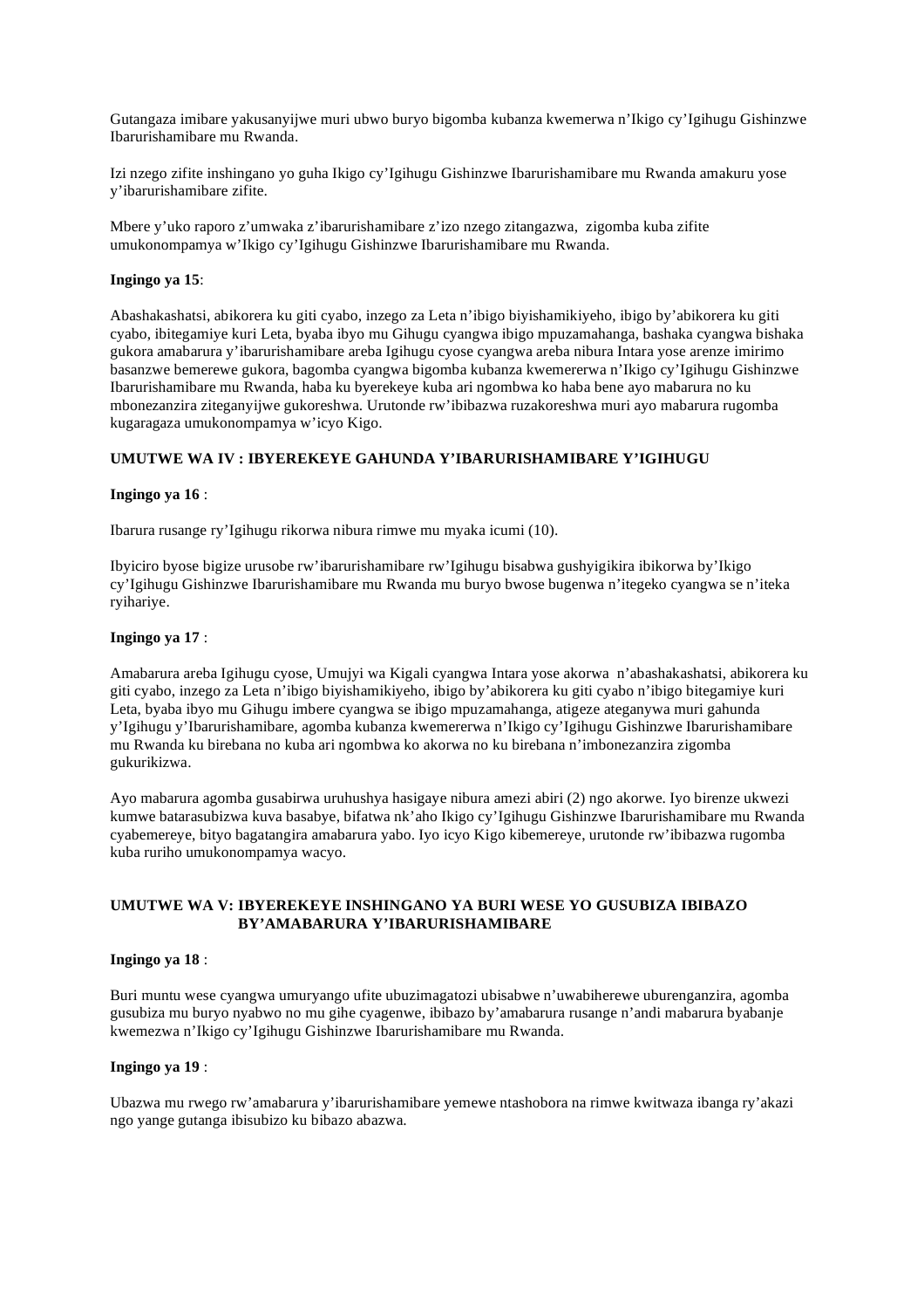Gutangaza imibare yakusanyijwe muri ubwo buryo bigomba kubanza kwemerwa n'Ikigo cy'Igihugu Gishinzwe Ibarurishamibare mu Rwanda.

Izi nzego zifite inshingano yo guha Ikigo cy'Igihugu Gishinzwe Ibarurishamibare mu Rwanda amakuru yose y'ibarurishamibare zifite.

Mbere y'uko raporo z'umwaka z'ibarurishamibare z'izo nzego zitangazwa, zigomba kuba zifite umukonompamya w'Ikigo cy'Igihugu Gishinzwe Ibarurishamibare mu Rwanda.

**Ingingo ya 15**:

Abashakashatsi, abikorera ku giti cyabo, inzego za Leta n'ibigo biyishamikiyeho, ibigo by'abikorera ku giti cyabo, ibitegamiye kuri Leta, byaba ibyo mu Gihugu cyangwa ibigo mpuzamahanga, bashaka cyangwa bishaka gukora amabarura y'ibarurishamibare areba Igihugu cyose cyangwa areba nibura Intara yose arenze imirimo basanzwe bemerewe gukora, bagomba cyangwa bigomba kubanza kwemererwa n'Ikigo cy'Igihugu Gishinzwe Ibarurishamibare mu Rwanda, haba ku byerekeye kuba ari ngombwa ko haba bene ayo mabarura no ku mbonezanzira ziteganyijwe gukoreshwa. Urutonde rw'ibibazwa ruzakoreshwa muri ayo mabarura rugomba kugaragaza umukonompamya w'icyo Kigo.

## UMUTWE WA IV : IBYEREKEYE GAHUNDA Y'IBARURISHAMIBARE Y'IGIHUGU

**Ingingo ya 16** :

Ibarura rusange ry'Igihugu rikorwa nibura rimwe mu myaka icumi (10).

Ibyiciro byose bigize urusobe rw'ibarurishamibare rw'Igihugu bisabwa gushyigikira ibikorwa by'Ikigo cy'Igihugu Gishinzwe Ibarurishamibare mu Rwanda mu buryo bwose bugenwa n'itegeko cyangwa se n'iteka ryihariye.

**Ingingo ya 17** :

Amabarura areba Igihugu cyose, Umujyi wa Kigali cyangwa Intara yose akorwa n'abashakashatsi, abikorera ku giti cyabo, inzego za Leta n'ibigo biyishamikiyeho, ibigo by'abikorera ku giti cyabo n'ibigo bitegamiye kuri Leta, byaba ibyo mu Gihugu imbere cyangwa se ibigo mpuzamahanga, atigeze ateganywa muri gahunda y'Igihugu y'Ibarurishamibare, agomba kubanza kwemererwa n'Ikigo cy'Igihugu Gishinzwe Ibarurishamibare mu Rwanda ku birebana no kuba ari ngombwa ko akorwa no ku birebana n'imbonezanzira zigomba gukurikizwa.

Ayo mabarura agomba gusabirwa uruhushya hasigaye nibura amezi abiri (2) ngo akorwe. Iyo birenze ukwezi kumwe batarasubizwa kuva basabye, bifatwa nk'aho Ikigo cy'Igihugu Gishinzwe Ibarurishamibare mu Rwanda cyabemereye, bityo bagatangira amabarura yabo. Iyo icyo Kigo kibemereye, urutonde rw'ibibazwa rugomba kuba ruriho umukonompamya wacyo.

## UMUTWE WA V: IBYEREKEYE INSHINGANO YA BURI WESE YO GUSUBIZA IBIBAZO BY'AMABARURA Y'IBARURISHAMIBARE

**Ingingo ya 18** :

Buri muntu wese cyangwa umuryango ufite ubuzimagatozi ubisabwe n'uwabiherewe uburenganzira, agomba gusubiza mu buryo nyabwo no mu gihe cyagenwe, ibibazo by'amabarura rusange n'andi mabarura byabanje kwemezwa n'Ikigo cy'Igihugu Gishinzwe Ibarurishamibare mu Rwanda.

**Ingingo ya 19** :

Ubazwa mu rwego rw'amabarura y'ibarurishamibare yemewe ntashobora na rimwe kwitwaza ibanga ry'akazi ngo yange gutanga ibisubizo ku bibazo abazwa.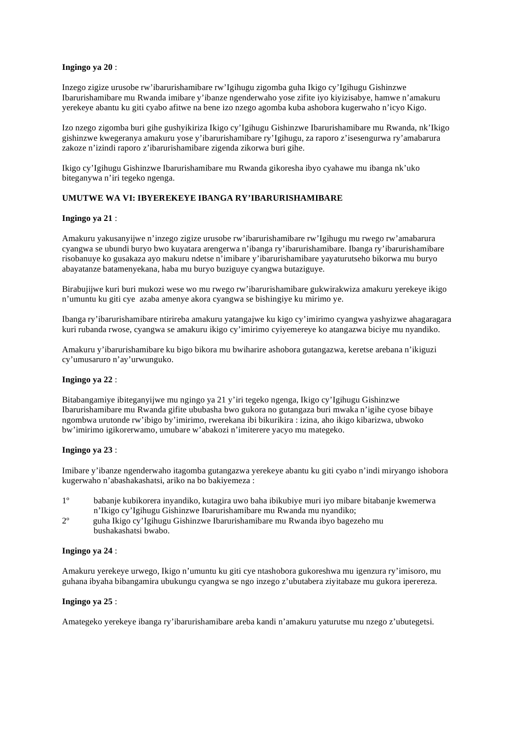**Ingingo ya 20** :

Inzego zigize urusobe rw'ibarurishamibare rw'Igihugu zigomba guha Ikigo cy'Igihugu Gishinzwe Ibarurishamibare mu Rwanda imibare y'ibanze ngenderwaho yose zifite iyo kiyizisabye, hamwe n'amakuru yerekeye abantu ku giti cyabo afitwe na bene izo nzego agomba kuba ashobora kugerwaho n'icyo Kigo.

Izo nzego zigomba buri gihe gushyikiriza Ikigo cy'Igihugu Gishinzwe Ibarurishamibare mu Rwanda, nk'Ikigo gishinzwe kwegeranya amakuru yose y'ibarurishamibare ry'Igihugu, za raporo z'isesengurwa ry'amabarura zakoze n'izindi raporo z'ibarurishamibare zigenda zikorwa buri gihe.

Ikigo cy'Igihugu Gishinzwe Ibarurishamibare mu Rwanda gikoresha ibyo cyahawe mu ibanga nk'uko biteganywa n'iri tegeko ngenga.

**UMUTWE WA VI: IBYEREKEYE IBANGA RY'IBARURISHAMIBARE**

**Ingingo ya 21** :

Amakuru yakusanyijwe n'inzego zigize urusobe rw'ibarurishamibare rw'Igihugu mu rwego rw'amabarura cyangwa se ubundi buryo bwo kuyatara arengerwa n'ibanga ry'ibarurishamibare. Ibanga ry'ibarurishamibare risobanuye ko gusakaza ayo makuru ndetse n'imibare y'ibarurishamibare yayaturutseho bikorwa mu buryo abayatanze batamenyekana, haba mu buryo buziguye cyangwa butaziguye.

Birabujijwe kuri buri mukozi wese wo mu rwego rw'ibarurishamibare gukwirakwiza amakuru yerekeye ikigo n'umuntu ku giti cye azaba amenye akora cyangwa se bishingiye ku mirimo ye.

Ibanga ry'ibarurishamibare ntirireba amakuru yatangajwe ku kigo cy'imirimo cyangwa yashyizwe ahagaragara kuri rubanda rwose, cyangwa se amakuru ikigo cy'imirimo cyiyemereye ko atangazwa biciye mu nyandiko.

Amakuru y'ibarurishamibare ku bigo bikora mu bwiharire ashobora gutangazwa, keretse arebana n'ikiguzi cy'umusaruro n'ay'urwunguko.

**Ingingo ya 22** :

Bitabangamiye ibiteganyijwe mu ngingo ya 21 y'iri tegeko ngenga, Ikigo cy'Igihugu Gishinzwe Ibarurishamibare mu Rwanda gifite ububasha bwo gukora no gutangaza buri mwaka n'igihe cyose bibaye ngombwa urutonde rw'ibigo by'imirimo, rwerekana ibi bikurikira : izina, aho ikigo kibarizwa, ubwoko bw'imirimo igikorerwamo, umubare w'abakozi n'imiterere yacyo mu mategeko.

**Ingingo ya 23** :

Imibare y'ibanze ngenderwaho itagomba gutangazwa yerekeye abantu ku giti cyabo n'indi miryango ishobora kugerwaho n'abashakashatsi, ariko na bo bakiyemeza :

1º babanje kubikorera inyandiko, kutagira uwo baha ibikubiye muri iyo mibare bitabanje kwemerwa n'Ikigo cy'Igihugu Gishinzwe Ibarurishamibare mu Rwanda mu nyandiko;
2º guha Ikigo cy'Igihugu Gishinzwe Ibarurishamibare mu Rwanda ibyo bagezeho mu bushakashatsi bwabo.

**Ingingo ya 24** :

Amakuru yerekeye urwego, Ikigo n'umuntu ku giti cye ntashobora gukoreshwa mu igenzura ry'imisoro, mu guhana ibyaha bibangamira ubukungu cyangwa se ngo inzego z'ubutabera ziyitabaze mu gukora iperereza.

**Ingingo ya 25** :

Amategeko yerekeye ibanga ry'ibarurishamibare areba kandi n'amakuru yaturutse mu nzego z'ubutegetsi.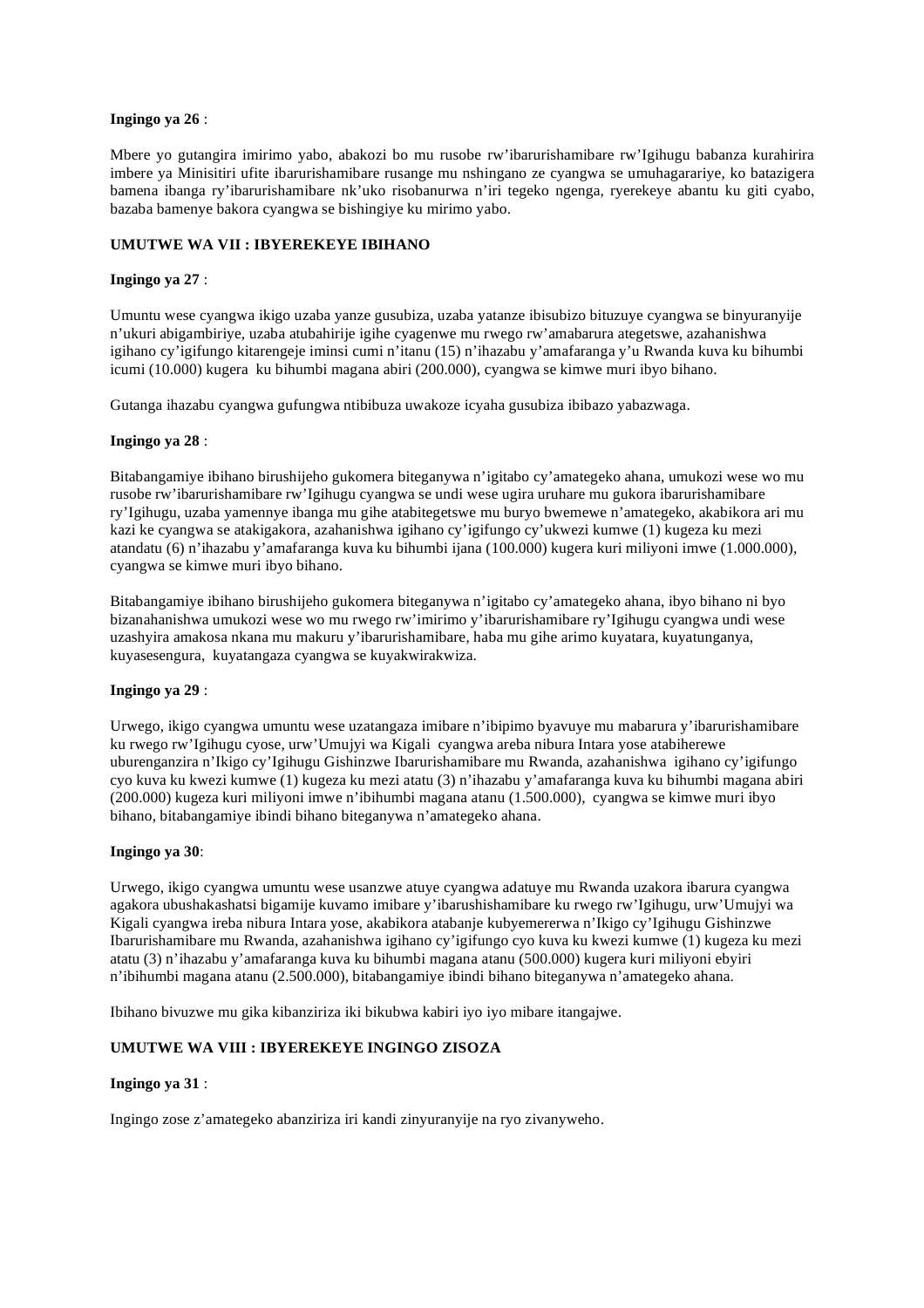**Ingingo ya 26** :

Mbere yo gutangira imirimo yabo, abakozi bo mu rusobe rw'ibarurishamibare rw'Igihugu babanza kurahirira imbere ya Minisitiri ufite ibarurishamibare rusange mu nshingano ze cyangwa se umuhagarariye, ko batazigera bamena ibanga ry'ibarurishamibare nk'uko risobanurwa n'iri tegeko ngenga, ryerekeye abantu ku giti cyabo, bazaba bamenye bakora cyangwa se bishingiye ku mirimo yabo.

**UMUTWE WA VII : IBYEREKEYE IBIHANO**

**Ingingo ya 27** :

Umuntu wese cyangwa ikigo uzaba yanze gusubiza, uzaba yatanze ibisubizo bituzuye cyangwa se binyuranyije n'ukuri abigambiriye, uzaba atubahirije igihe cyagenwe mu rwego rw'amabarura ategetswe, azahanishwa igihano cy'igifungo kitarengeje iminsi cumi n'itanu (15) n'ihazabu y'amafaranga y'u Rwanda kuva ku bihumbi icumi (10.000) kugera ku bihumbi magana abiri (200.000), cyangwa se kimwe muri ibyo bihano.

Gutanga ihazabu cyangwa gufungwa ntibibuza uwakoze icyaha gusubiza ibibazo yabazwaga.

**Ingingo ya 28** :

Bitabangamiye ibihano birushijeho gukomera biteganywa n'igitabo cy'amategeko ahana, umukozi wese wo mu rusobe rw'ibarurishamibare rw'Igihugu cyangwa se undi wese ugira uruhare mu gukora ibarurishamibare ry'Igihugu, uzaba yamennye ibanga mu gihe atabitegetswe mu buryo bwemewe n'amategeko, akabikora ari mu kazi ke cyangwa se atakigakora, azahanishwa igihano cy'igifungo cy'ukwezi kumwe (1) kugeza ku mezi atandatu (6) n'ihazabu y'amafaranga kuva ku bihumbi ijana (100.000) kugera kuri miliyoni imwe (1.000.000), cyangwa se kimwe muri ibyo bihano.

Bitabangamiye ibihano birushijeho gukomera biteganywa n'igitabo cy'amategeko ahana, ibyo bihano ni byo bizanahanishwa umukozi wese wo mu rwego rw'imirimo y'ibarurishamibare ry'Igihugu cyangwa undi wese uzashyira amakosa nkana mu makuru y'ibarurishamibare, haba mu gihe arimo kuyatara, kuyatunganya, kuyasesengura, kuyatangaza cyangwa se kuyakwirakwiza.

**Ingingo ya 29** :

Urwego, ikigo cyangwa umuntu wese uzatangaza imibare n'ibipimo byavuye mu mabarura y'ibarurishamibare ku rwego rw'Igihugu cyose, urw'Umujyi wa Kigali cyangwa areba nibura Intara yose atabiherewe uburenganzira n'Ikigo cy'Igihugu Gishinzwe Ibarurishamibare mu Rwanda, azahanishwa igihano cy'igifungo cyo kuva ku kwezi kumwe (1) kugeza ku mezi atatu (3) n'ihazabu y'amafaranga kuva ku bihumbi magana abiri (200.000) kugeza kuri miliyoni imwe n'ibihumbi magana atanu (1.500.000), cyangwa se kimwe muri ibyo bihano, bitabangamiye ibindi bihano biteganywa n'amategeko ahana.

**Ingingo ya 30**:

Urwego, ikigo cyangwa umuntu wese usanzwe atuye cyangwa adatuye mu Rwanda uzakora ibarura cyangwa agakora ubushakashatsi bigamije kuvamo imibare y'ibarushishamibare ku rwego rw'Igihugu, urw'Umujyi wa Kigali cyangwa ireba nibura Intara yose, akabikora atabanje kubyemererwa n'Ikigo cy'Igihugu Gishinzwe Ibarurishamibare mu Rwanda, azahanishwa igihano cy'igifungo cyo kuva ku kwezi kumwe (1) kugeza ku mezi atatu (3) n'ihazabu y'amafaranga kuva ku bihumbi magana atanu (500.000) kugera kuri miliyoni ebyiri n'ibihumbi magana atanu (2.500.000), bitabangamiye ibindi bihano biteganywa n'amategeko ahana.

Ibihano bivuzwe mu gika kibanziriza iki bikubwa kabiri iyo iyo mibare itangajwe.

**UMUTWE WA VIII : IBYEREKEYE INGINGO ZISOZA**

**Ingingo ya 31** :

Ingingo zose z'amategeko abanziriza iri kandi zinyuranyije na ryo zivanyweho.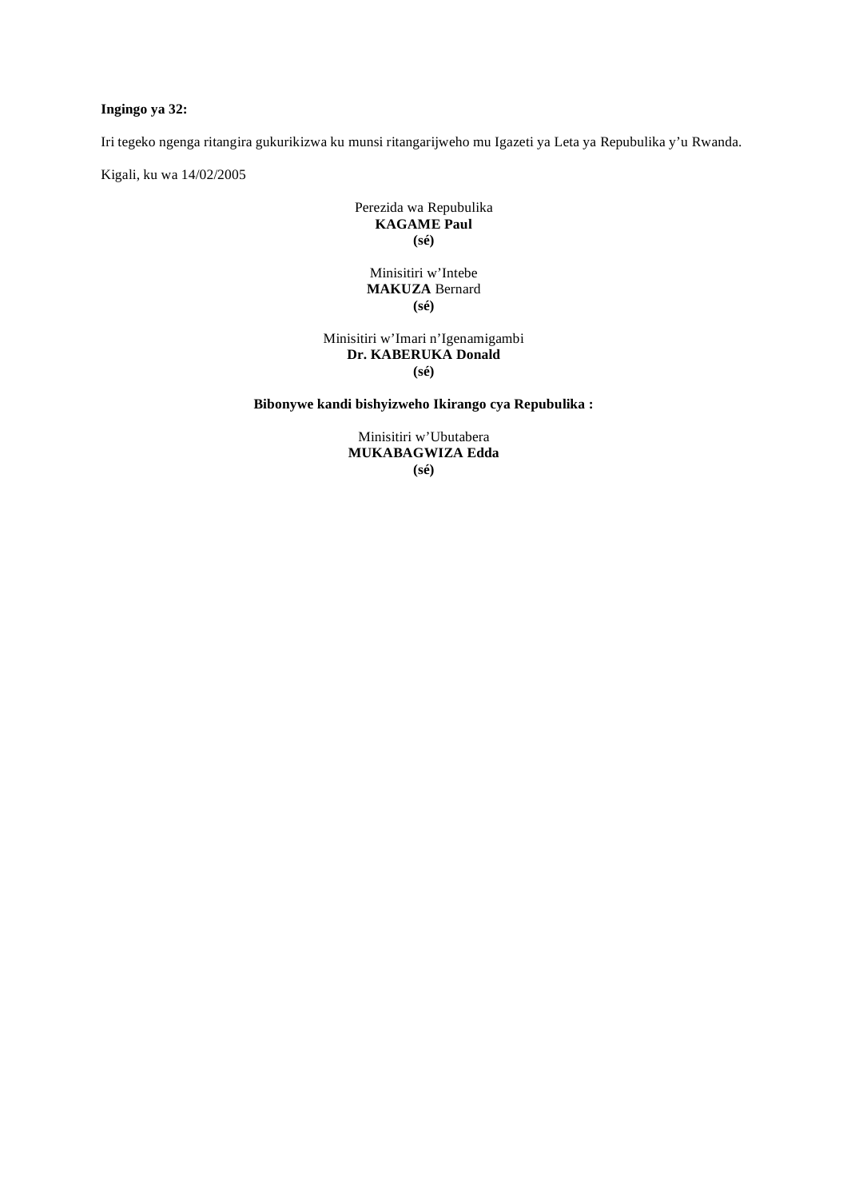**Ingingo ya 32:**

Iri tegeko ngenga ritangira gukurikizwa ku munsi ritangarijweho mu Igazeti ya Leta ya Repubulika y'u Rwanda.

Kigali, ku wa 14/02/2005

Perezida wa Repubulika
**KAGAME Paul**
**(sé)**

Minisitiri w'Intebe
**MAKUZA** Bernard
**(sé)**

Minisitiri w'Imari n'Igenamigambi
**Dr. KABERUKA Donald**
**(sé)**

**Bibonywe kandi bishyizweho Ikirango cya Repubulika :**

Minisitiri w'Ubutabera
**MUKABAGWIZA Edda**
**(sé)**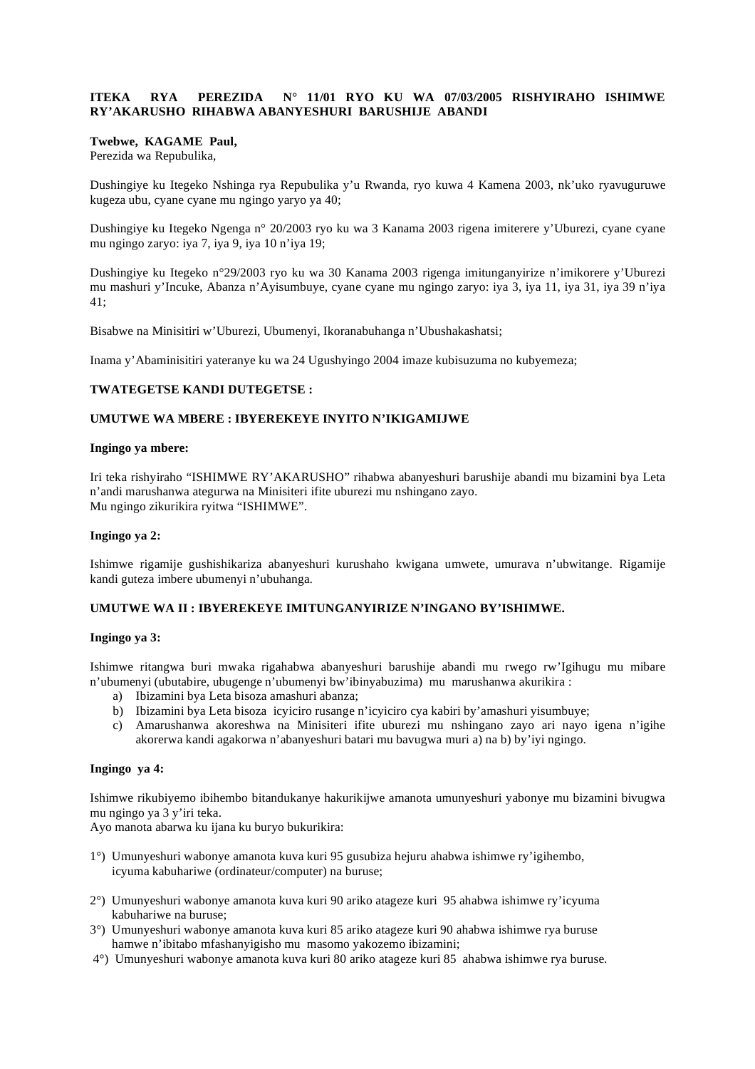**ITEKA RYA PEREZIDA N° 11/01 RYO KU WA 07/03/2005 RISHYIRAHO ISHIMWE RY'AKARUSHO RIHABWA ABANYESHURI BARUSHIJE ABANDI**

**Twebwe, KAGAME Paul,**
Perezida wa Repubulika,

Dushingiye ku Itegeko Nshinga rya Repubulika y'u Rwanda, ryo kuwa 4 Kamena 2003, nk'uko ryavuguruwe kugeza ubu, cyane cyane mu ngingo yaryo ya 40;

Dushingiye ku Itegeko Ngenga n° 20/2003 ryo ku wa 3 Kanama 2003 rigena imiterere y'Uburezi, cyane cyane mu ngingo zaryo: iya 7, iya 9, iya 10 n'iya 19;

Dushingiye ku Itegeko n°29/2003 ryo ku wa 30 Kanama 2003 rigenga imitunganyirize n'imikorere y'Uburezi mu mashuri y'Incuke, Abanza n'Ayisumbuye, cyane cyane mu ngingo zaryo: iya 3, iya 11, iya 31, iya 39 n'iya 41;

Bisabwe na Minisitiri w'Uburezi, Ubumenyi, Ikoranabuhanga n'Ubushakashatsi;

Inama y'Abaminisitiri yateranye ku wa 24 Ugushyingo 2004 imaze kubisuzuma no kubyemeza;

**TWATEGETSE KANDI DUTEGETSE :**

**UMUTWE WA MBERE : IBYEREKEYE INYITO N'IKIGAMIJWE**

**Ingingo ya mbere:**

Iri teka rishyiraho "ISHIMWE RY'AKARUSHO" rihabwa abanyeshuri barushije abandi mu bizamini bya Leta n'andi marushanwa ategurwa na Minisiteri ifite uburezi mu nshingano zayo.
Mu ngingo zikurikira ryitwa "ISHIMWE".

**Ingingo ya 2:**

Ishimwe rigamije gushishikariza abanyeshuri kurushaho kwigana umwete, umurava n'ubwitange. Rigamije kandi guteza imbere ubumenyi n'ubuhanga.

**UMUTWE WA II : IBYEREKEYE IMITUNGANYIRIZE N'INGANO BY'ISHIMWE.**

**Ingingo ya 3:**

Ishimwe ritangwa buri mwaka rigahabwa abanyeshuri barushije abandi mu rwego rw'Igihugu mu mibare n'ubumenyi (ubutabire, ubugenge n'ubumenyi bw'ibinyabuzima) mu marushanwa akurikira :

a) Ibizamini bya Leta bisoza amashuri abanza;
b) Ibizamini bya Leta bisoza icyiciro rusange n'icyiciro cya kabiri by'amashuri yisumbuye;
c) Amarushanwa akoreshwa na Minisiteri ifite uburezi mu nshingano zayo ari nayo igena n'igihe akorerwa kandi agakorwa n'abanyeshuri batari mu bavugwa muri a) na b) by'iyi ngingo.

**Ingingo ya 4:**

Ishimwe rikubiyemo ibihembo bitandukanye hakurikijwe amanota umunyeshuri yabonye mu bizamini bivugwa mu ngingo ya 3 y'iri teka.
Ayo manota abarwa ku ijana ku buryo bukurikira:

1°) Umunyeshuri wabonye amanota kuva kuri 95 gusubiza hejuru ahabwa ishimwe ry'igihembo, icyuma kabuhariwe (ordinateur/computer) na buruse;

2°) Umunyeshuri wabonye amanota kuva kuri 90 ariko atageze kuri 95 ahabwa ishimwe ry'icyuma kabuhariwe na buruse;

3°) Umunyeshuri wabonye amanota kuva kuri 85 ariko atageze kuri 90 ahabwa ishimwe rya buruse hamwe n'ibitabo mfashanyigisho mu masomo yakozemo ibizamini;

4°) Umunyeshuri wabonye amanota kuva kuri 80 ariko atageze kuri 85 ahabwa ishimwe rya buruse.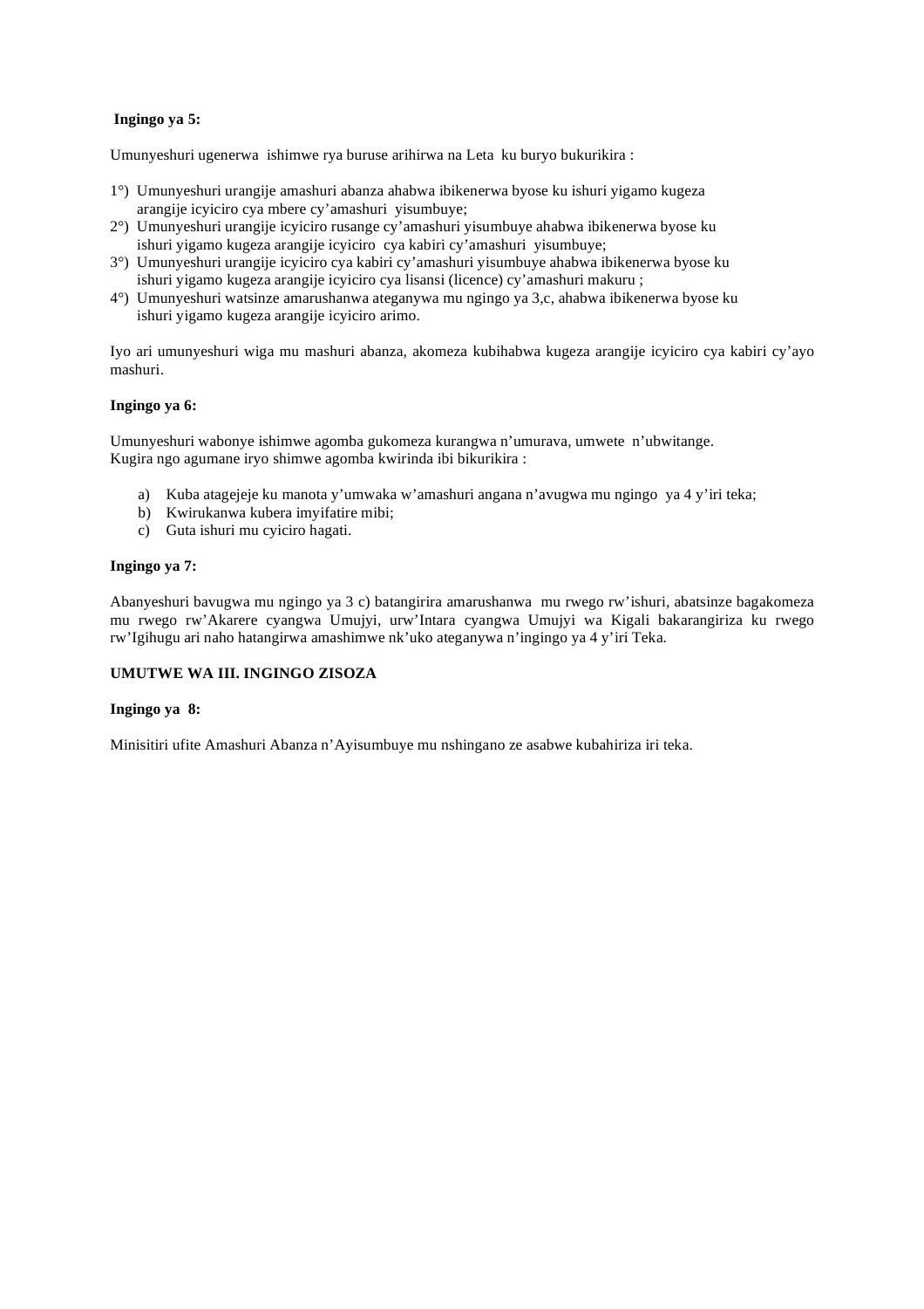**Ingingo ya 5:**

Umunyeshuri ugenerwa ishimwe rya buruse arihirwa na Leta ku buryo bukurikira :

1°) Umunyeshuri urangije amashuri abanza ahabwa ibikenerwa byose ku ishuri yigamo kugeza arangije icyiciro cya mbere cy'amashuri yisumbuye;
2°) Umunyeshuri urangije icyiciro rusange cy'amashuri yisumbuye ahabwa ibikenerwa byose ku ishuri yigamo kugeza arangije icyiciro cya kabiri cy'amashuri yisumbuye;
3°) Umunyeshuri urangije icyiciro cya kabiri cy'amashuri yisumbuye ahabwa ibikenerwa byose ku ishuri yigamo kugeza arangije icyiciro cya lisansi (licence) cy'amashuri makuru ;
4°) Umunyeshuri watsinze amarushanwa ateganywa mu ngingo ya 3,c, ahabwa ibikenerwa byose ku ishuri yigamo kugeza arangije icyiciro arimo.

Iyo ari umunyeshuri wiga mu mashuri abanza, akomeza kubihabwa kugeza arangije icyiciro cya kabiri cy'ayo mashuri.

**Ingingo ya 6:**

Umunyeshuri wabonye ishimwe agomba gukomeza kurangwa n'umurava, umwete n'ubwitange.
Kugira ngo agumane iryo shimwe agomba kwirinda ibi bikurikira :

a) Kuba atagejeje ku manota y'umwaka w'amashuri angana n'avugwa mu ngingo ya 4 y'iri teka;
b) Kwirukanwa kubera imyifatire mibi;
c) Guta ishuri mu cyiciro hagati.

**Ingingo ya 7:**

Abanyeshuri bavugwa mu ngingo ya 3 c) batangirira amarushanwa mu rwego rw'ishuri, abatsinze bagakomeza mu rwego rw'Akarere cyangwa Umujyi, urw'Intara cyangwa Umujyi wa Kigali bakarangiriza ku rwego rw'Igihugu ari naho hatangirwa amashimwe nk'uko ateganywa n'ingingo ya 4 y'iri Teka.

**UMUTWE WA III. INGINGO ZISOZA**

**Ingingo ya 8:**

Minisitiri ufite Amashuri Abanza n'Ayisumbuye mu nshingano ze asabwe kubahiriza iri teka.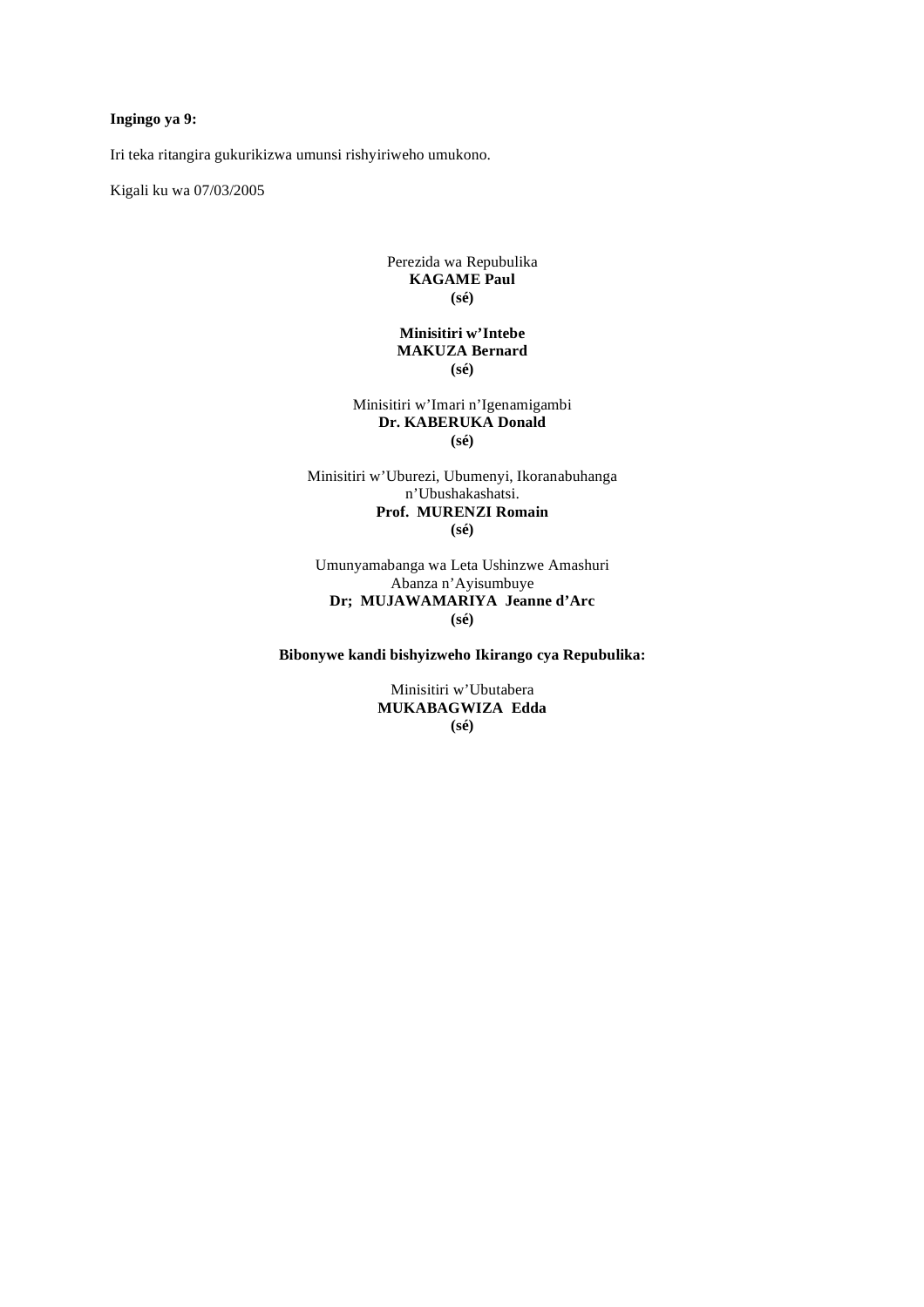**Ingingo ya 9:**

Iri teka ritangira gukurikizwa umunsi rishyiriweho umukono.

Kigali ku wa 07/03/2005

Perezida wa Repubulika
**KAGAME Paul**
**(sé)**

**Minisitiri w'Intebe**
**MAKUZA Bernard**
**(sé)**

Minisitiri w'Imari n'Igenamigambi
**Dr. KABERUKA Donald**
**(sé)**

Minisitiri w'Uburezi, Ubumenyi, Ikoranabuhanga n'Ubushakashatsi.
**Prof. MURENZI Romain**
**(sé)**

Umunyamabanga wa Leta Ushinzwe Amashuri Abanza n'Ayisumbuye
**Dr; MUJAWAMARIYA Jeanne d'Arc**
**(sé)**

**Bibonywe kandi bishyizweho Ikirango cya Repubulika:**

Minisitiri w'Ubutabera
**MUKABAGWIZA Edda**
**(sé)**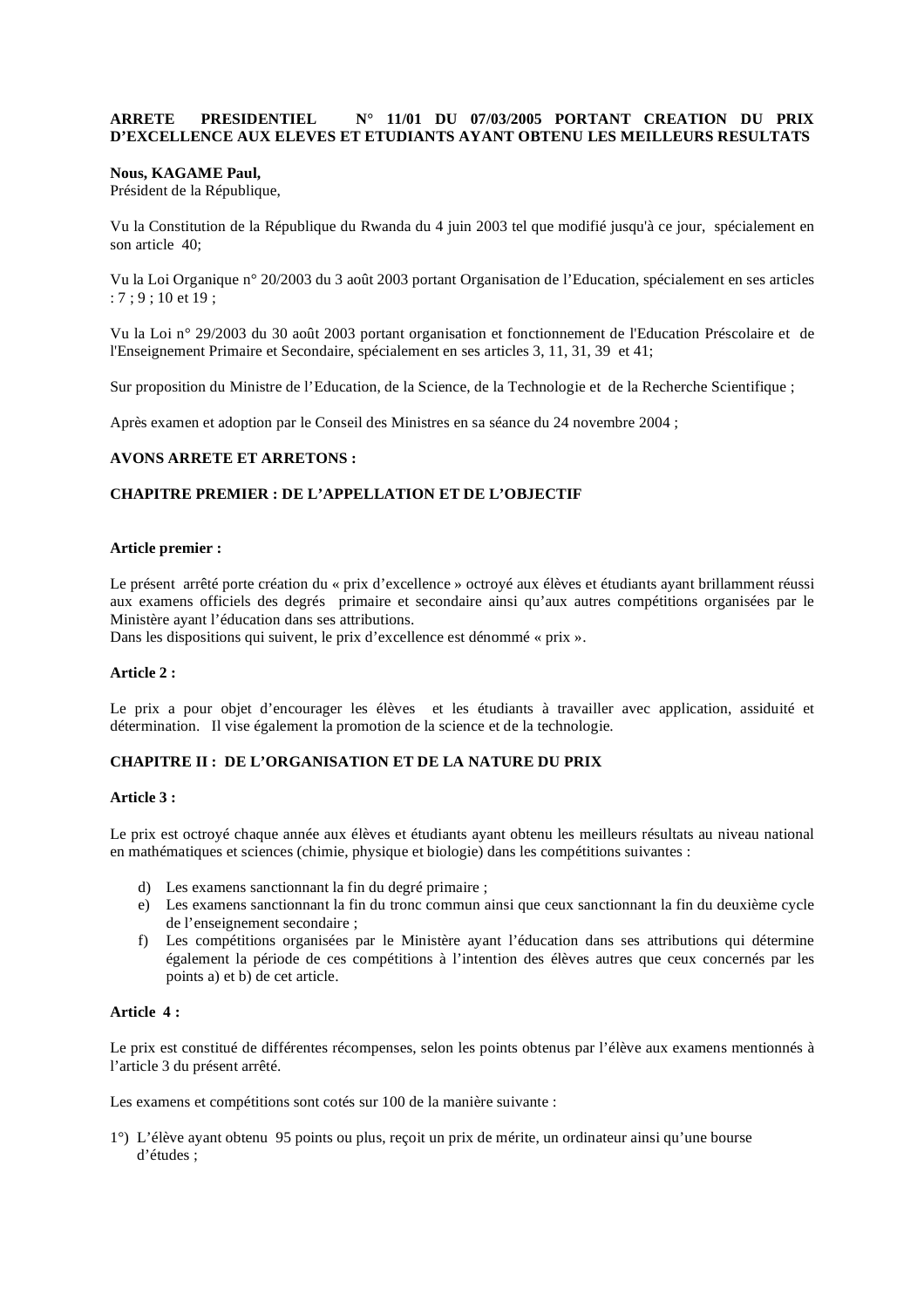**ARRETE PRESIDENTIEL N° 11/01 DU 07/03/2005 PORTANT CREATION DU PRIX D'EXCELLENCE AUX ELEVES ET ETUDIANTS AYANT OBTENU LES MEILLEURS RESULTATS**

**Nous, KAGAME Paul,**
Président de la République,

Vu la Constitution de la République du Rwanda du 4 juin 2003 tel que modifié jusqu'à ce jour, spécialement en son article 40;

Vu la Loi Organique n° 20/2003 du 3 août 2003 portant Organisation de l'Education, spécialement en ses articles : 7 ; 9 ; 10 et 19 ;

Vu la Loi n° 29/2003 du 30 août 2003 portant organisation et fonctionnement de l'Education Préscolaire et de l'Enseignement Primaire et Secondaire, spécialement en ses articles 3, 11, 31, 39 et 41;

Sur proposition du Ministre de l'Education, de la Science, de la Technologie et de la Recherche Scientifique ;

Après examen et adoption par le Conseil des Ministres en sa séance du 24 novembre 2004 ;

**AVONS ARRETE ET ARRETONS :**

**CHAPITRE PREMIER : DE L'APPELLATION ET DE L'OBJECTIF**

**Article premier :**

Le présent arrêté porte création du « prix d'excellence » octroyé aux élèves et étudiants ayant brillamment réussi aux examens officiels des degrés primaire et secondaire ainsi qu'aux autres compétitions organisées par le Ministère ayant l'éducation dans ses attributions.
Dans les dispositions qui suivent, le prix d'excellence est dénommé « prix ».

**Article 2 :**

Le prix a pour objet d'encourager les élèves et les étudiants à travailler avec application, assiduité et détermination. Il vise également la promotion de la science et de la technologie.

**CHAPITRE II : DE L'ORGANISATION ET DE LA NATURE DU PRIX**

**Article 3 :**

Le prix est octroyé chaque année aux élèves et étudiants ayant obtenu les meilleurs résultats au niveau national en mathématiques et sciences (chimie, physique et biologie) dans les compétitions suivantes :

d) Les examens sanctionnant la fin du degré primaire ;
e) Les examens sanctionnant la fin du tronc commun ainsi que ceux sanctionnant la fin du deuxième cycle de l'enseignement secondaire ;
f) Les compétitions organisées par le Ministère ayant l'éducation dans ses attributions qui détermine également la période de ces compétitions à l'intention des élèves autres que ceux concernés par les points a) et b) de cet article.

**Article 4 :**

Le prix est constitué de différentes récompenses, selon les points obtenus par l'élève aux examens mentionnés à l'article 3 du présent arrêté.

Les examens et compétitions sont cotés sur 100 de la manière suivante :

1°) L'élève ayant obtenu 95 points ou plus, reçoit un prix de mérite, un ordinateur ainsi qu'une bourse d'études ;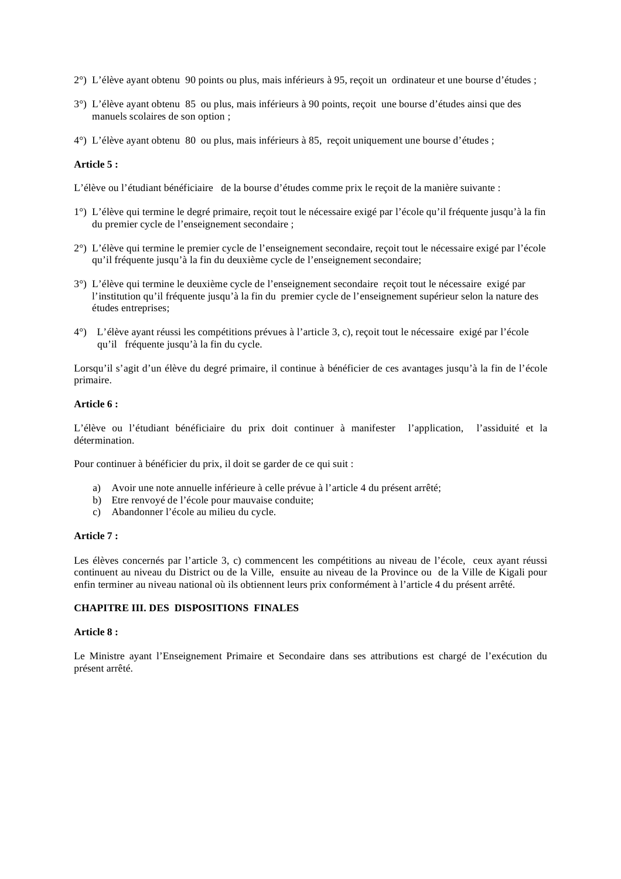2°) L'élève ayant obtenu 90 points ou plus, mais inférieurs à 95, reçoit un ordinateur et une bourse d'études ;

3°) L'élève ayant obtenu 85 ou plus, mais inférieurs à 90 points, reçoit une bourse d'études ainsi que des manuels scolaires de son option ;

4°) L'élève ayant obtenu 80 ou plus, mais inférieurs à 85, reçoit uniquement une bourse d'études ;

**Article 5 :**

L'élève ou l'étudiant bénéficiaire de la bourse d'études comme prix le reçoit de la manière suivante :

1°) L'élève qui termine le degré primaire, reçoit tout le nécessaire exigé par l'école qu'il fréquente jusqu'à la fin du premier cycle de l'enseignement secondaire ;

2°) L'élève qui termine le premier cycle de l'enseignement secondaire, reçoit tout le nécessaire exigé par l'école qu'il fréquente jusqu'à la fin du deuxième cycle de l'enseignement secondaire;

3°) L'élève qui termine le deuxième cycle de l'enseignement secondaire reçoit tout le nécessaire exigé par l'institution qu'il fréquente jusqu'à la fin du premier cycle de l'enseignement supérieur selon la nature des études entreprises;

4°) L'élève ayant réussi les compétitions prévues à l'article 3, c), reçoit tout le nécessaire exigé par l'école qu'il fréquente jusqu'à la fin du cycle.

Lorsqu'il s'agit d'un élève du degré primaire, il continue à bénéficier de ces avantages jusqu'à la fin de l'école primaire.

**Article 6 :**

L'élève ou l'étudiant bénéficiaire du prix doit continuer à manifester l'application, l'assiduité et la détermination.

Pour continuer à bénéficier du prix, il doit se garder de ce qui suit :

a) Avoir une note annuelle inférieure à celle prévue à l'article 4 du présent arrêté;
b) Etre renvoyé de l'école pour mauvaise conduite;
c) Abandonner l'école au milieu du cycle.

**Article 7 :**

Les élèves concernés par l'article 3, c) commencent les compétitions au niveau de l'école, ceux ayant réussi continuent au niveau du District ou de la Ville, ensuite au niveau de la Province ou de la Ville de Kigali pour enfin terminer au niveau national où ils obtiennent leurs prix conformément à l'article 4 du présent arrêté.

**CHAPITRE III. DES DISPOSITIONS FINALES**

**Article 8 :**

Le Ministre ayant l'Enseignement Primaire et Secondaire dans ses attributions est chargé de l'exécution du présent arrêté.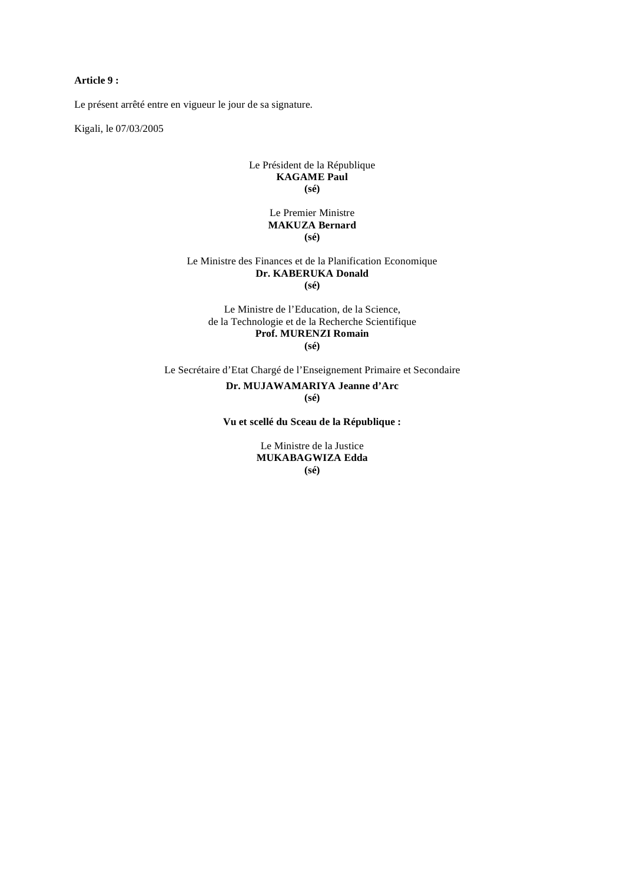**Article 9 :**

Le présent arrêté entre en vigueur le jour de sa signature.

Kigali, le 07/03/2005

Le Président de la République
**KAGAME Paul**
**(sé)**

Le Premier Ministre
**MAKUZA Bernard**
**(sé)**

Le Ministre des Finances et de la Planification Economique
**Dr. KABERUKA Donald**
**(sé)**

Le Ministre de l'Education, de la Science,
de la Technologie et de la Recherche Scientifique
**Prof. MURENZI Romain**
**(sé)**

Le Secrétaire d'Etat Chargé de l'Enseignement Primaire et Secondaire
**Dr. MUJAWAMARIYA Jeanne d'Arc**
**(sé)**

**Vu et scellé du Sceau de la République :**

Le Ministre de la Justice
**MUKABAGWIZA Edda**
**(sé)**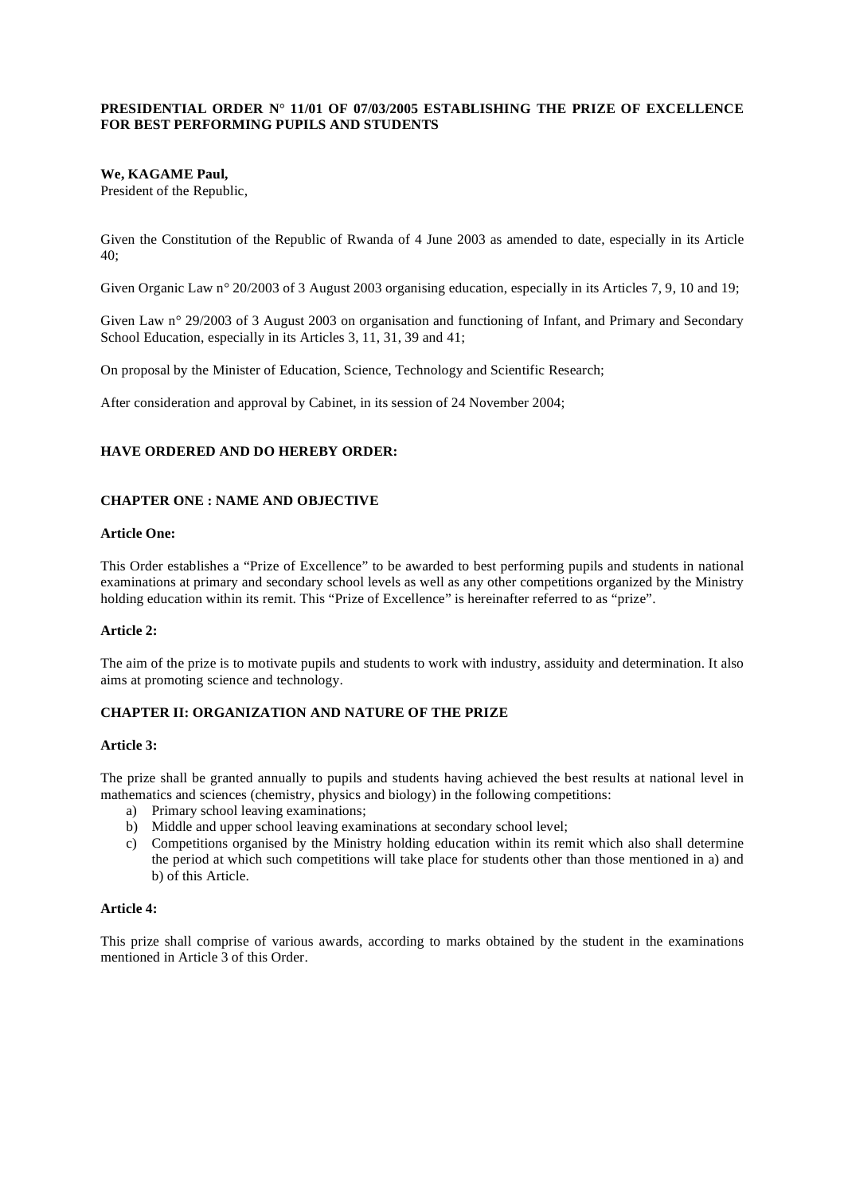**PRESIDENTIAL ORDER N° 11/01 OF 07/03/2005 ESTABLISHING THE PRIZE OF EXCELLENCE FOR BEST PERFORMING PUPILS AND STUDENTS**

**We, KAGAME Paul,**
President of the Republic,

Given the Constitution of the Republic of Rwanda of 4 June 2003 as amended to date, especially in its Article 40;

Given Organic Law n° 20/2003 of 3 August 2003 organising education, especially in its Articles 7, 9, 10 and 19;

Given Law n° 29/2003 of 3 August 2003 on organisation and functioning of Infant, and Primary and Secondary School Education, especially in its Articles 3, 11, 31, 39 and 41;

On proposal by the Minister of Education, Science, Technology and Scientific Research;

After consideration and approval by Cabinet, in its session of 24 November 2004;

**HAVE ORDERED AND DO HEREBY ORDER:**

**CHAPTER ONE : NAME AND OBJECTIVE**

**Article One:**

This Order establishes a "Prize of Excellence" to be awarded to best performing pupils and students in national examinations at primary and secondary school levels as well as any other competitions organized by the Ministry holding education within its remit. This "Prize of Excellence" is hereinafter referred to as "prize".

**Article 2:**

The aim of the prize is to motivate pupils and students to work with industry, assiduity and determination. It also aims at promoting science and technology.

**CHAPTER II: ORGANIZATION AND NATURE OF THE PRIZE**

**Article 3:**

The prize shall be granted annually to pupils and students having achieved the best results at national level in mathematics and sciences (chemistry, physics and biology) in the following competitions:

a) Primary school leaving examinations;
b) Middle and upper school leaving examinations at secondary school level;
c) Competitions organised by the Ministry holding education within its remit which also shall determine the period at which such competitions will take place for students other than those mentioned in a) and b) of this Article.

**Article 4:**

This prize shall comprise of various awards, according to marks obtained by the student in the examinations mentioned in Article 3 of this Order.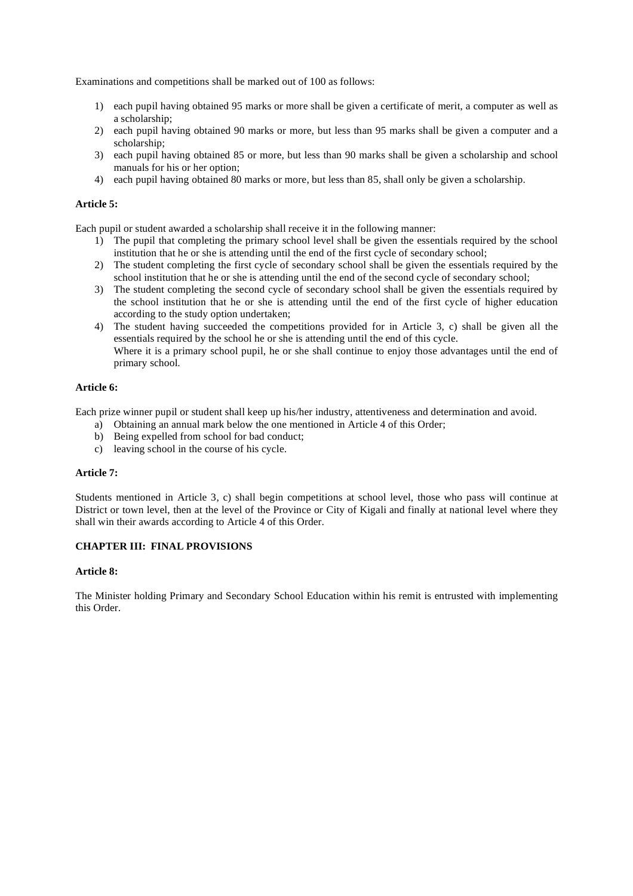Examinations and competitions shall be marked out of 100 as follows:

1) each pupil having obtained 95 marks or more shall be given a certificate of merit, a computer as well as a scholarship;
2) each pupil having obtained 90 marks or more, but less than 95 marks shall be given a computer and a scholarship;
3) each pupil having obtained 85 or more, but less than 90 marks shall be given a scholarship and school manuals for his or her option;
4) each pupil having obtained 80 marks or more, but less than 85, shall only be given a scholarship.

**Article 5:**

Each pupil or student awarded a scholarship shall receive it in the following manner:

1) The pupil that completing the primary school level shall be given the essentials required by the school institution that he or she is attending until the end of the first cycle of secondary school;
2) The student completing the first cycle of secondary school shall be given the essentials required by the school institution that he or she is attending until the end of the second cycle of secondary school;
3) The student completing the second cycle of secondary school shall be given the essentials required by the school institution that he or she is attending until the end of the first cycle of higher education according to the study option undertaken;
4) The student having succeeded the competitions provided for in Article 3, c) shall be given all the essentials required by the school he or she is attending until the end of this cycle.
   Where it is a primary school pupil, he or she shall continue to enjoy those advantages until the end of primary school.

**Article 6:**

Each prize winner pupil or student shall keep up his/her industry, attentiveness and determination and avoid.

a) Obtaining an annual mark below the one mentioned in Article 4 of this Order;
b) Being expelled from school for bad conduct;
c) leaving school in the course of his cycle.

**Article 7:**

Students mentioned in Article 3, c) shall begin competitions at school level, those who pass will continue at District or town level, then at the level of the Province or City of Kigali and finally at national level where they shall win their awards according to Article 4 of this Order.

**CHAPTER III: FINAL PROVISIONS**

**Article 8:**

The Minister holding Primary and Secondary School Education within his remit is entrusted with implementing this Order.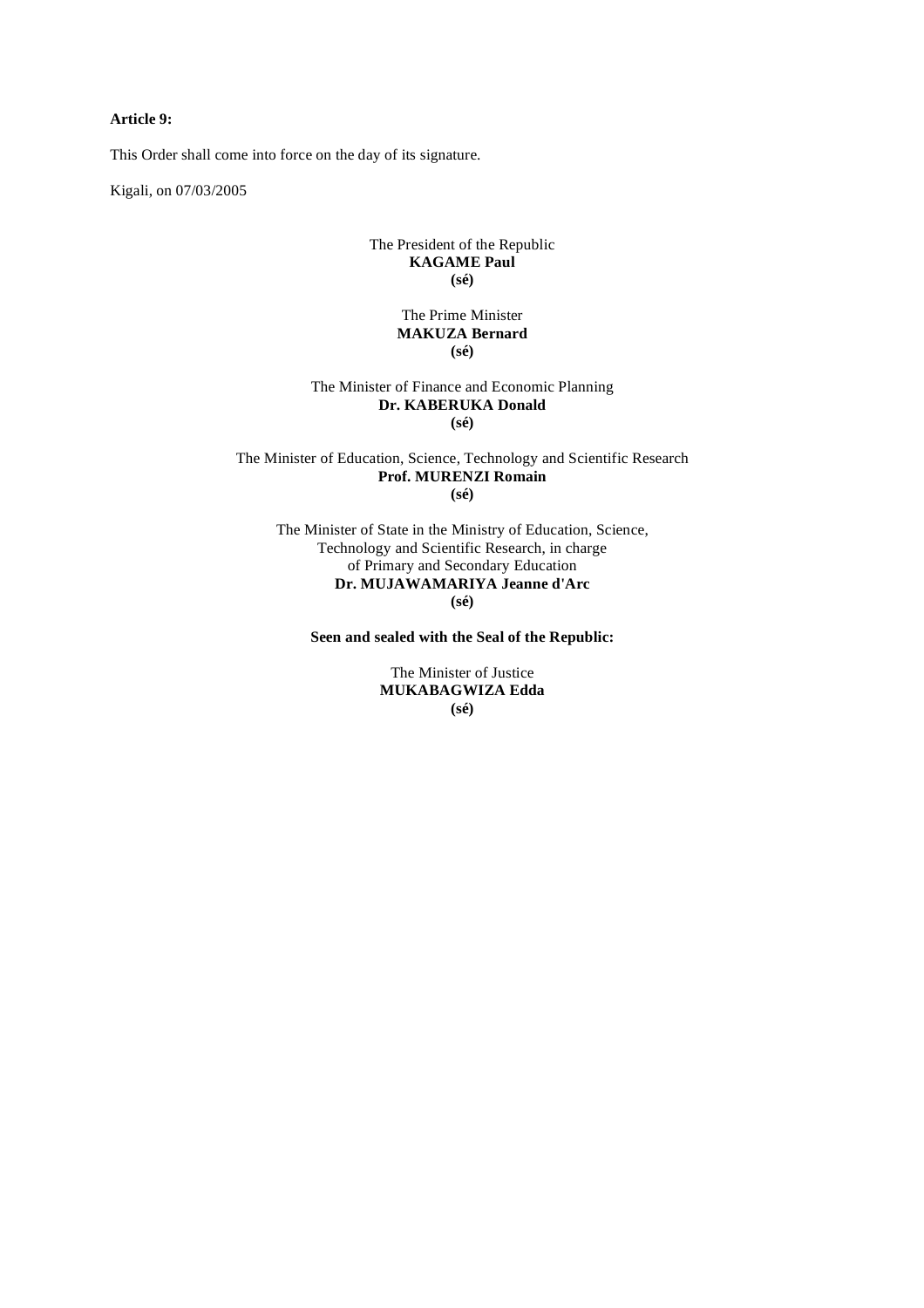**Article 9:**

This Order shall come into force on the day of its signature.

Kigali, on 07/03/2005

The President of the Republic
**KAGAME Paul**
**(sé)**

The Prime Minister
**MAKUZA Bernard**
**(sé)**

The Minister of Finance and Economic Planning
**Dr. KABERUKA Donald**
**(sé)**

The Minister of Education, Science, Technology and Scientific Research
**Prof. MURENZI Romain**
**(sé)**

The Minister of State in the Ministry of Education, Science, Technology and Scientific Research, in charge of Primary and Secondary Education
**Dr. MUJAWAMARIYA Jeanne d'Arc**
**(sé)**

**Seen and sealed with the Seal of the Republic:**

The Minister of Justice
**MUKABAGWIZA Edda**
**(sé)**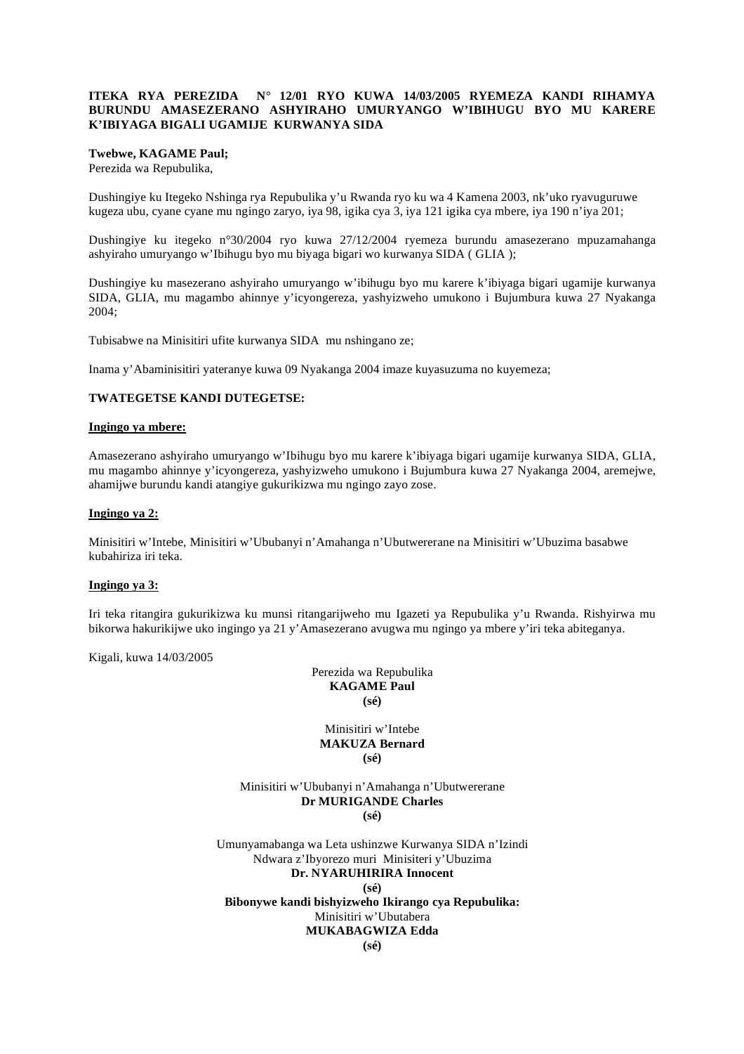**ITEKA RYA PEREZIDA N° 12/01 RYO KUWA 14/03/2005 RYEMEZA KANDI RIHAMYA BURUNDU AMASEZERANO ASHYIRAHO UMURYANGO W'IBIHUGU BYO MU KARERE K'IBIYAGA BIGALI UGAMIJE KURWANYA SIDA**

**Twebwe, KAGAME Paul;**
Perezida wa Repubulika,

Dushingiye ku Itegeko Nshinga rya Repubulika y'u Rwanda ryo ku wa 4 Kamena 2003, nk'uko ryavuguruwe kugeza ubu, cyane cyane mu ngingo zaryo, iya 98, igika cya 3, iya 121 igika cya mbere, iya 190 n'iya 201;

Dushingiye ku itegeko n°30/2004 ryo kuwa 27/12/2004 ryemeza burundu amasezerano mpuzamahanga ashyiraho umuryango w'Ibihugu byo mu biyaga bigari wo kurwanya SIDA ( GLIA );

Dushingiye ku masezerano ashyiraho umuryango w'ibihugu byo mu karere k'ibiyaga bigari ugamije kurwanya SIDA, GLIA, mu magambo ahinnye y'icyongereza, yashyizweho umukono i Bujumbura kuwa 27 Nyakanga 2004;

Tubisabwe na Minisitiri ufite kurwanya SIDA mu nshingano ze;

Inama y'Abaminisitiri yateranye kuwa 09 Nyakanga 2004 imaze kuyasuzuma no kuyemeza;

**TWATEGETSE KANDI DUTEGETSE:**

**Ingingo ya mbere:**

Amasezerano ashyiraho umuryango w'Ibihugu byo mu karere k'ibiyaga bigari ugamije kurwanya SIDA, GLIA, mu magambo ahinnye y'icyongereza, yashyizweho umukono i Bujumbura kuwa 27 Nyakanga 2004, aremejwe, ahamijwe burundu kandi atangiye gukurikizwa mu ngingo zayo zose.

**Ingingo ya 2:**

Minisitiri w'Intebe, Minisitiri w'Ububanyi n'Amahanga n'Ubutwererane na Minisitiri w'Ubuzima basabwe kubahiriza iri teka.

**Ingingo ya 3:**

Iri teka ritangira gukurikizwa ku munsi ritangarijweho mu Igazeti ya Repubulika y'u Rwanda. Rishyirwa mu bikorwa hakurikijwe uko ingingo ya 21 y'Amasezerano avugwa mu ngingo ya mbere y'iri teka abiteganya.

Kigali, kuwa 14/03/2005

Perezida wa Repubulika
**KAGAME Paul**
**(sé)**

Minisitiri w'Intebe
**MAKUZA Bernard**
**(sé)**

Minisitiri w'Ububanyi n'Amahanga n'Ubutwererane
**Dr MURIGANDE Charles**
**(sé)**

Umunyamabanga wa Leta ushinzwe Kurwanya SIDA n'Izindi Ndwara z'Ibyorezo muri Minisiteri y'Ubuzima
**Dr. NYARUHIRIRA Innocent**
**(sé)**

**Bibonywe kandi bishyizweho Ikirango cya Repubulika:**
Minisitiri w'Ubutabera
**MUKABAGWIZA Edda**
**(sé)**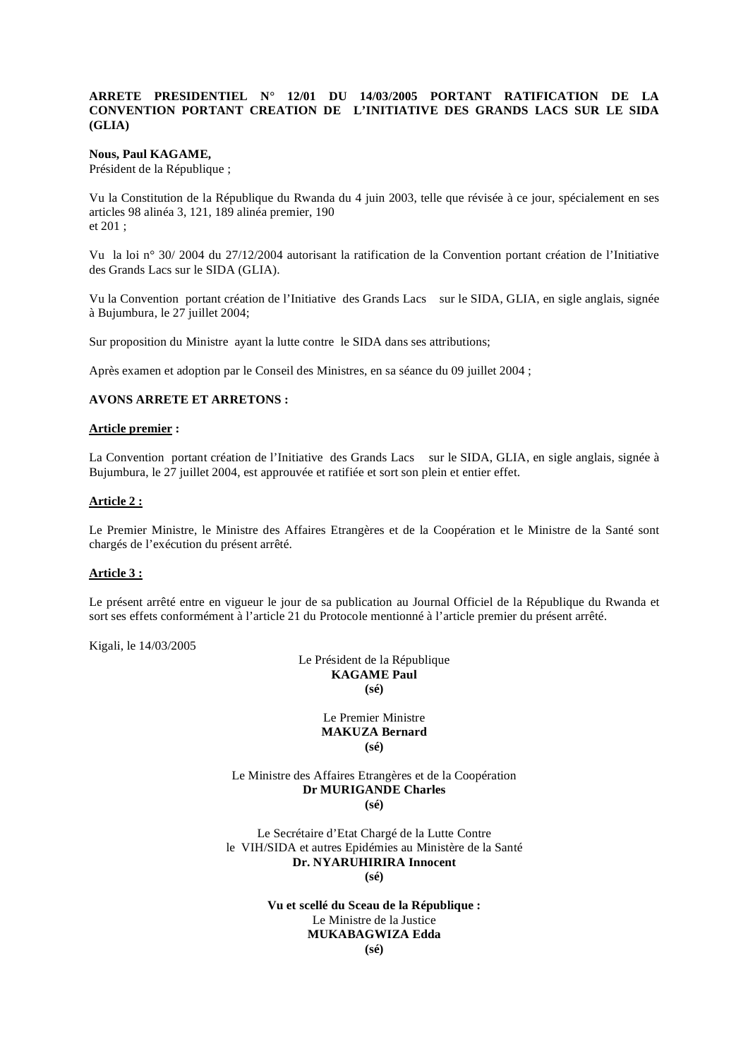**ARRETE PRESIDENTIEL N° 12/01 DU 14/03/2005 PORTANT RATIFICATION DE LA CONVENTION PORTANT CREATION DE L'INITIATIVE DES GRANDS LACS SUR LE SIDA (GLIA)**

**Nous, Paul KAGAME,**
Président de la République ;

Vu la Constitution de la République du Rwanda du 4 juin 2003, telle que révisée à ce jour, spécialement en ses articles 98 alinéa 3, 121, 189 alinéa premier, 190
et 201 ;

Vu la loi n° 30/ 2004 du 27/12/2004 autorisant la ratification de la Convention portant création de l'Initiative des Grands Lacs sur le SIDA (GLIA).

Vu la Convention portant création de l'Initiative des Grands Lacs sur le SIDA, GLIA, en sigle anglais, signée à Bujumbura, le 27 juillet 2004;

Sur proposition du Ministre ayant la lutte contre le SIDA dans ses attributions;

Après examen et adoption par le Conseil des Ministres, en sa séance du 09 juillet 2004 ;

**AVONS ARRETE ET ARRETONS :**

**Article premier :**

La Convention portant création de l'Initiative des Grands Lacs sur le SIDA, GLIA, en sigle anglais, signée à Bujumbura, le 27 juillet 2004, est approuvée et ratifiée et sort son plein et entier effet.

**Article 2 :**

Le Premier Ministre, le Ministre des Affaires Etrangères et de la Coopération et le Ministre de la Santé sont chargés de l'exécution du présent arrêté.

**Article 3 :**

Le présent arrêté entre en vigueur le jour de sa publication au Journal Officiel de la République du Rwanda et sort ses effets conformément à l'article 21 du Protocole mentionné à l'article premier du présent arrêté.

Kigali, le 14/03/2005

Le Président de la République
**KAGAME Paul**
**(sé)**

Le Premier Ministre
**MAKUZA Bernard**
**(sé)**

Le Ministre des Affaires Etrangères et de la Coopération
**Dr MURIGANDE Charles**
**(sé)**

Le Secrétaire d'Etat Chargé de la Lutte Contre le VIH/SIDA et autres Epidémies au Ministère de la Santé
**Dr. NYARUHIRIRA Innocent**
**(sé)**

**Vu et scellé du Sceau de la République :**
Le Ministre de la Justice
**MUKABAGWIZA Edda**
**(sé)**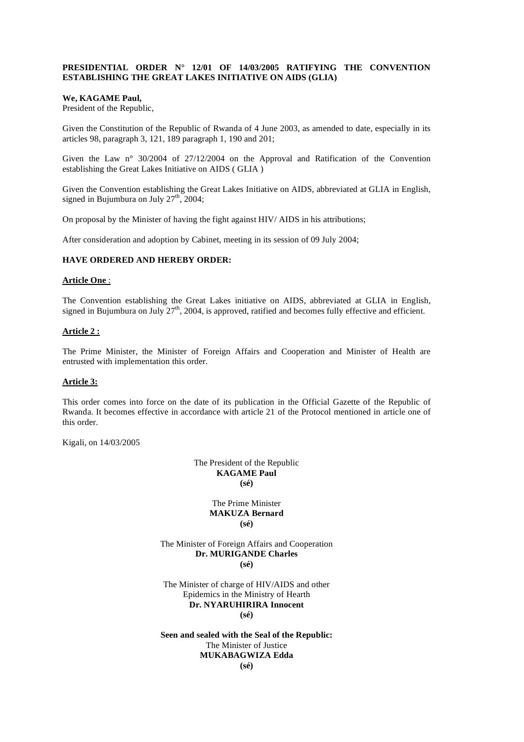**PRESIDENTIAL ORDER N° 12/01 OF 14/03/2005 RATIFYING THE CONVENTION ESTABLISHING THE GREAT LAKES INITIATIVE ON AIDS (GLIA)**

**We, KAGAME Paul,**
President of the Republic,

Given the Constitution of the Republic of Rwanda of 4 June 2003, as amended to date, especially in its articles 98, paragraph 3, 121, 189 paragraph 1, 190 and 201;

Given the Law n° 30/2004 of 27/12/2004 on the Approval and Ratification of the Convention establishing the Great Lakes Initiative on AIDS ( GLIA )

Given the Convention establishing the Great Lakes Initiative on AIDS, abbreviated at GLIA in English, signed in Bujumbura on July 27th, 2004;

On proposal by the Minister of having the fight against HIV/ AIDS in his attributions;

After consideration and adoption by Cabinet, meeting in its session of 09 July 2004;

**HAVE ORDERED AND HEREBY ORDER:**

**Article One** :

The Convention establishing the Great Lakes initiative on AIDS, abbreviated at GLIA in English, signed in Bujumbura on July 27th, 2004, is approved, ratified and becomes fully effective and efficient.

**Article 2 :**

The Prime Minister, the Minister of Foreign Affairs and Cooperation and Minister of Health are entrusted with implementation this order.

**Article 3:**

This order comes into force on the date of its publication in the Official Gazette of the Republic of Rwanda. It becomes effective in accordance with article 21 of the Protocol mentioned in article one of this order.

Kigali, on 14/03/2005

The President of the Republic
**KAGAME Paul**
**(sé)**

The Prime Minister
**MAKUZA Bernard**
**(sé)**

The Minister of Foreign Affairs and Cooperation
**Dr. MURIGANDE Charles**
**(sé)**

The Minister of charge of HIV/AIDS and other Epidemics in the Ministry of Hearth
**Dr. NYARUHIRIRA Innocent**
**(sé)**

**Seen and sealed with the Seal of the Republic:**
The Minister of Justice
**MUKABAGWIZA Edda**
**(sé)**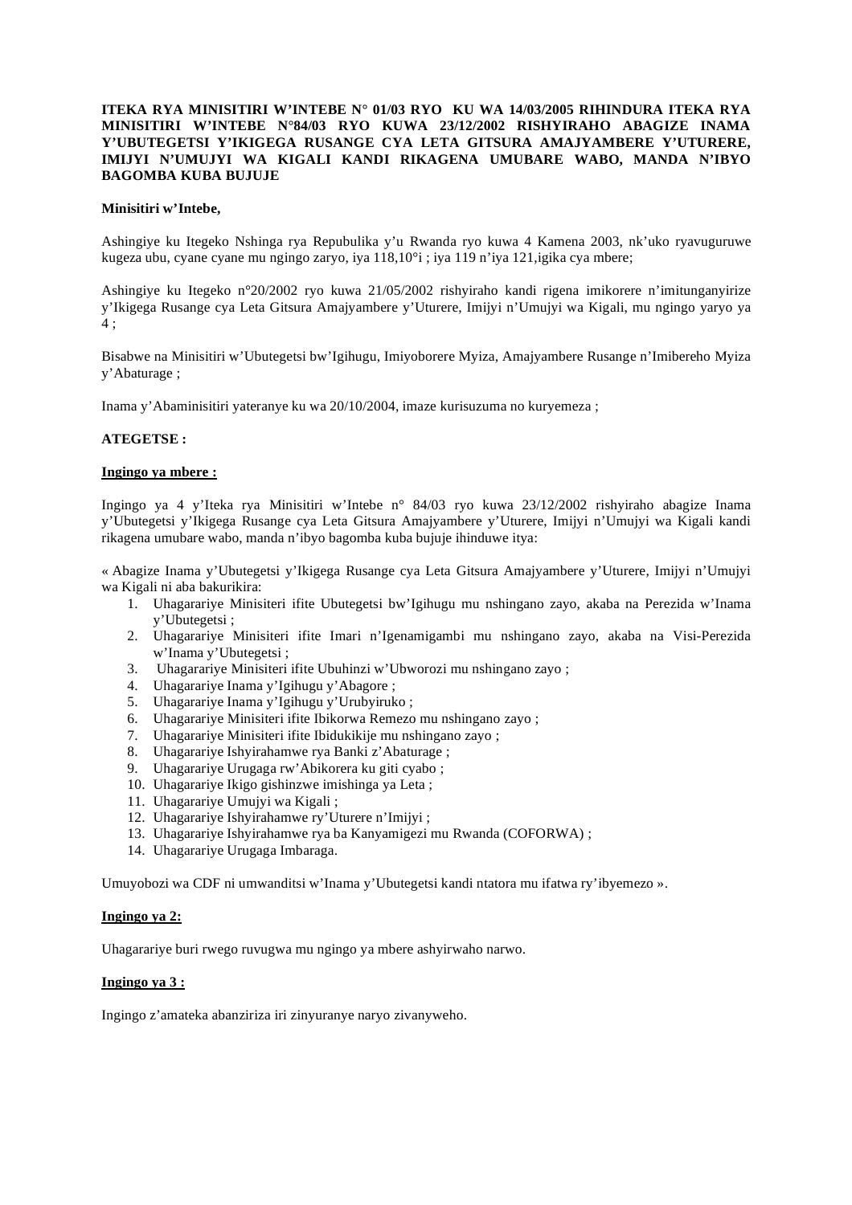**ITEKA RYA MINISITIRI W'INTEBE N° 01/03 RYO KU WA 14/03/2005 RIHINDURA ITEKA RYA MINISITIRI W'INTEBE N°84/03 RYO KUWA 23/12/2002 RISHYIRAHO ABAGIZE INAMA Y'UBUTEGETSI Y'IKIGEGA RUSANGE CYA LETA GITSURA AMAJYAMBERE Y'UTURERE, IMIJYI N'UMUJYI WA KIGALI KANDI RIKAGENA UMUBARE WABO, MANDA N'IBYO BAGOMBA KUBA BUJUJE**

**Minisitiri w'Intebe,**

Ashingiye ku Itegeko Nshinga rya Repubulika y'u Rwanda ryo kuwa 4 Kamena 2003, nk'uko ryavuguruwe kugeza ubu, cyane cyane mu ngingo zaryo, iya 118,10°i ; iya 119 n'iya 121,igika cya mbere;

Ashingiye ku Itegeko n°20/2002 ryo kuwa 21/05/2002 rishyiraho kandi rigena imikorere n'imitunganyirize y'Ikigega Rusange cya Leta Gitsura Amajyambere y'Uturere, Imijyi n'Umujyi wa Kigali, mu ngingo yaryo ya 4 ;

Bisabwe na Minisitiri w'Ubutegetsi bw'Igihugu, Imiyoborere Myiza, Amajyambere Rusange n'Imibereho Myiza y'Abaturage ;

Inama y'Abaminisitiri yateranye ku wa 20/10/2004, imaze kurisuzuma no kuryemeza ;

**ATEGETSE :**

**Ingingo ya mbere :**

Ingingo ya 4 y'Iteka rya Minisitiri w'Intebe n° 84/03 ryo kuwa 23/12/2002 rishyiraho abagize Inama y'Ubutegetsi y'Ikigega Rusange cya Leta Gitsura Amajyambere y'Uturere, Imijyi n'Umujyi wa Kigali kandi rikagena umubare wabo, manda n'ibyo bagomba kuba bujuje ihinduwe itya:

« Abagize Inama y'Ubutegetsi y'Ikigega Rusange cya Leta Gitsura Amajyambere y'Uturere, Imijyi n'Umujyi wa Kigali ni aba bakurikira:

1. Uhagarariye Minisiteri ifite Ubutegetsi bw'Igihugu mu nshingano zayo, akaba na Perezida w'Inama y'Ubutegetsi ;
2. Uhagarariye Minisiteri ifite Imari n'Igenamigambi mu nshingano zayo, akaba na Visi-Perezida w'Inama y'Ubutegetsi ;
3. Uhagarariye Minisiteri ifite Ubuhinzi w'Ubworozi mu nshingano zayo ;
4. Uhagarariye Inama y'Igihugu y'Abagore ;
5. Uhagarariye Inama y'Igihugu y'Urubyiruko ;
6. Uhagarariye Minisiteri ifite Ibikorwa Remezo mu nshingano zayo ;
7. Uhagarariye Minisiteri ifite Ibidukikije mu nshingano zayo ;
8. Uhagarariye Ishyirahamwe rya Banki z'Abaturage ;
9. Uhagarariye Urugaga rw'Abikorera ku giti cyabo ;
10. Uhagarariye Ikigo gishinzwe imishinga ya Leta ;
11. Uhagarariye Umujyi wa Kigali ;
12. Uhagarariye Ishyirahamwe ry'Uturere n'Imijyi ;
13. Uhagarariye Ishyirahamwe rya ba Kanyamigezi mu Rwanda (COFORWA) ;
14. Uhagarariye Urugaga Imbaraga.

Umuyobozi wa CDF ni umwanditsi w'Inama y'Ubutegetsi kandi ntatora mu ifatwa ry'ibyemezo ».

**Ingingo ya 2:**

Uhagarariye buri rwego ruvugwa mu ngingo ya mbere ashyirwaho narwo.

**Ingingo ya 3 :**

Ingingo z'amateka abanziriza iri zinyuranye naryo zivanyweho.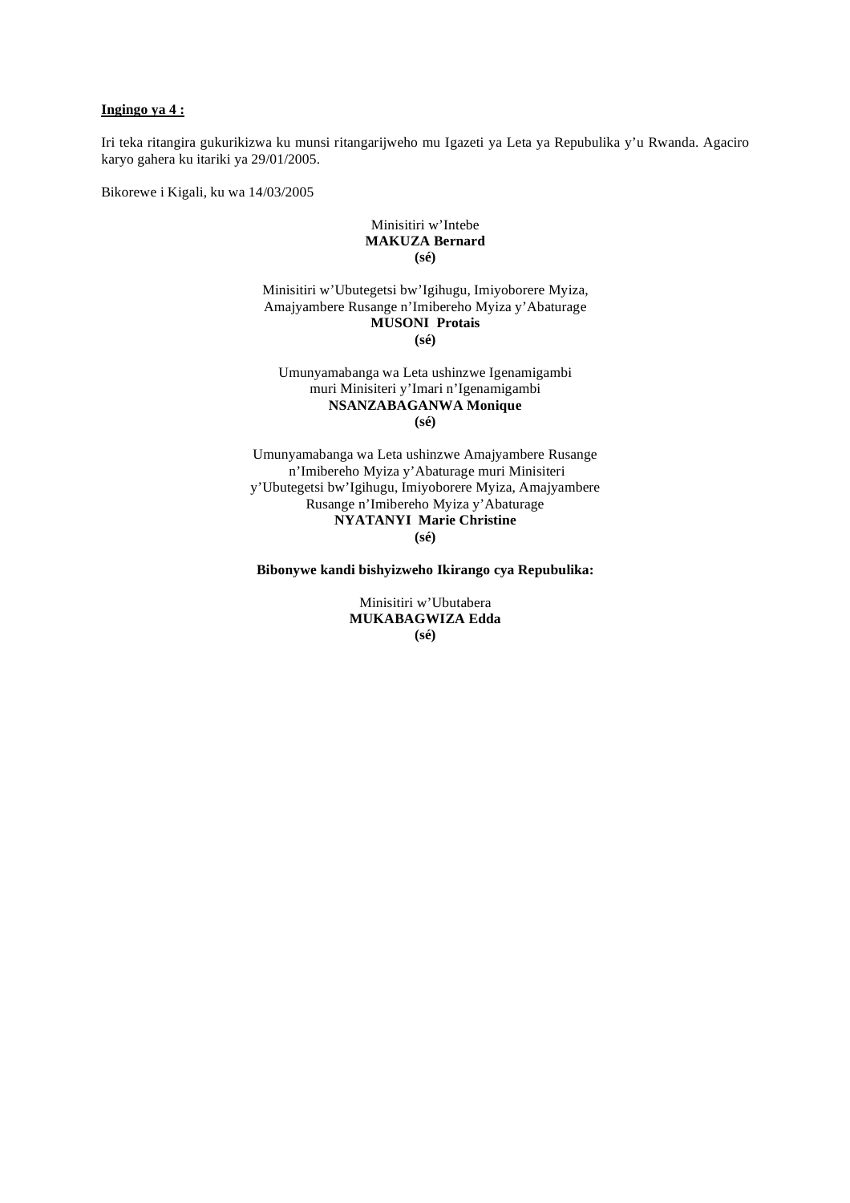<u>**Ingingo ya 4 :**</u>

Iri teka ritangira gukurikizwa ku munsi ritangarijweho mu Igazeti ya Leta ya Repubulika y'u Rwanda. Agaciro karyo gahera ku itariki ya 29/01/2005.

Bikorewe i Kigali, ku wa 14/03/2005

Minisitiri w'Intebe
**MAKUZA Bernard**
**(sé)**

Minisitiri w'Ubutegetsi bw'Igihugu, Imiyoborere Myiza,
Amajyambere Rusange n'Imibereho Myiza y'Abaturage
**MUSONI Protais**
**(sé)**

Umunyamabanga wa Leta ushinzwe Igenamigambi
muri Minisiteri y'Imari n'Igenamigambi
**NSANZABAGANWA Monique**
**(sé)**

Umunyamabanga wa Leta ushinzwe Amajyambere Rusange
n'Imibereho Myiza y'Abaturage muri Minisiteri
y'Ubutegetsi bw'Igihugu, Imiyoborere Myiza, Amajyambere
Rusange n'Imibereho Myiza y'Abaturage
**NYATANYI Marie Christine**
**(sé)**

**Bibonywe kandi bishyizweho Ikirango cya Repubulika:**

Minisitiri w'Ubutabera
**MUKABAGWIZA Edda**
**(sé)**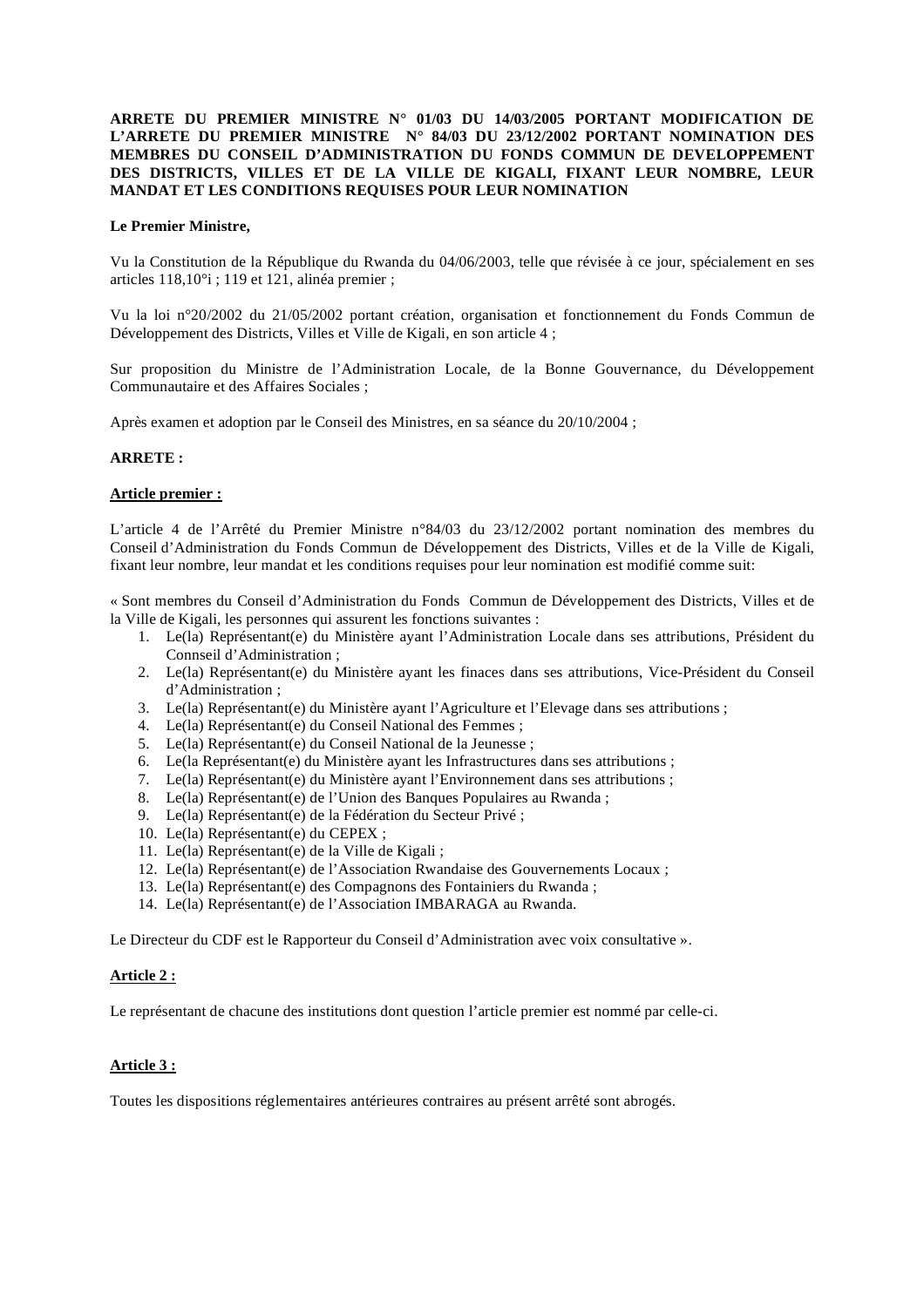**ARRETE DU PREMIER MINISTRE N° 01/03 DU 14/03/2005 PORTANT MODIFICATION DE L'ARRETE DU PREMIER MINISTRE N° 84/03 DU 23/12/2002 PORTANT NOMINATION DES MEMBRES DU CONSEIL D'ADMINISTRATION DU FONDS COMMUN DE DEVELOPPEMENT DES DISTRICTS, VILLES ET DE LA VILLE DE KIGALI, FIXANT LEUR NOMBRE, LEUR MANDAT ET LES CONDITIONS REQUISES POUR LEUR NOMINATION**

**Le Premier Ministre,**

Vu la Constitution de la République du Rwanda du 04/06/2003, telle que révisée à ce jour, spécialement en ses articles 118,10°i ; 119 et 121, alinéa premier ;

Vu la loi n°20/2002 du 21/05/2002 portant création, organisation et fonctionnement du Fonds Commun de Développement des Districts, Villes et Ville de Kigali, en son article 4 ;

Sur proposition du Ministre de l'Administration Locale, de la Bonne Gouvernance, du Développement Communautaire et des Affaires Sociales ;

Après examen et adoption par le Conseil des Ministres, en sa séance du 20/10/2004 ;

**ARRETE :**

**Article premier :**

L'article 4 de l'Arrêté du Premier Ministre n°84/03 du 23/12/2002 portant nomination des membres du Conseil d'Administration du Fonds Commun de Développement des Districts, Villes et de la Ville de Kigali, fixant leur nombre, leur mandat et les conditions requises pour leur nomination est modifié comme suit:

« Sont membres du Conseil d'Administration du Fonds Commun de Développement des Districts, Villes et de la Ville de Kigali, les personnes qui assurent les fonctions suivantes :

1. Le(la) Représentant(e) du Ministère ayant l'Administration Locale dans ses attributions, Président du Connseil d'Administration ;
2. Le(la) Représentant(e) du Ministère ayant les finaces dans ses attributions, Vice-Président du Conseil d'Administration ;
3. Le(la) Représentant(e) du Ministère ayant l'Agriculture et l'Elevage dans ses attributions ;
4. Le(la) Représentant(e) du Conseil National des Femmes ;
5. Le(la) Représentant(e) du Conseil National de la Jeunesse ;
6. Le(la Représentant(e) du Ministère ayant les Infrastructures dans ses attributions ;
7. Le(la) Représentant(e) du Ministère ayant l'Environnement dans ses attributions ;
8. Le(la) Représentant(e) de l'Union des Banques Populaires au Rwanda ;
9. Le(la) Représentant(e) de la Fédération du Secteur Privé ;
10. Le(la) Représentant(e) du CEPEX ;
11. Le(la) Représentant(e) de la Ville de Kigali ;
12. Le(la) Représentant(e) de l'Association Rwandaise des Gouvernements Locaux ;
13. Le(la) Représentant(e) des Compagnons des Fontainiers du Rwanda ;
14. Le(la) Représentant(e) de l'Association IMBARAGA au Rwanda.

Le Directeur du CDF est le Rapporteur du Conseil d'Administration avec voix consultative ».

**Article 2 :**

Le représentant de chacune des institutions dont question l'article premier est nommé par celle-ci.

**Article 3 :**

Toutes les dispositions réglementaires antérieures contraires au présent arrêté sont abrogés.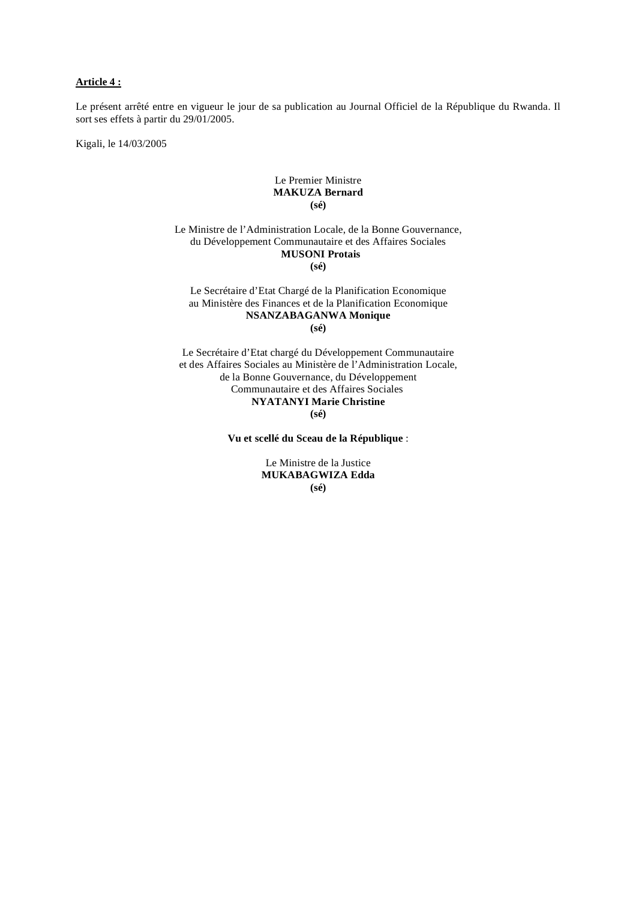**Article 4 :**

Le présent arrêté entre en vigueur le jour de sa publication au Journal Officiel de la République du Rwanda. Il sort ses effets à partir du 29/01/2005.

Kigali, le 14/03/2005

Le Premier Ministre
**MAKUZA Bernard**
**(sé)**

Le Ministre de l'Administration Locale, de la Bonne Gouvernance, du Développement Communautaire et des Affaires Sociales
**MUSONI Protais**
**(sé)**

Le Secrétaire d'Etat Chargé de la Planification Economique au Ministère des Finances et de la Planification Economique
**NSANZABAGANWA Monique**
**(sé)**

Le Secrétaire d'Etat chargé du Développement Communautaire et des Affaires Sociales au Ministère de l'Administration Locale, de la Bonne Gouvernance, du Développement Communautaire et des Affaires Sociales
**NYATANYI Marie Christine**
**(sé)**

**Vu et scellé du Sceau de la République** :

Le Ministre de la Justice
**MUKABAGWIZA Edda**
**(sé)**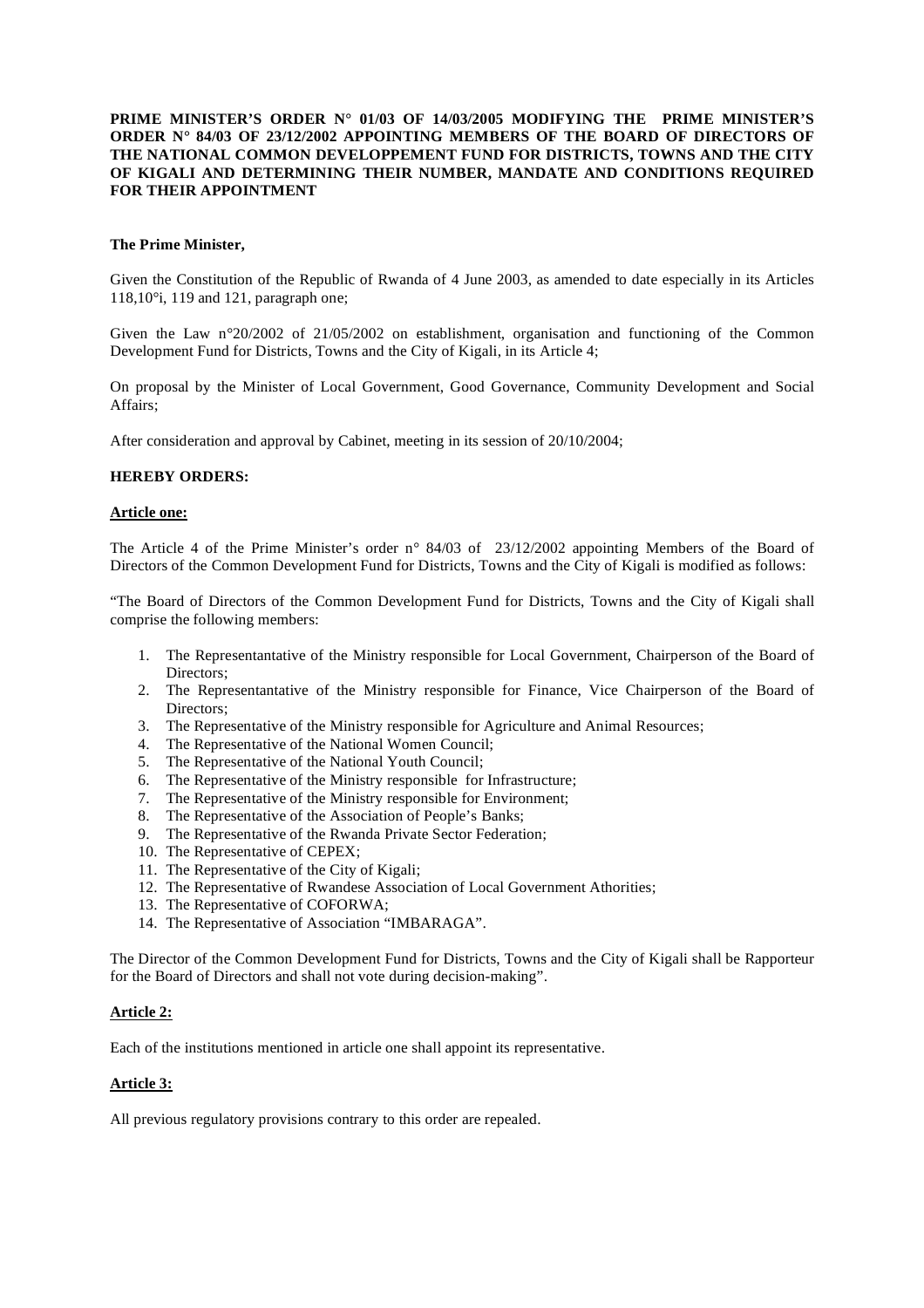**PRIME MINISTER'S ORDER N° 01/03 OF 14/03/2005 MODIFYING THE PRIME MINISTER'S ORDER N° 84/03 OF 23/12/2002 APPOINTING MEMBERS OF THE BOARD OF DIRECTORS OF THE NATIONAL COMMON DEVELOPPEMENT FUND FOR DISTRICTS, TOWNS AND THE CITY OF KIGALI AND DETERMINING THEIR NUMBER, MANDATE AND CONDITIONS REQUIRED FOR THEIR APPOINTMENT**

**The Prime Minister,**

Given the Constitution of the Republic of Rwanda of 4 June 2003, as amended to date especially in its Articles 118,10°i, 119 and 121, paragraph one;

Given the Law n°20/2002 of 21/05/2002 on establishment, organisation and functioning of the Common Development Fund for Districts, Towns and the City of Kigali, in its Article 4;

On proposal by the Minister of Local Government, Good Governance, Community Development and Social Affairs;

After consideration and approval by Cabinet, meeting in its session of 20/10/2004;

**HEREBY ORDERS:**

**Article one:**

The Article 4 of the Prime Minister's order n° 84/03 of 23/12/2002 appointing Members of the Board of Directors of the Common Development Fund for Districts, Towns and the City of Kigali is modified as follows:

"The Board of Directors of the Common Development Fund for Districts, Towns and the City of Kigali shall comprise the following members:

1. The Representantative of the Ministry responsible for Local Government, Chairperson of the Board of Directors;
2. The Representantative of the Ministry responsible for Finance, Vice Chairperson of the Board of Directors;
3. The Representative of the Ministry responsible for Agriculture and Animal Resources;
4. The Representative of the National Women Council;
5. The Representative of the National Youth Council;
6. The Representative of the Ministry responsible for Infrastructure;
7. The Representative of the Ministry responsible for Environment;
8. The Representative of the Association of People's Banks;
9. The Representative of the Rwanda Private Sector Federation;
10. The Representative of CEPEX;
11. The Representative of the City of Kigali;
12. The Representative of Rwandese Association of Local Government Athorities;
13. The Representative of COFORWA;
14. The Representative of Association "IMBARAGA".

The Director of the Common Development Fund for Districts, Towns and the City of Kigali shall be Rapporteur for the Board of Directors and shall not vote during decision-making".

**Article 2:**

Each of the institutions mentioned in article one shall appoint its representative.

**Article 3:**

All previous regulatory provisions contrary to this order are repealed.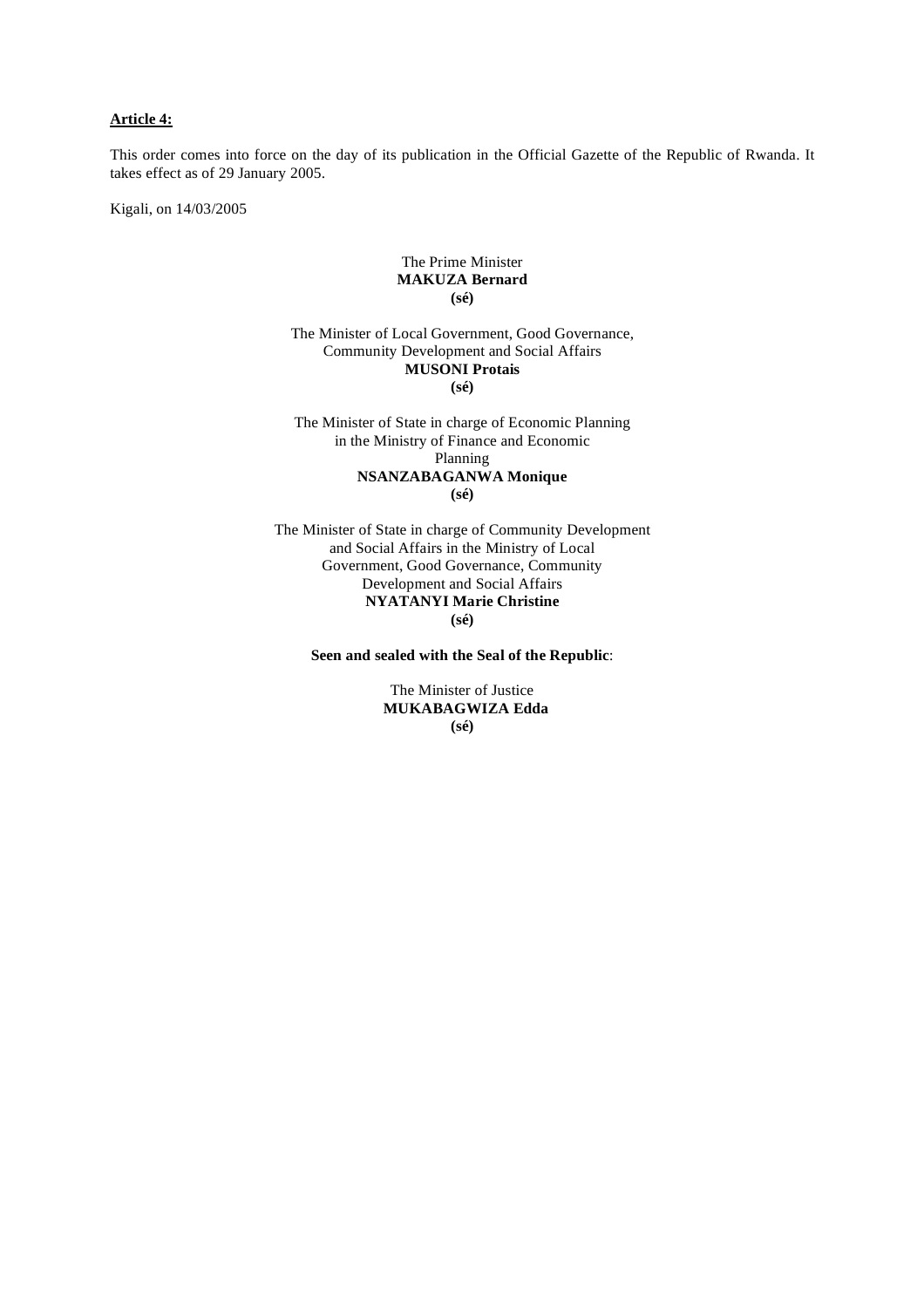**Article 4:**

This order comes into force on the day of its publication in the Official Gazette of the Republic of Rwanda. It takes effect as of 29 January 2005.

Kigali, on 14/03/2005

The Prime Minister
**MAKUZA Bernard**
**(sé)**

The Minister of Local Government, Good Governance, Community Development and Social Affairs
**MUSONI Protais**
**(sé)**

The Minister of State in charge of Economic Planning in the Ministry of Finance and Economic Planning
**NSANZABAGANWA Monique**
**(sé)**

The Minister of State in charge of Community Development and Social Affairs in the Ministry of Local Government, Good Governance, Community Development and Social Affairs
**NYATANYI Marie Christine**
**(sé)**

**Seen and sealed with the Seal of the Republic**:

The Minister of Justice
**MUKABAGWIZA Edda**
**(sé)**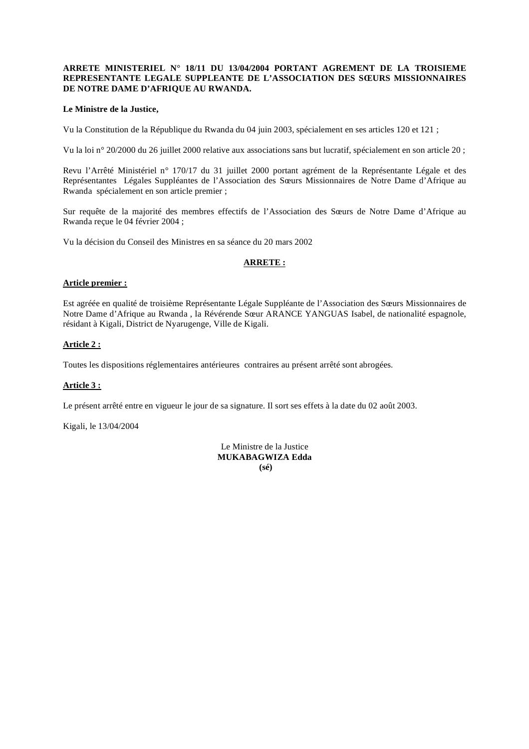**ARRETE MINISTERIEL N° 18/11 DU 13/04/2004 PORTANT AGREMENT DE LA TROISIEME REPRESENTANTE LEGALE SUPPLEANTE DE L'ASSOCIATION DES SŒURS MISSIONNAIRES DE NOTRE DAME D'AFRIQUE AU RWANDA.**

**Le Ministre de la Justice,**

Vu la Constitution de la République du Rwanda du 04 juin 2003, spécialement en ses articles 120 et 121 ;

Vu la loi n° 20/2000 du 26 juillet 2000 relative aux associations sans but lucratif, spécialement en son article 20 ;

Revu l'Arrêté Ministériel n° 170/17 du 31 juillet 2000 portant agrément de la Représentante Légale et des Représentantes Légales Suppléantes de l'Association des Sœurs Missionnaires de Notre Dame d'Afrique au Rwanda spécialement en son article premier ;

Sur requête de la majorité des membres effectifs de l'Association des Sœurs de Notre Dame d'Afrique au Rwanda reçue le 04 février 2004 ;

Vu la décision du Conseil des Ministres en sa séance du 20 mars 2002

**ARRETE :**

**Article premier :**

Est agréée en qualité de troisième Représentante Légale Suppléante de l'Association des Sœurs Missionnaires de Notre Dame d'Afrique au Rwanda , la Révérende Sœur ARANCE YANGUAS Isabel, de nationalité espagnole, résidant à Kigali, District de Nyarugenge, Ville de Kigali.

**Article 2 :**

Toutes les dispositions réglementaires antérieures contraires au présent arrêté sont abrogées.

**Article 3 :**

Le présent arrêté entre en vigueur le jour de sa signature. Il sort ses effets à la date du 02 août 2003.

Kigali, le 13/04/2004

Le Ministre de la Justice
**MUKABAGWIZA Edda**
**(sé)**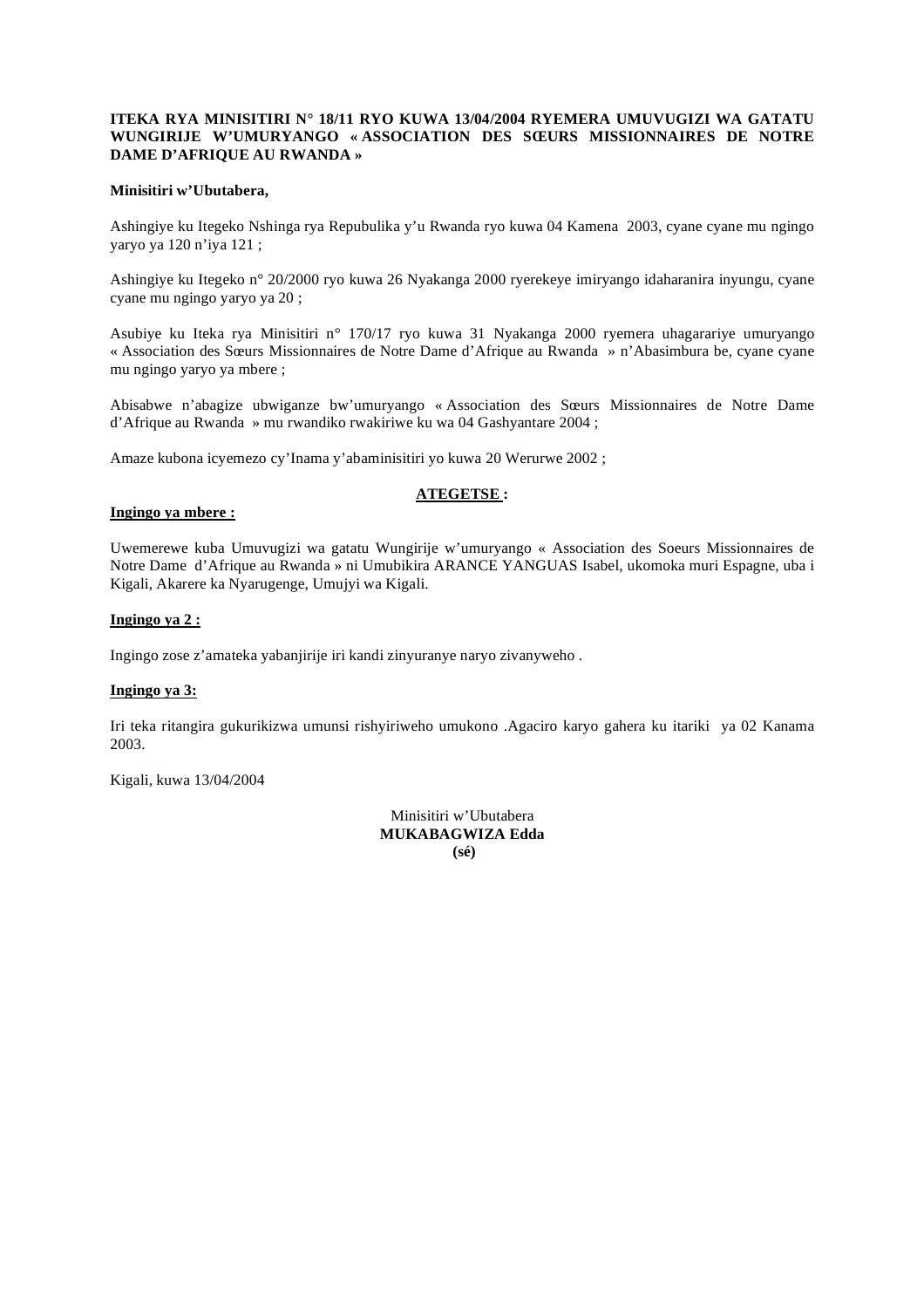**ITEKA RYA MINISITIRI N° 18/11 RYO KUWA 13/04/2004 RYEMERA UMUVUGIZI WA GATATU WUNGIRIJE W'UMURYANGO « ASSOCIATION DES SŒURS MISSIONNAIRES DE NOTRE DAME D'AFRIQUE AU RWANDA »**

**Minisitiri w'Ubutabera,**

Ashingiye ku Itegeko Nshinga rya Repubulika y'u Rwanda ryo kuwa 04 Kamena 2003, cyane cyane mu ngingo yaryo ya 120 n'iya 121 ;

Ashingiye ku Itegeko n° 20/2000 ryo kuwa 26 Nyakanga 2000 ryerekeye imiryango idaharanira inyungu, cyane cyane mu ngingo yaryo ya 20 ;

Asubiye ku Iteka rya Minisitiri n° 170/17 ryo kuwa 31 Nyakanga 2000 ryemera uhagarariye umuryango « Association des Sœurs Missionnaires de Notre Dame d'Afrique au Rwanda » n'Abasimbura be, cyane cyane mu ngingo yaryo ya mbere ;

Abisabwe n'abagize ubwiganze bw'umuryango « Association des Sœurs Missionnaires de Notre Dame d'Afrique au Rwanda » mu rwandiko rwakiriwe ku wa 04 Gashyantare 2004 ;

Amaze kubona icyemezo cy'Inama y'abaminisitiri yo kuwa 20 Werurwe 2002 ;

**ATEGETSE :**

**Ingingo ya mbere :**

Uwemerewe kuba Umuvugizi wa gatatu Wungirije w'umuryango « Association des Soeurs Missionnaires de Notre Dame d'Afrique au Rwanda » ni Umubikira ARANCE YANGUAS Isabel, ukomoka muri Espagne, uba i Kigali, Akarere ka Nyarugenge, Umujyi wa Kigali.

**Ingingo ya 2 :**

Ingingo zose z'amateka yabanjirije iri kandi zinyuranye naryo zivanyweho .

**Ingingo ya 3:**

Iri teka ritangira gukurikizwa umunsi rishyiriweho umukono .Agaciro karyo gahera ku itariki ya 02 Kanama 2003.

Kigali, kuwa 13/04/2004

Minisitiri w'Ubutabera
**MUKABAGWIZA Edda**
**(sé)**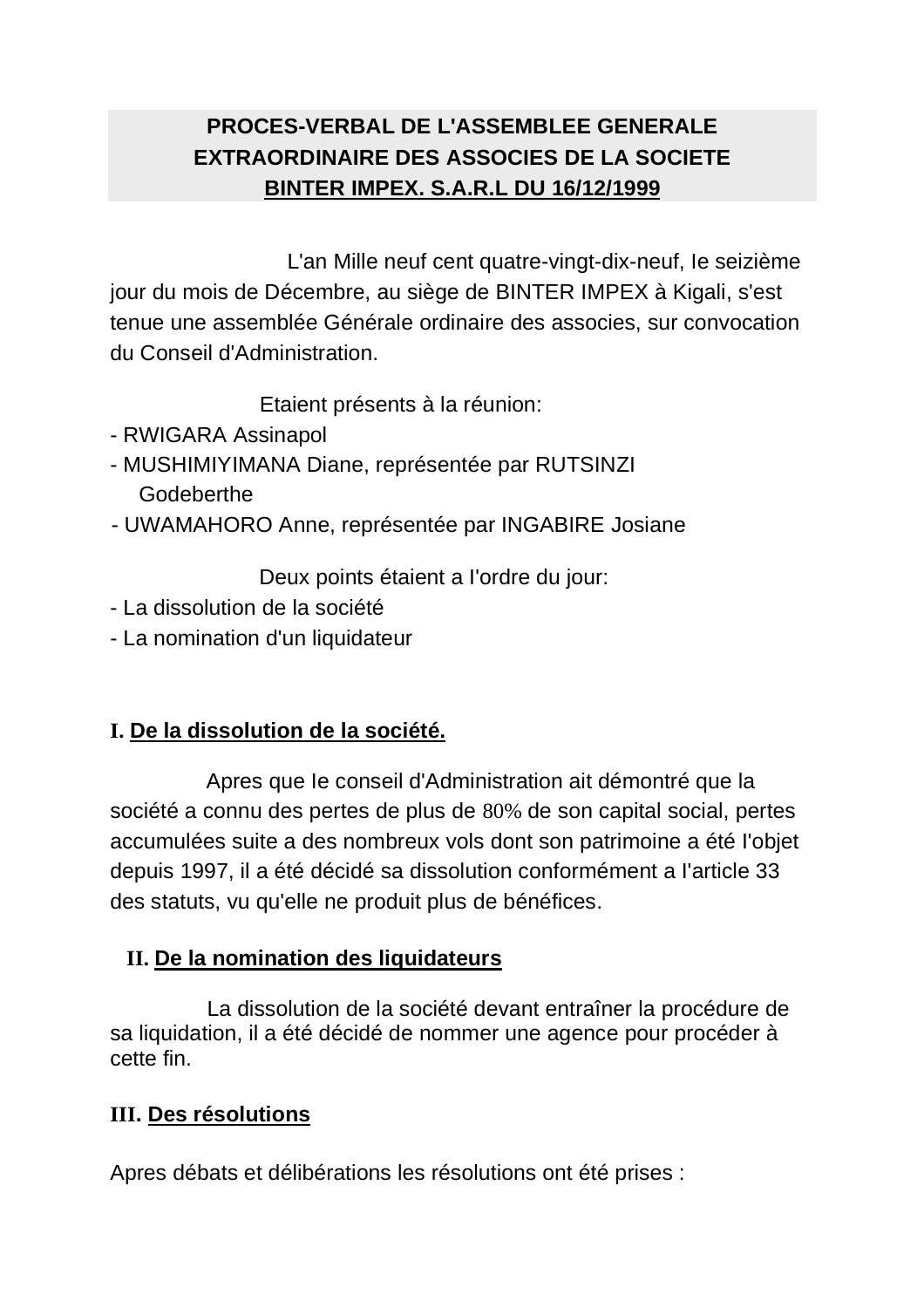**PROCES-VERBAL DE L'ASSEMBLEE GENERALE EXTRAORDINAIRE DES ASSOCIES DE LA SOCIETE BINTER IMPEX. S.A.R.L DU 16/12/1999**

L'an Mille neuf cent quatre-vingt-dix-neuf, Ie seizième jour du mois de Décembre, au siège de BINTER IMPEX à Kigali, s'est tenue une assemblée Générale ordinaire des associes, sur convocation du Conseil d'Administration.

Etaient présents à la réunion:

- RWIGARA Assinapol
- MUSHIMIYIMANA Diane, représentée par RUTSINZI Godeberthe
- UWAMAHORO Anne, représentée par INGABIRE Josiane

Deux points étaient a I'ordre du jour:

- La dissolution de la société
- La nomination d'un liquidateur

**I. De la dissolution de la société.**

Apres que Ie conseil d'Administration ait démontré que la société a connu des pertes de plus de 80% de son capital social, pertes accumulées suite a des nombreux vols dont son patrimoine a été I'objet depuis 1997, il a été décidé sa dissolution conformément a l'article 33 des statuts, vu qu'elle ne produit plus de bénéfices.

**II. De la nomination des liquidateurs**

La dissolution de la société devant entraîner la procédure de sa liquidation, il a été décidé de nommer une agence pour procéder à cette fin.

**III. Des résolutions**

Apres débats et délibérations les résolutions ont été prises :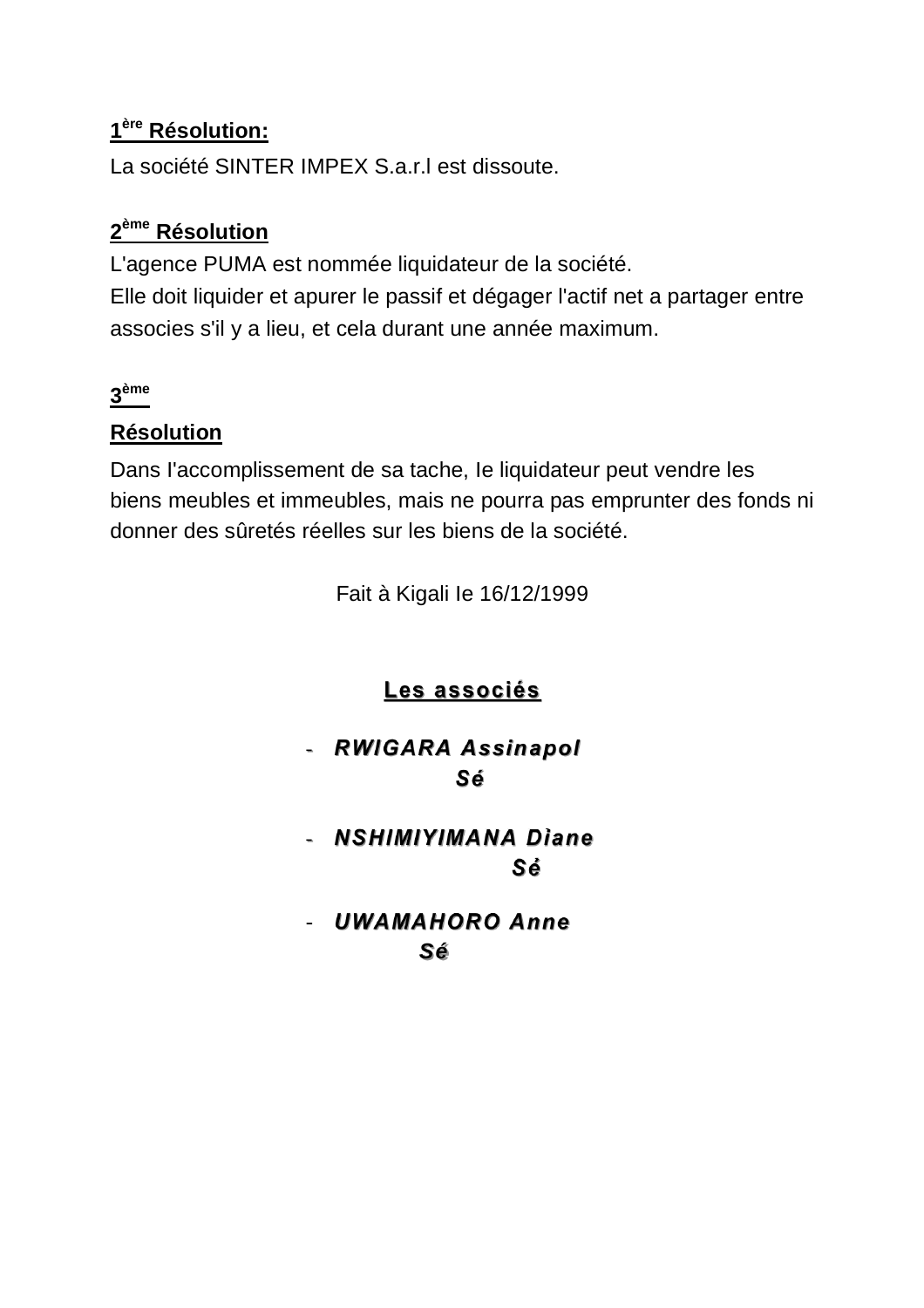**1ère Résolution:**

La société SINTER IMPEX S.a.r.l est dissoute.

**2ème Résolution**

L'agence PUMA est nommée liquidateur de la société.
Elle doit liquider et apurer le passif et dégager l'actif net a partager entre associes s'il y a lieu, et cela durant une année maximum.

**3ème Résolution**

Dans l'accomplissement de sa tache, Ie liquidateur peut vendre les biens meubles et immeubles, mais ne pourra pas emprunter des fonds ni donner des sûretés réelles sur les biens de la société.

Fait à Kigali Ie 16/12/1999

**Les associés**

- ***RWIGARA Assinapol***
  ***Sé***
- ***NSHIMIYIMANA Diane***
  ***Sé***
- ***UWAMAHORO Anne***
  ***Sé***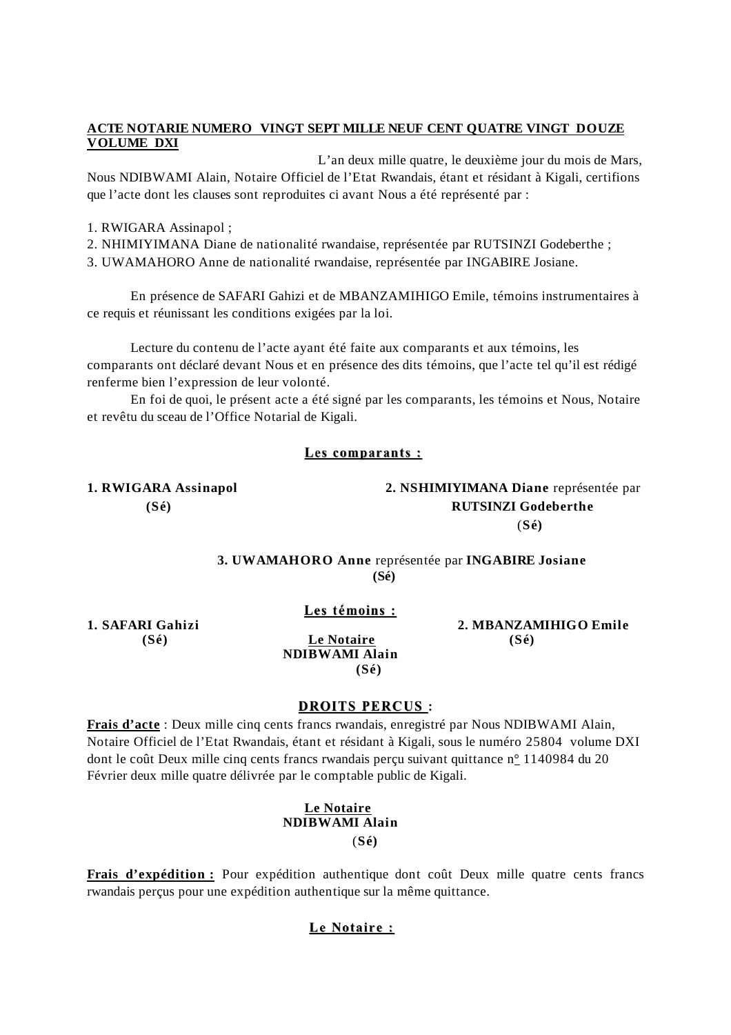**ACTE NOTARIE NUMERO VINGT SEPT MILLE NEUF CENT QUATRE VINGT DOUZE VOLUME DXI**

L'an deux mille quatre, le deuxième jour du mois de Mars, Nous NDIBWAMI Alain, Notaire Officiel de l'Etat Rwandais, étant et résidant à Kigali, certifions que l'acte dont les clauses sont reproduites ci avant Nous a été représenté par :

1. RWIGARA Assinapol ;
2. NHIMIYIMANA Diane de nationalité rwandaise, représentée par RUTSINZI Godeberthe ;
3. UWAMAHORO Anne de nationalité rwandaise, représentée par INGABIRE Josiane.

En présence de SAFARI Gahizi et de MBANZAMIHIGO Emile, témoins instrumentaires à ce requis et réunissant les conditions exigées par la loi.

Lecture du contenu de l'acte ayant été faite aux comparants et aux témoins, les comparants ont déclaré devant Nous et en présence des dits témoins, que l'acte tel qu'il est rédigé renferme bien l'expression de leur volonté.

En foi de quoi, le présent acte a été signé par les comparants, les témoins et Nous, Notaire et revêtu du sceau de l'Office Notarial de Kigali.

**Les comparants :**

**1. RWIGARA Assinapol**
**(Sé)**

**2. NSHIMIYIMANA Diane** représentée par **RUTSINZI Godeberthe**
(**Sé)**

**3. UWAMAHORO Anne** représentée par **INGABIRE Josiane**
**(Sé)**

**Les témoins :**

**1. SAFARI Gahizi**
**(Sé)**

**2. MBANZAMIHIGO Emile**
**(Sé)**

**Le Notaire**
**NDIBWAMI Alain**
**(Sé)**

**DROITS PERCUS :**

**Frais d'acte** : Deux mille cinq cents francs rwandais, enregistré par Nous NDIBWAMI Alain, Notaire Officiel de l'Etat Rwandais, étant et résidant à Kigali, sous le numéro 25804 volume DXI dont le coût Deux mille cinq cents francs rwandais perçu suivant quittance n° 1140984 du 20 Février deux mille quatre délivrée par le comptable public de Kigali.

**Le Notaire**
**NDIBWAMI Alain**
(**Sé)**

**Frais d'expédition :** Pour expédition authentique dont coût Deux mille quatre cents francs rwandais perçus pour une expédition authentique sur la même quittance.

**Le Notaire :**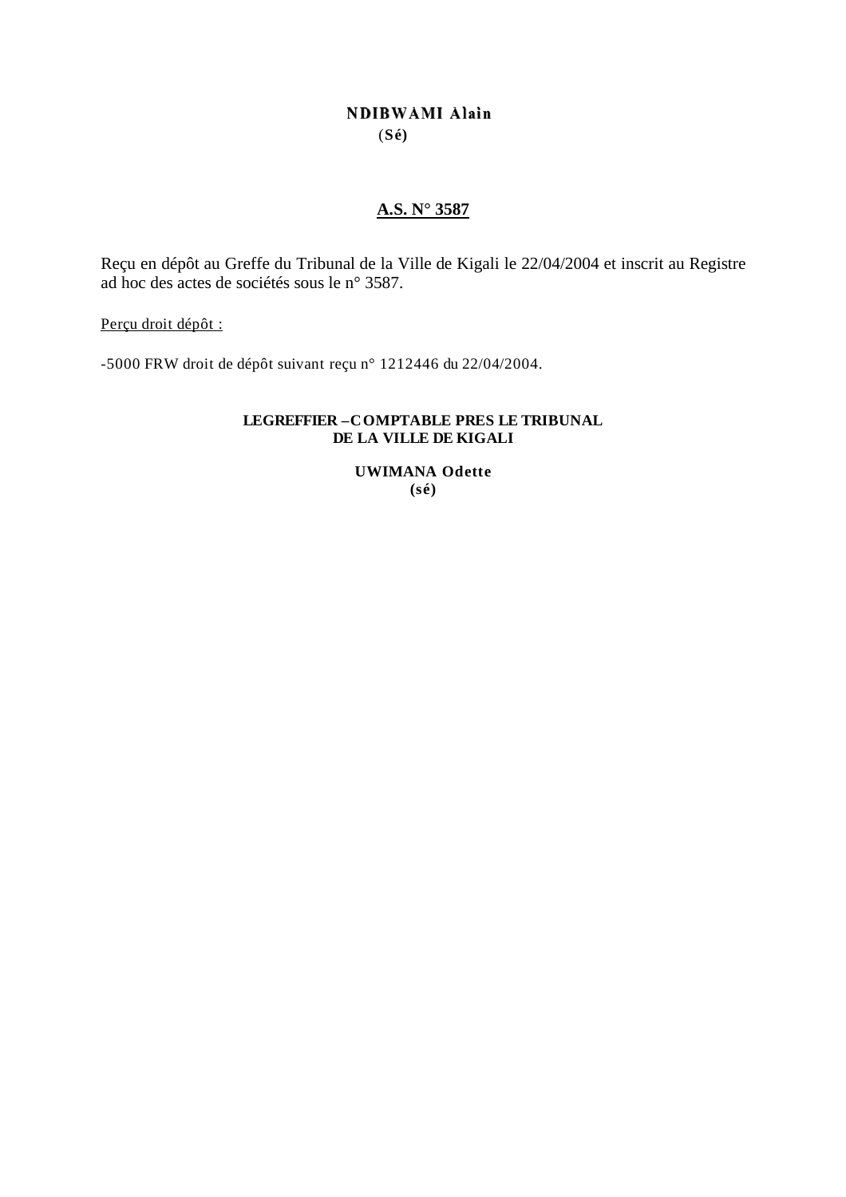**NDIBWÀMI Àlaìn**
**(Sé)**

**A.S. N° 3587**

Reçu en dépôt au Greffe du Tribunal de la Ville de Kigali le 22/04/2004 et inscrit au Registre ad hoc des actes de sociétés sous le n° 3587.

Perçu droit dépôt :

-5000 FRW droit de dépôt suivant reçu n° 1212446 du 22/04/2004.

**LEGREFFIER –COMPTABLE PRES LE TRIBUNAL DE LA VILLE DE KIGALI**

**UWIMANA Odette**
**(sé)**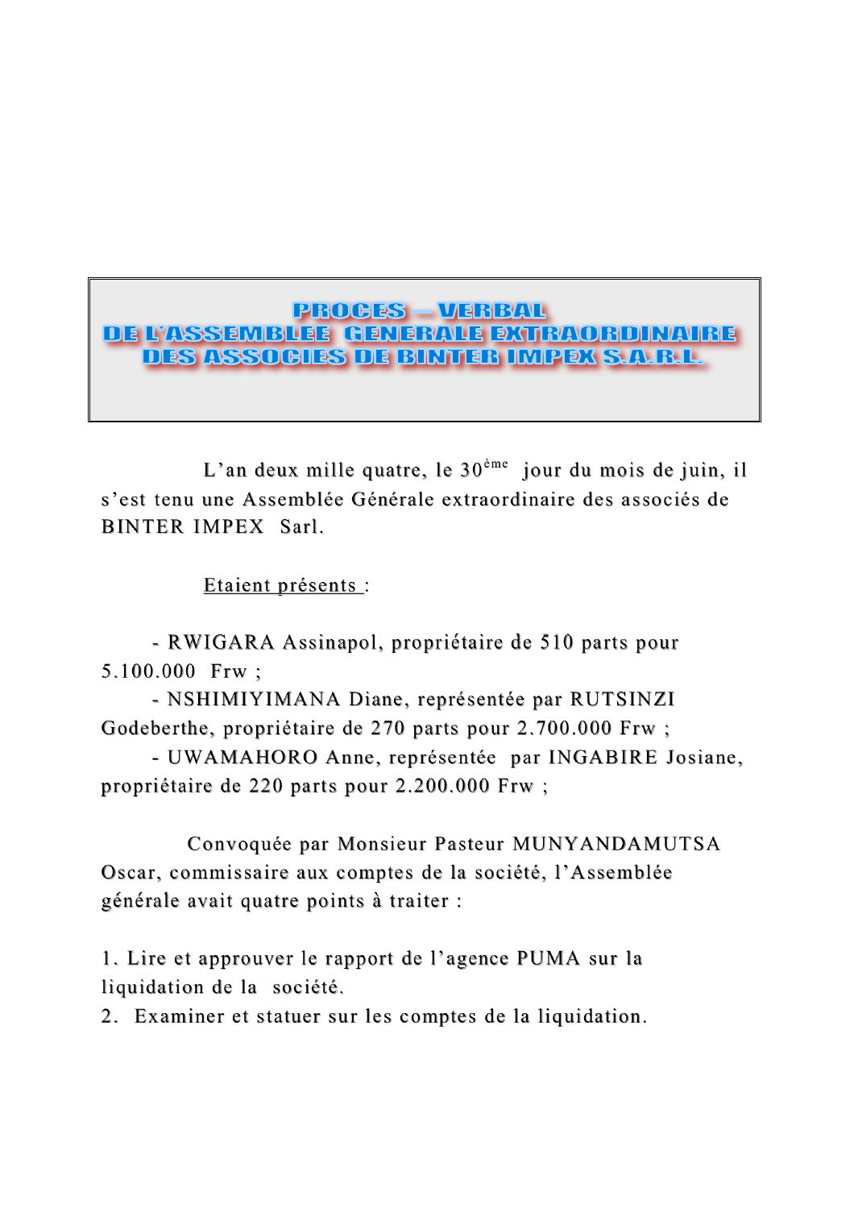# PROCES – VERBAL DE L'ASSEMBLEE GENERALE EXTRAORDINAIRE DES ASSOCIES DE BINTER IMPEX S.A.R.L.

L'an deux mille quatre, le 30ème jour du mois de juin, il s'est tenu une Assemblée Générale extraordinaire des associés de BINTER IMPEX Sarl.

Etaient présents :

- RWIGARA Assinapol, propriétaire de 510 parts pour 5.100.000 Frw ;
- NSHIMIYIMANA Diane, représentée par RUTSINZI Godeberthe, propriétaire de 270 parts pour 2.700.000 Frw ;
- UWAMAHORO Anne, représentée par INGABIRE Josiane, propriétaire de 220 parts pour 2.200.000 Frw ;

Convoquée par Monsieur Pasteur MUNYANDAMUTSA Oscar, commissaire aux comptes de la société, l'Assemblée générale avait quatre points à traiter :

1. Lire et approuver le rapport de l'agence PUMA sur la liquidation de la société.
2. Examiner et statuer sur les comptes de la liquidation.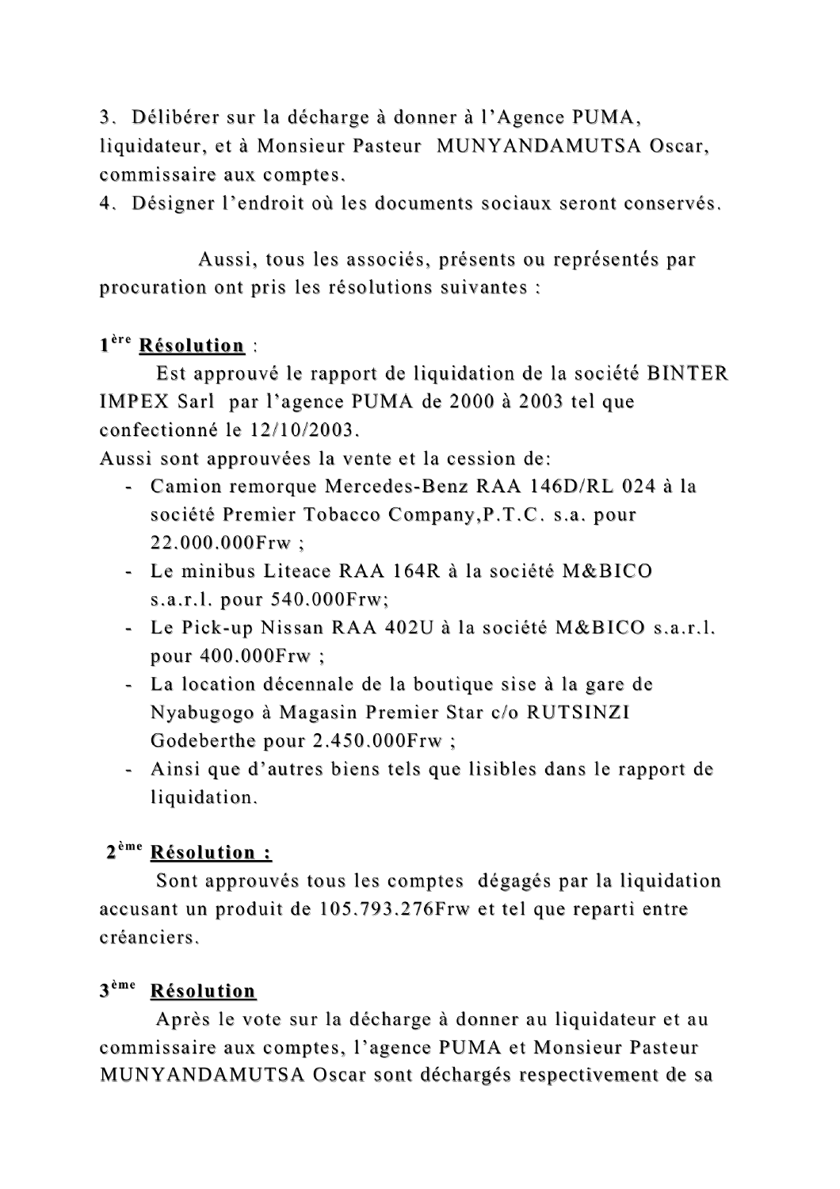3. Délibérer sur la décharge à donner à l'Agence PUMA, liquidateur, et à Monsieur Pasteur MUNYANDAMUTSA Oscar, commissaire aux comptes.
4. Désigner l'endroit où les documents sociaux seront conservés.

Aussi, tous les associés, présents ou représentés par procuration ont pris les résolutions suivantes :

**1ère Résolution** :

Est approuvé le rapport de liquidation de la société BINTER IMPEX Sarl par l'agence PUMA de 2000 à 2003 tel que confectionné le 12/10/2003.
Aussi sont approuvées la vente et la cession de:

- Camion remorque Mercedes-Benz RAA 146D/RL 024 à la société Premier Tobacco Company,P.T.C. s.a. pour 22.000.000Frw ;
- Le minibus Liteace RAA 164R à la société M&BICO s.a.r.l. pour 540.000Frw;
- Le Pick-up Nissan RAA 402U à la société M&BICO s.a.r.l. pour 400.000Frw ;
- La location décennale de la boutique sise à la gare de Nyabugogo à Magasin Premier Star c/o RUTSINZI Godeberthe pour 2.450.000Frw ;
- Ainsi que d'autres biens tels que lisibles dans le rapport de liquidation.

**2ème Résolution :**

Sont approuvés tous les comptes dégagés par la liquidation accusant un produit de 105.793.276Frw et tel que reparti entre créanciers.

**3ème Résolution**

Après le vote sur la décharge à donner au liquidateur et au commissaire aux comptes, l'agence PUMA et Monsieur Pasteur MUNYANDAMUTSA Oscar sont déchargés respectivement de sa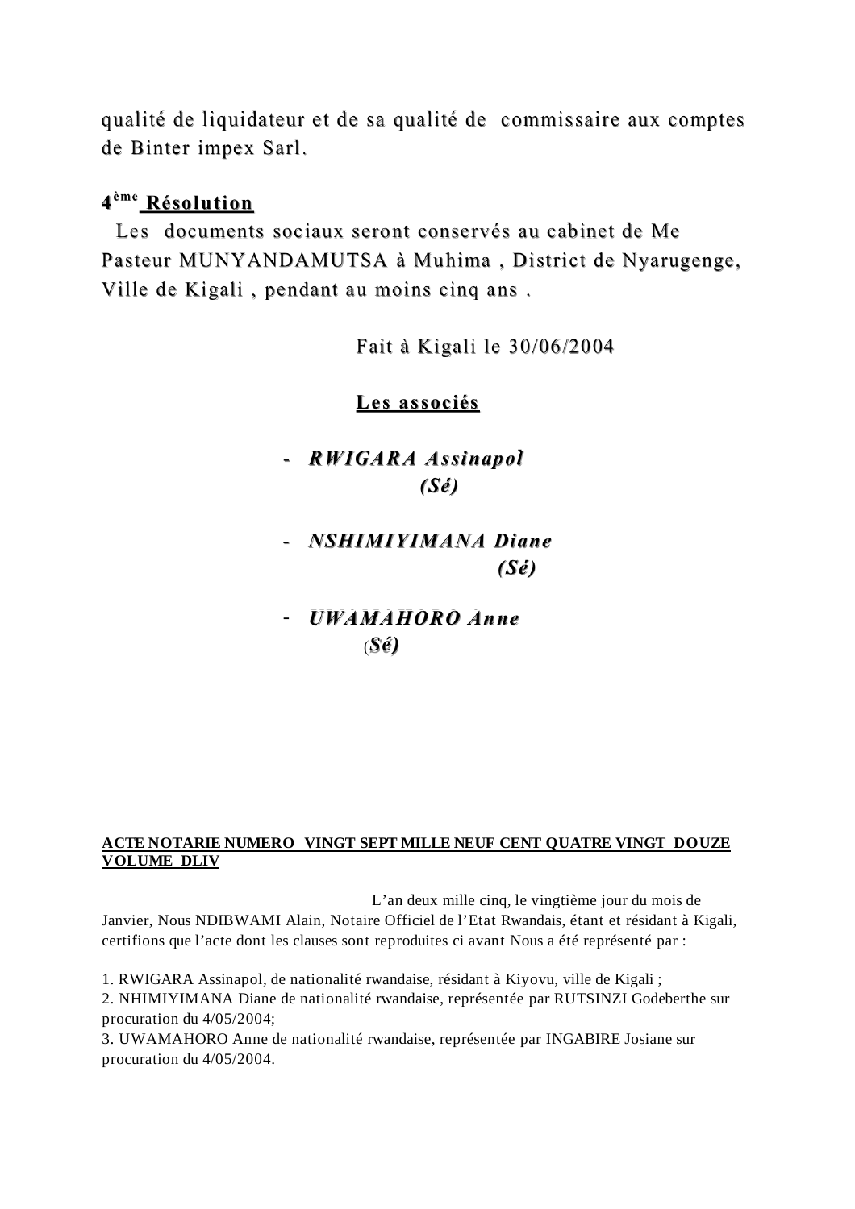qualité de liquidateur et de sa qualité de commissaire aux comptes de Binter impex Sarl.

**4^ème^ Résolution**

Les documents sociaux seront conservés au cabinet de Me Pasteur MUNYANDAMUTSA à Muhima , District de Nyarugenge, Ville de Kigali , pendant au moins cinq ans .

Fait à Kigali le 30/06/2004

**Les associés**

- ***RWIGARA Assinapol***
  ***(Sé)***

- ***NSHIMIYIMANA Diane***
  ***(Sé)***

- ***UWAMAHORO Anne***
  ***(Sé)***

**ACTE NOTARIE NUMERO VINGT SEPT MILLE NEUF CENT QUATRE VINGT DOUZE VOLUME DLIV**

L'an deux mille cinq, le vingtième jour du mois de Janvier, Nous NDIBWAMI Alain, Notaire Officiel de l'Etat Rwandais, étant et résidant à Kigali, certifions que l'acte dont les clauses sont reproduites ci avant Nous a été représenté par :

1. RWIGARA Assinapol, de nationalité rwandaise, résidant à Kiyovu, ville de Kigali ;
2. NHIMIYIMANA Diane de nationalité rwandaise, représentée par RUTSINZI Godeberthe sur procuration du 4/05/2004;
3. UWAMAHORO Anne de nationalité rwandaise, représentée par INGABIRE Josiane sur procuration du 4/05/2004.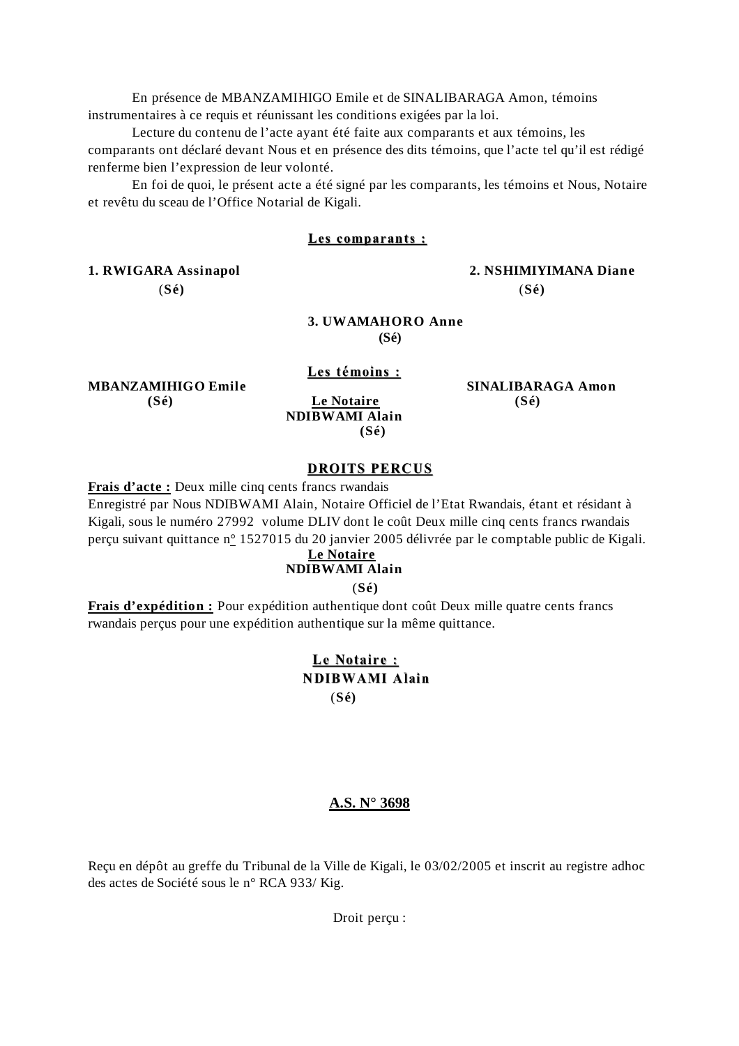En présence de MBANZAMIHIGO Emile et de SINALIBARAGA Amon, témoins instrumentaires à ce requis et réunissant les conditions exigées par la loi.

Lecture du contenu de l'acte ayant été faite aux comparants et aux témoins, les comparants ont déclaré devant Nous et en présence des dits témoins, que l'acte tel qu'il est rédigé renferme bien l'expression de leur volonté.

En foi de quoi, le présent acte a été signé par les comparants, les témoins et Nous, Notaire et revêtu du sceau de l'Office Notarial de Kigali.

**Les comparants :**

**1. RWIGARA Assinapol**
**(Sé)**

**2. NSHIMIYIMANA Diane**
**(Sé)**

**3. UWAMAHORO Anne**
**(Sé)**

**Les témoins :**

**MBANZAMIHIGO Emile**
**(Sé)**

**SINALIBARAGA Amon**
**(Sé)**

**Le Notaire**
**NDIBWAMI Alain**
**(Sé)**

**DROITS PERCUS**

**Frais d'acte :** Deux mille cinq cents francs rwandais
Enregistré par Nous NDIBWAMI Alain, Notaire Officiel de l'Etat Rwandais, étant et résidant à Kigali, sous le numéro 27992 volume DLIV dont le coût Deux mille cinq cents francs rwandais perçu suivant quittance n° 1527015 du 20 janvier 2005 délivrée par le comptable public de Kigali.

**Le Notaire**
**NDIBWAMI Alain**
**(Sé)**

**Frais d'expédition :** Pour expédition authentique dont coût Deux mille quatre cents francs rwandais perçus pour une expédition authentique sur la même quittance.

**Le Notaire :**
**NDIBWAMI Alain**
**(Sé)**

**A.S. N° 3698**

Reçu en dépôt au greffe du Tribunal de la Ville de Kigali, le 03/02/2005 et inscrit au registre adhoc des actes de Société sous le n° RCA 933/ Kig.

Droit perçu :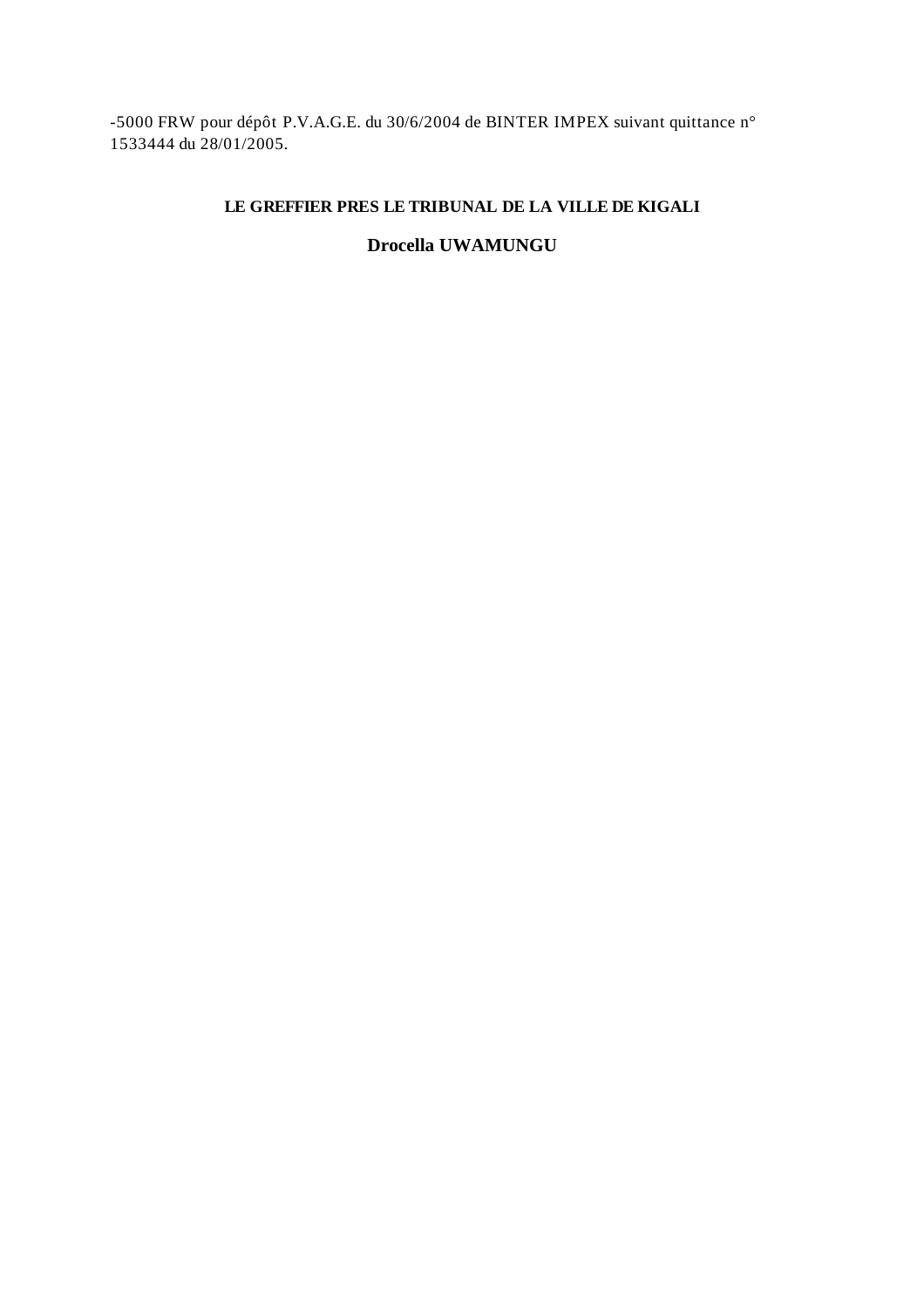-5000 FRW pour dépôt P.V.A.G.E. du 30/6/2004 de BINTER IMPEX suivant quittance n° 1533444 du 28/01/2005.

**LE GREFFIER PRES LE TRIBUNAL DE LA VILLE DE KIGALI**

**Drocella UWAMUNGU**